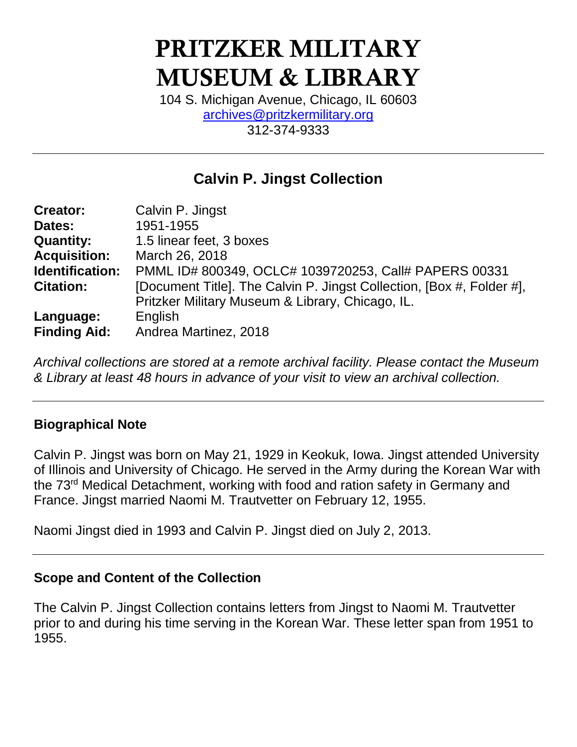# PRITZKER MILITARY MUSEUM & LIBRARY

104 S. Michigan Avenue, Chicago, IL 60603
archives@pritzkermilitary.org
312-374-9333

---

## Calvin P. Jingst Collection

| | |
|---|---|
| **Creator:** | Calvin P. Jingst |
| **Dates:** | 1951-1955 |
| **Quantity:** | 1.5 linear feet, 3 boxes |
| **Acquisition:** | March 26, 2018 |
| **Identification:** | PMML ID# 800349, OCLC# 1039720253, Call# PAPERS 00331 |
| **Citation:** | [Document Title]. The Calvin P. Jingst Collection, [Box #, Folder #], Pritzker Military Museum & Library, Chicago, IL. |
| **Language:** | English |
| **Finding Aid:** | Andrea Martinez, 2018 |

*Archival collections are stored at a remote archival facility. Please contact the Museum & Library at least 48 hours in advance of your visit to view an archival collection.*

---

### Biographical Note

Calvin P. Jingst was born on May 21, 1929 in Keokuk, Iowa. Jingst attended University of Illinois and University of Chicago. He served in the Army during the Korean War with the 73rd Medical Detachment, working with food and ration safety in Germany and France. Jingst married Naomi M. Trautvetter on February 12, 1955.

Naomi Jingst died in 1993 and Calvin P. Jingst died on July 2, 2013.

---

### Scope and Content of the Collection

The Calvin P. Jingst Collection contains letters from Jingst to Naomi M. Trautvetter prior to and during his time serving in the Korean War. These letter span from 1951 to 1955.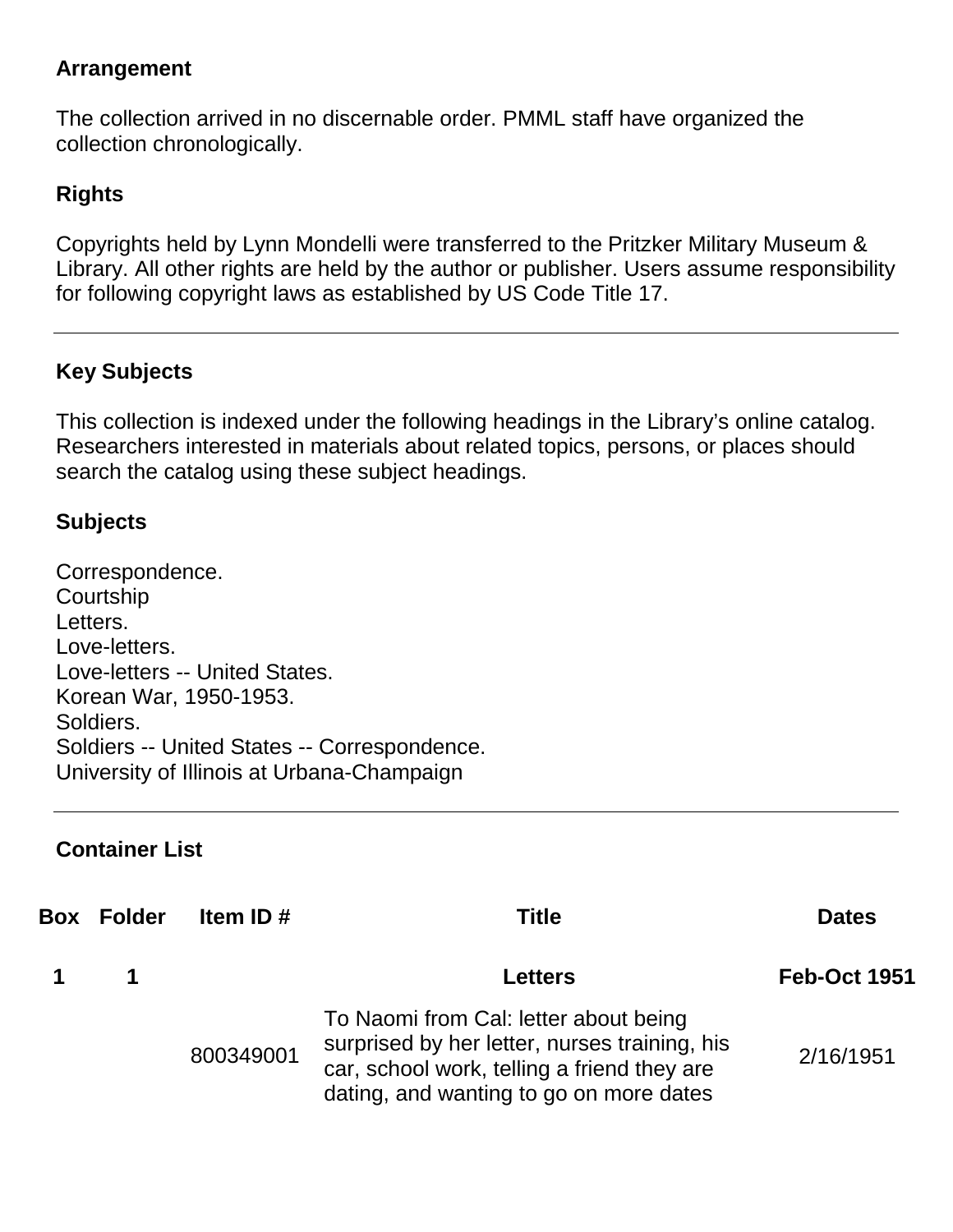## Arrangement

The collection arrived in no discernable order. PMML staff have organized the collection chronologically.

## Rights

Copyrights held by Lynn Mondelli were transferred to the Pritzker Military Museum & Library. All other rights are held by the author or publisher. Users assume responsibility for following copyright laws as established by US Code Title 17.

---

## Key Subjects

This collection is indexed under the following headings in the Library's online catalog. Researchers interested in materials about related topics, persons, or places should search the catalog using these subject headings.

## Subjects

Correspondence.
Courtship
Letters.
Love-letters.
Love-letters -- United States.
Korean War, 1950-1953.
Soldiers.
Soldiers -- United States -- Correspondence.
University of Illinois at Urbana-Champaign

---

## Container List

| Box | Folder | Item ID # | Title | Dates |
|---|---|---|---|---|
| **1** | **1** | | **Letters** | **Feb-Oct 1951** |
| | | 800349001 | To Naomi from Cal: letter about being surprised by her letter, nurses training, his car, school work, telling a friend they are dating, and wanting to go on more dates | 2/16/1951 |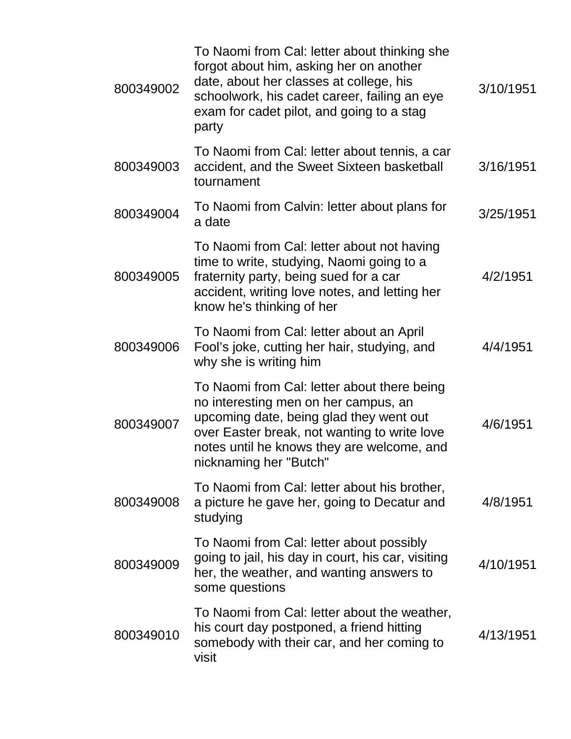| | | |
|---|---|---|
| 800349002 | To Naomi from Cal: letter about thinking she forgot about him, asking her on another date, about her classes at college, his schoolwork, his cadet career, failing an eye exam for cadet pilot, and going to a stag party | 3/10/1951 |
| 800349003 | To Naomi from Cal: letter about tennis, a car accident, and the Sweet Sixteen basketball tournament | 3/16/1951 |
| 800349004 | To Naomi from Calvin: letter about plans for a date | 3/25/1951 |
| 800349005 | To Naomi from Cal: letter about not having time to write, studying, Naomi going to a fraternity party, being sued for a car accident, writing love notes, and letting her know he's thinking of her | 4/2/1951 |
| 800349006 | To Naomi from Cal: letter about an April Fool's joke, cutting her hair, studying, and why she is writing him | 4/4/1951 |
| 800349007 | To Naomi from Cal: letter about there being no interesting men on her campus, an upcoming date, being glad they went out over Easter break, not wanting to write love notes until he knows they are welcome, and nicknaming her "Butch" | 4/6/1951 |
| 800349008 | To Naomi from Cal: letter about his brother, a picture he gave her, going to Decatur and studying | 4/8/1951 |
| 800349009 | To Naomi from Cal: letter about possibly going to jail, his day in court, his car, visiting her, the weather, and wanting answers to some questions | 4/10/1951 |
| 800349010 | To Naomi from Cal: letter about the weather, his court day postponed, a friend hitting somebody with their car, and her coming to visit | 4/13/1951 |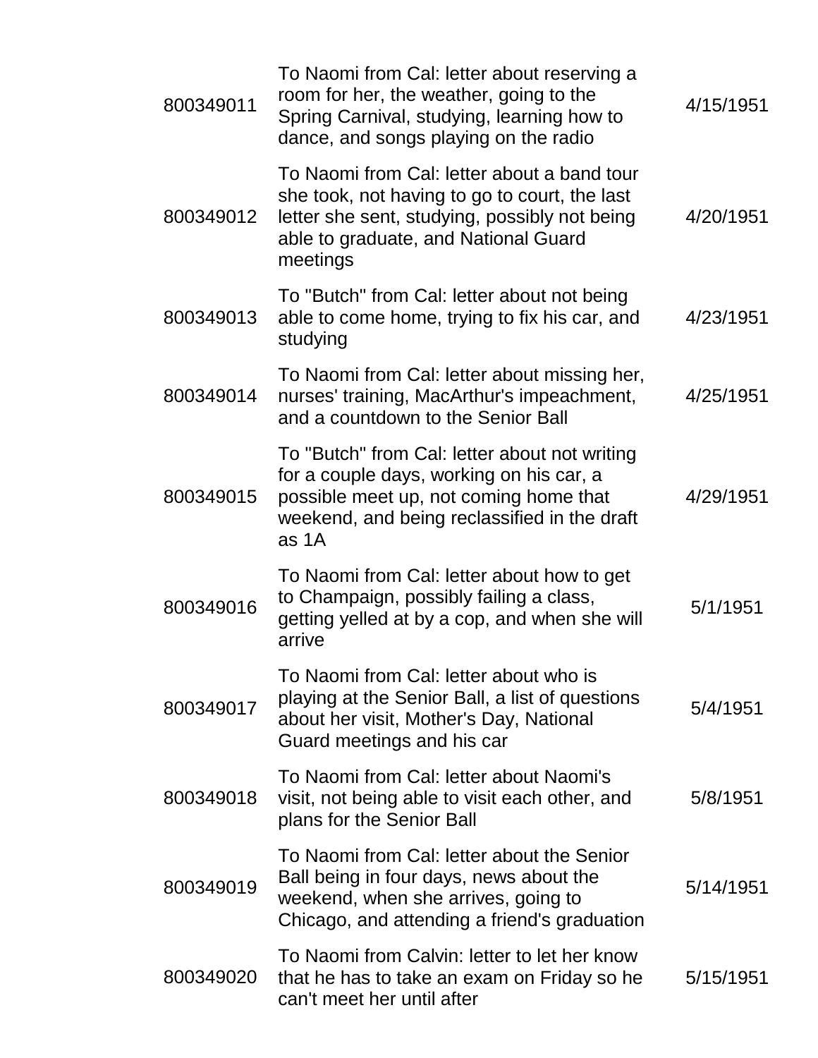| | | |
|---|---|---|
| 800349011 | To Naomi from Cal: letter about reserving a room for her, the weather, going to the Spring Carnival, studying, learning how to dance, and songs playing on the radio | 4/15/1951 |
| 800349012 | To Naomi from Cal: letter about a band tour she took, not having to go to court, the last letter she sent, studying, possibly not being able to graduate, and National Guard meetings | 4/20/1951 |
| 800349013 | To "Butch" from Cal: letter about not being able to come home, trying to fix his car, and studying | 4/23/1951 |
| 800349014 | To Naomi from Cal: letter about missing her, nurses' training, MacArthur's impeachment, and a countdown to the Senior Ball | 4/25/1951 |
| 800349015 | To "Butch" from Cal: letter about not writing for a couple days, working on his car, a possible meet up, not coming home that weekend, and being reclassified in the draft as 1A | 4/29/1951 |
| 800349016 | To Naomi from Cal: letter about how to get to Champaign, possibly failing a class, getting yelled at by a cop, and when she will arrive | 5/1/1951 |
| 800349017 | To Naomi from Cal: letter about who is playing at the Senior Ball, a list of questions about her visit, Mother's Day, National Guard meetings and his car | 5/4/1951 |
| 800349018 | To Naomi from Cal: letter about Naomi's visit, not being able to visit each other, and plans for the Senior Ball | 5/8/1951 |
| 800349019 | To Naomi from Cal: letter about the Senior Ball being in four days, news about the weekend, when she arrives, going to Chicago, and attending a friend's graduation | 5/14/1951 |
| 800349020 | To Naomi from Calvin: letter to let her know that he has to take an exam on Friday so he can't meet her until after | 5/15/1951 |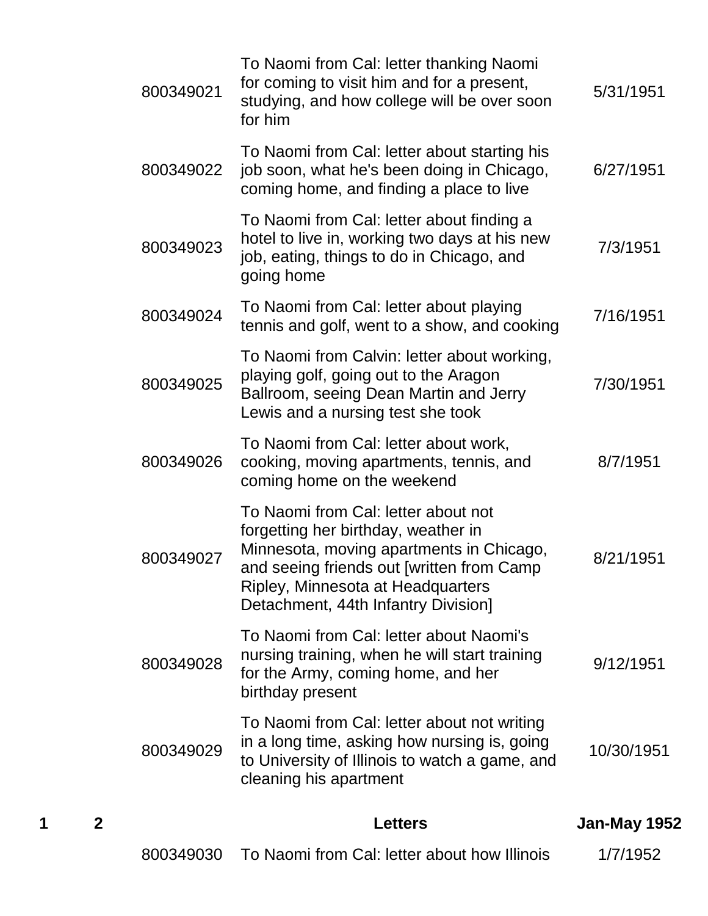| Box | Folder | Item ID | Description | Date |
|---|---|---|---|---|
| | | 800349021 | To Naomi from Cal: letter thanking Naomi for coming to visit him and for a present, studying, and how college will be over soon for him | 5/31/1951 |
| | | 800349022 | To Naomi from Cal: letter about starting his job soon, what he's been doing in Chicago, coming home, and finding a place to live | 6/27/1951 |
| | | 800349023 | To Naomi from Cal: letter about finding a hotel to live in, working two days at his new job, eating, things to do in Chicago, and going home | 7/3/1951 |
| | | 800349024 | To Naomi from Cal: letter about playing tennis and golf, went to a show, and cooking | 7/16/1951 |
| | | 800349025 | To Naomi from Calvin: letter about working, playing golf, going out to the Aragon Ballroom, seeing Dean Martin and Jerry Lewis and a nursing test she took | 7/30/1951 |
| | | 800349026 | To Naomi from Cal: letter about work, cooking, moving apartments, tennis, and coming home on the weekend | 8/7/1951 |
| | | 800349027 | To Naomi from Cal: letter about not forgetting her birthday, weather in Minnesota, moving apartments in Chicago, and seeing friends out [written from Camp Ripley, Minnesota at Headquarters Detachment, 44th Infantry Division] | 8/21/1951 |
| | | 800349028 | To Naomi from Cal: letter about Naomi's nursing training, when he will start training for the Army, coming home, and her birthday present | 9/12/1951 |
| | | 800349029 | To Naomi from Cal: letter about not writing in a long time, asking how nursing is, going to University of Illinois to watch a game, and cleaning his apartment | 10/30/1951 |
| **1** | **2** | | **Letters** | **Jan-May 1952** |
| | | 800349030 | To Naomi from Cal: letter about how Illinois | 1/7/1952 |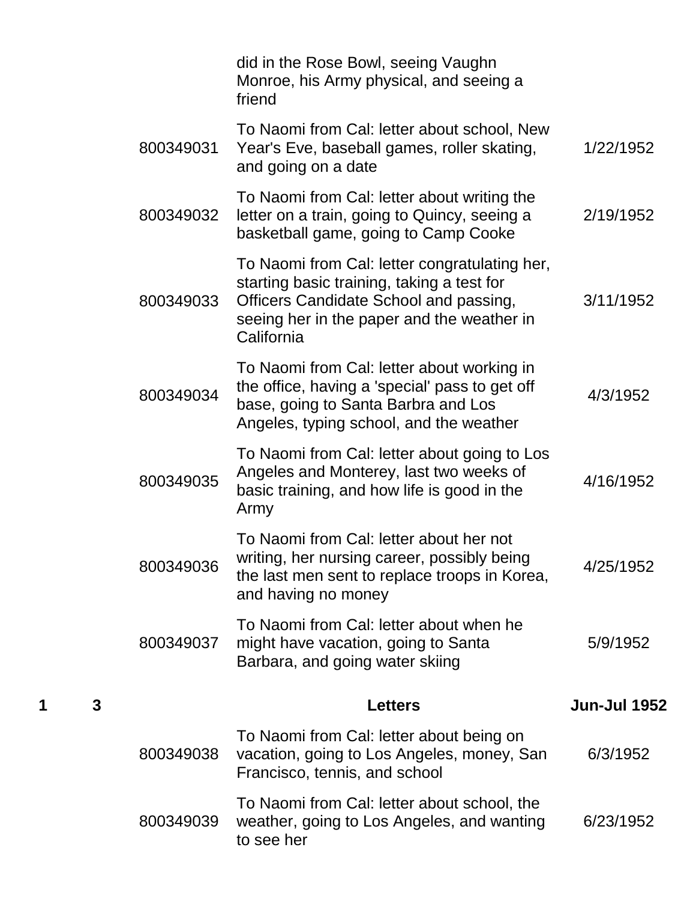| | | | | |
|---|---|---|---|---|
| | | | did in the Rose Bowl, seeing Vaughn Monroe, his Army physical, and seeing a friend | |
| | | 800349031 | To Naomi from Cal: letter about school, New Year's Eve, baseball games, roller skating, and going on a date | 1/22/1952 |
| | | 800349032 | To Naomi from Cal: letter about writing the letter on a train, going to Quincy, seeing a basketball game, going to Camp Cooke | 2/19/1952 |
| | | 800349033 | To Naomi from Cal: letter congratulating her, starting basic training, taking a test for Officers Candidate School and passing, seeing her in the paper and the weather in California | 3/11/1952 |
| | | 800349034 | To Naomi from Cal: letter about working in the office, having a 'special' pass to get off base, going to Santa Barbra and Los Angeles, typing school, and the weather | 4/3/1952 |
| | | 800349035 | To Naomi from Cal: letter about going to Los Angeles and Monterey, last two weeks of basic training, and how life is good in the Army | 4/16/1952 |
| | | 800349036 | To Naomi from Cal: letter about her not writing, her nursing career, possibly being the last men sent to replace troops in Korea, and having no money | 4/25/1952 |
| | | 800349037 | To Naomi from Cal: letter about when he might have vacation, going to Santa Barbara, and going water skiing | 5/9/1952 |
| **1** | **3** | | **Letters** | **Jun-Jul 1952** |
| | | 800349038 | To Naomi from Cal: letter about being on vacation, going to Los Angeles, money, San Francisco, tennis, and school | 6/3/1952 |
| | | 800349039 | To Naomi from Cal: letter about school, the weather, going to Los Angeles, and wanting to see her | 6/23/1952 |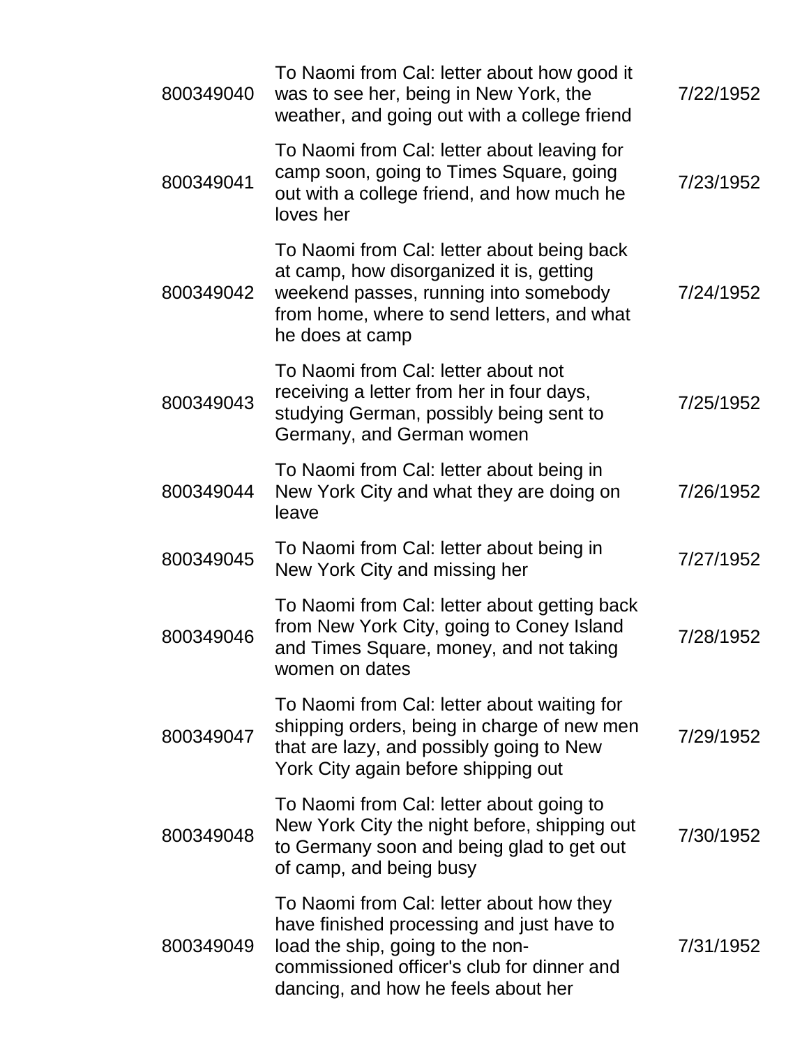| | | |
|---|---|---|
| 800349040 | To Naomi from Cal: letter about how good it was to see her, being in New York, the weather, and going out with a college friend | 7/22/1952 |
| 800349041 | To Naomi from Cal: letter about leaving for camp soon, going to Times Square, going out with a college friend, and how much he loves her | 7/23/1952 |
| 800349042 | To Naomi from Cal: letter about being back at camp, how disorganized it is, getting weekend passes, running into somebody from home, where to send letters, and what he does at camp | 7/24/1952 |
| 800349043 | To Naomi from Cal: letter about not receiving a letter from her in four days, studying German, possibly being sent to Germany, and German women | 7/25/1952 |
| 800349044 | To Naomi from Cal: letter about being in New York City and what they are doing on leave | 7/26/1952 |
| 800349045 | To Naomi from Cal: letter about being in New York City and missing her | 7/27/1952 |
| 800349046 | To Naomi from Cal: letter about getting back from New York City, going to Coney Island and Times Square, money, and not taking women on dates | 7/28/1952 |
| 800349047 | To Naomi from Cal: letter about waiting for shipping orders, being in charge of new men that are lazy, and possibly going to New York City again before shipping out | 7/29/1952 |
| 800349048 | To Naomi from Cal: letter about going to New York City the night before, shipping out to Germany soon and being glad to get out of camp, and being busy | 7/30/1952 |
| 800349049 | To Naomi from Cal: letter about how they have finished processing and just have to load the ship, going to the non-commissioned officer's club for dinner and dancing, and how he feels about her | 7/31/1952 |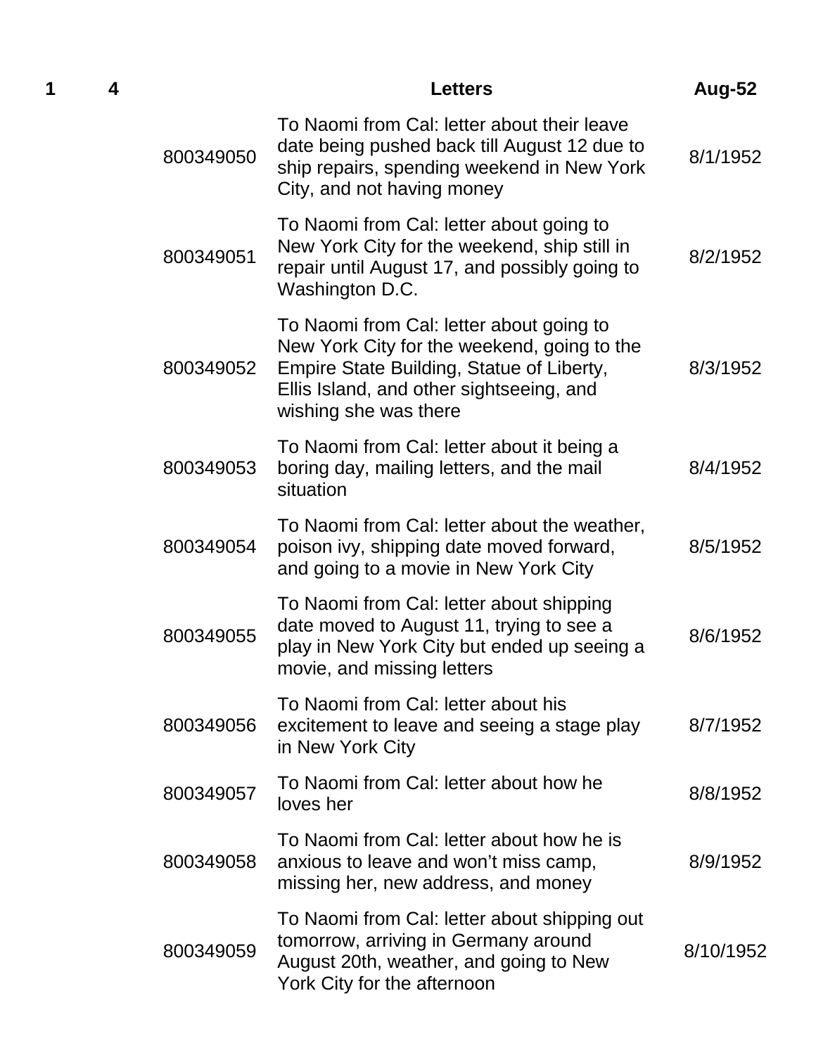| 1 | 4 | | Letters | Aug-52 |
|---|---|---|---|---|
| | | 800349050 | To Naomi from Cal: letter about their leave date being pushed back till August 12 due to ship repairs, spending weekend in New York City, and not having money | 8/1/1952 |
| | | 800349051 | To Naomi from Cal: letter about going to New York City for the weekend, ship still in repair until August 17, and possibly going to Washington D.C. | 8/2/1952 |
| | | 800349052 | To Naomi from Cal: letter about going to New York City for the weekend, going to the Empire State Building, Statue of Liberty, Ellis Island, and other sightseeing, and wishing she was there | 8/3/1952 |
| | | 800349053 | To Naomi from Cal: letter about it being a boring day, mailing letters, and the mail situation | 8/4/1952 |
| | | 800349054 | To Naomi from Cal: letter about the weather, poison ivy, shipping date moved forward, and going to a movie in New York City | 8/5/1952 |
| | | 800349055 | To Naomi from Cal: letter about shipping date moved to August 11, trying to see a play in New York City but ended up seeing a movie, and missing letters | 8/6/1952 |
| | | 800349056 | To Naomi from Cal: letter about his excitement to leave and seeing a stage play in New York City | 8/7/1952 |
| | | 800349057 | To Naomi from Cal: letter about how he loves her | 8/8/1952 |
| | | 800349058 | To Naomi from Cal: letter about how he is anxious to leave and won't miss camp, missing her, new address, and money | 8/9/1952 |
| | | 800349059 | To Naomi from Cal: letter about shipping out tomorrow, arriving in Germany around August 20th, weather, and going to New York City for the afternoon | 8/10/1952 |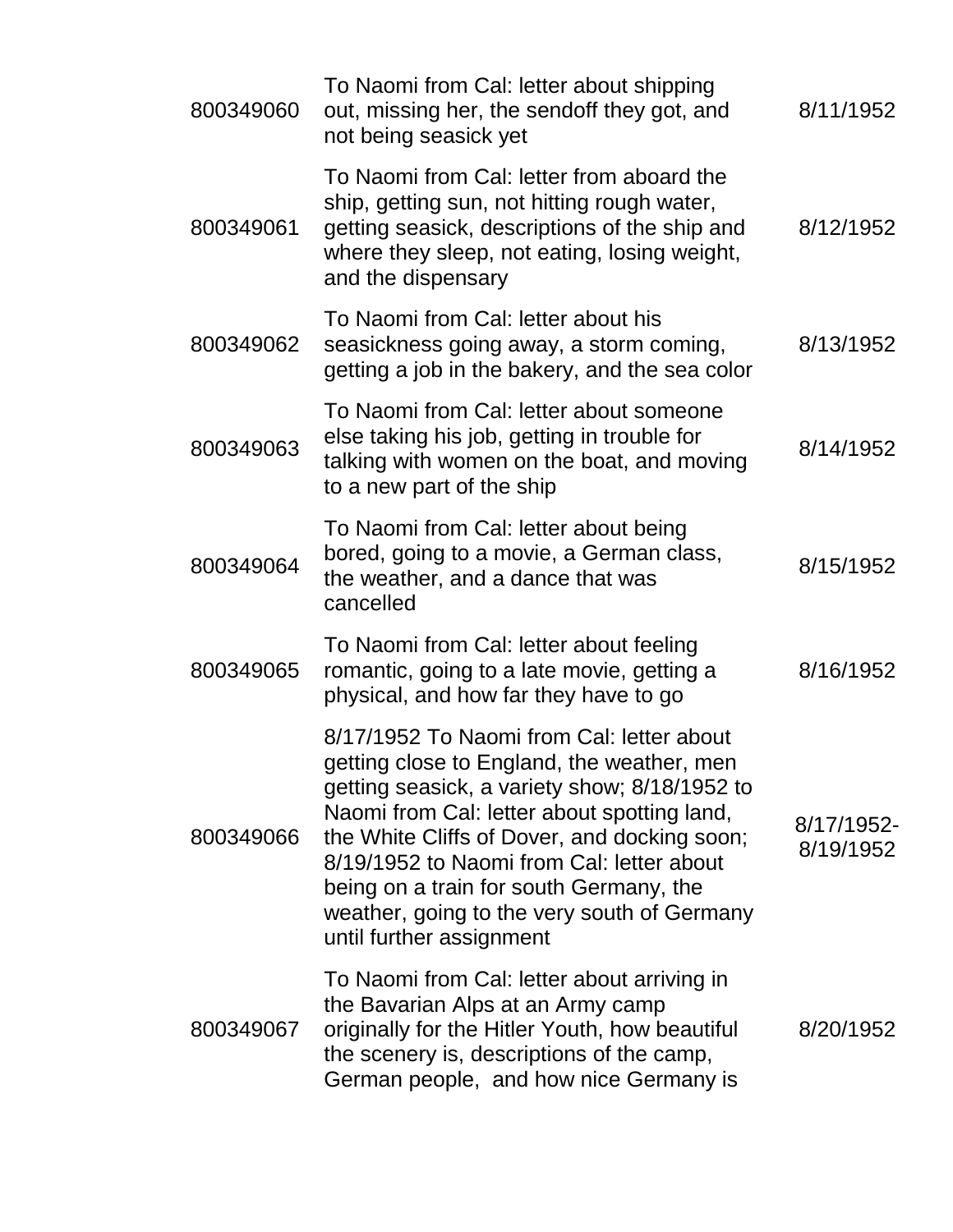| | | |
|---|---|---|
| 800349060 | To Naomi from Cal: letter about shipping out, missing her, the sendoff they got, and not being seasick yet | 8/11/1952 |
| 800349061 | To Naomi from Cal: letter from aboard the ship, getting sun, not hitting rough water, getting seasick, descriptions of the ship and where they sleep, not eating, losing weight, and the dispensary | 8/12/1952 |
| 800349062 | To Naomi from Cal: letter about his seasickness going away, a storm coming, getting a job in the bakery, and the sea color | 8/13/1952 |
| 800349063 | To Naomi from Cal: letter about someone else taking his job, getting in trouble for talking with women on the boat, and moving to a new part of the ship | 8/14/1952 |
| 800349064 | To Naomi from Cal: letter about being bored, going to a movie, a German class, the weather, and a dance that was cancelled | 8/15/1952 |
| 800349065 | To Naomi from Cal: letter about feeling romantic, going to a late movie, getting a physical, and how far they have to go | 8/16/1952 |
| 800349066 | 8/17/1952 To Naomi from Cal: letter about getting close to England, the weather, men getting seasick, a variety show; 8/18/1952 to Naomi from Cal: letter about spotting land, the White Cliffs of Dover, and docking soon; 8/19/1952 to Naomi from Cal: letter about being on a train for south Germany, the weather, going to the very south of Germany until further assignment | 8/17/1952-8/19/1952 |
| 800349067 | To Naomi from Cal: letter about arriving in the Bavarian Alps at an Army camp originally for the Hitler Youth, how beautiful the scenery is, descriptions of the camp, German people, and how nice Germany is | 8/20/1952 |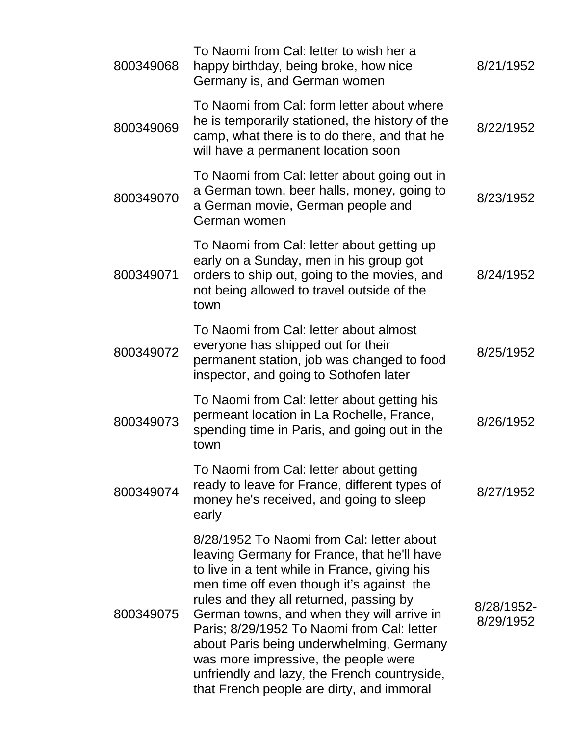| | | |
|---|---|---|
| 800349068 | To Naomi from Cal: letter to wish her a happy birthday, being broke, how nice Germany is, and German women | 8/21/1952 |
| 800349069 | To Naomi from Cal: form letter about where he is temporarily stationed, the history of the camp, what there is to do there, and that he will have a permanent location soon | 8/22/1952 |
| 800349070 | To Naomi from Cal: letter about going out in a German town, beer halls, money, going to a German movie, German people and German women | 8/23/1952 |
| 800349071 | To Naomi from Cal: letter about getting up early on a Sunday, men in his group got orders to ship out, going to the movies, and not being allowed to travel outside of the town | 8/24/1952 |
| 800349072 | To Naomi from Cal: letter about almost everyone has shipped out for their permanent station, job was changed to food inspector, and going to Sothofen later | 8/25/1952 |
| 800349073 | To Naomi from Cal: letter about getting his permeant location in La Rochelle, France, spending time in Paris, and going out in the town | 8/26/1952 |
| 800349074 | To Naomi from Cal: letter about getting ready to leave for France, different types of money he's received, and going to sleep early | 8/27/1952 |
| 800349075 | 8/28/1952 To Naomi from Cal: letter about leaving Germany for France, that he'll have to live in a tent while in France, giving his men time off even though it's against the rules and they all returned, passing by German towns, and when they will arrive in Paris; 8/29/1952 To Naomi from Cal: letter about Paris being underwhelming, Germany was more impressive, the people were unfriendly and lazy, the French countryside, that French people are dirty, and immoral | 8/28/1952-8/29/1952 |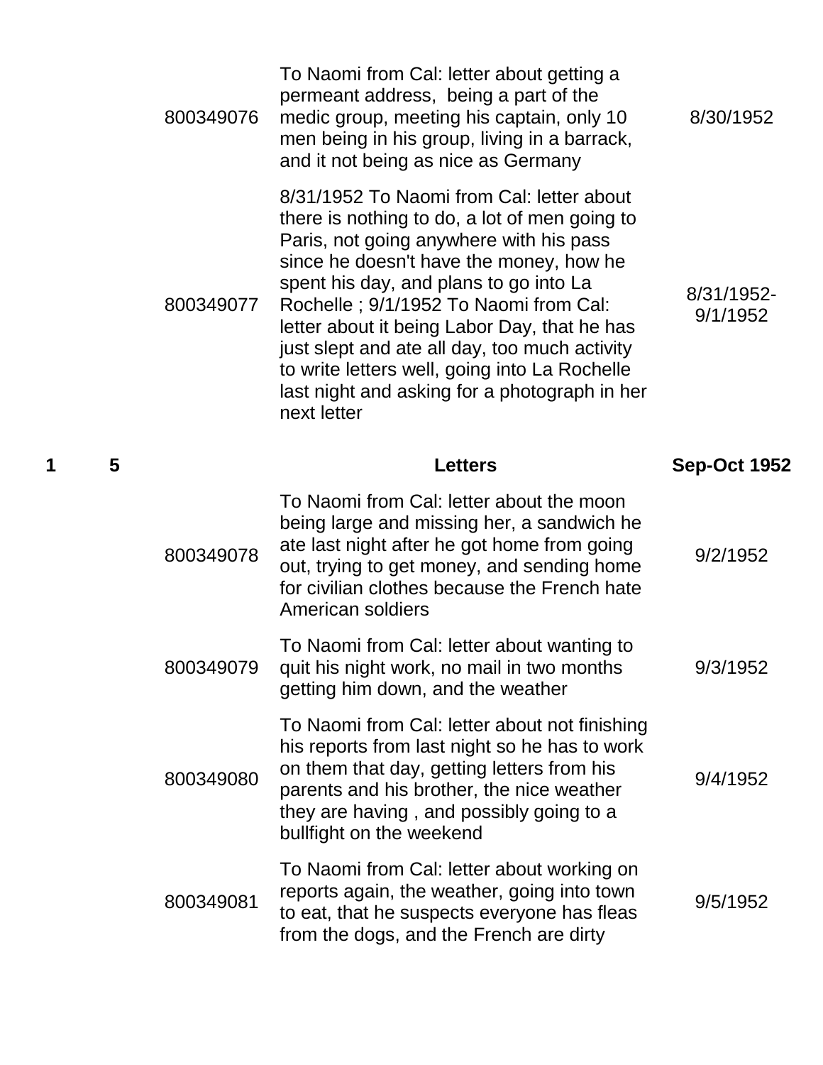| Box | Folder | Item ID | Description | Date |
|---|---|---|---|---|
| | | 800349076 | To Naomi from Cal: letter about getting a permeant address, being a part of the medic group, meeting his captain, only 10 men being in his group, living in a barrack, and it not being as nice as Germany | 8/30/1952 |
| | | 800349077 | 8/31/1952 To Naomi from Cal: letter about there is nothing to do, a lot of men going to Paris, not going anywhere with his pass since he doesn't have the money, how he spent his day, and plans to go into La Rochelle ; 9/1/1952 To Naomi from Cal: letter about it being Labor Day, that he has just slept and ate all day, too much activity to write letters well, going into La Rochelle last night and asking for a photograph in her next letter | 8/31/1952-9/1/1952 |
| **1** | **5** | | **Letters** | **Sep-Oct 1952** |
| | | 800349078 | To Naomi from Cal: letter about the moon being large and missing her, a sandwich he ate last night after he got home from going out, trying to get money, and sending home for civilian clothes because the French hate American soldiers | 9/2/1952 |
| | | 800349079 | To Naomi from Cal: letter about wanting to quit his night work, no mail in two months getting him down, and the weather | 9/3/1952 |
| | | 800349080 | To Naomi from Cal: letter about not finishing his reports from last night so he has to work on them that day, getting letters from his parents and his brother, the nice weather they are having , and possibly going to a bullfight on the weekend | 9/4/1952 |
| | | 800349081 | To Naomi from Cal: letter about working on reports again, the weather, going into town to eat, that he suspects everyone has fleas from the dogs, and the French are dirty | 9/5/1952 |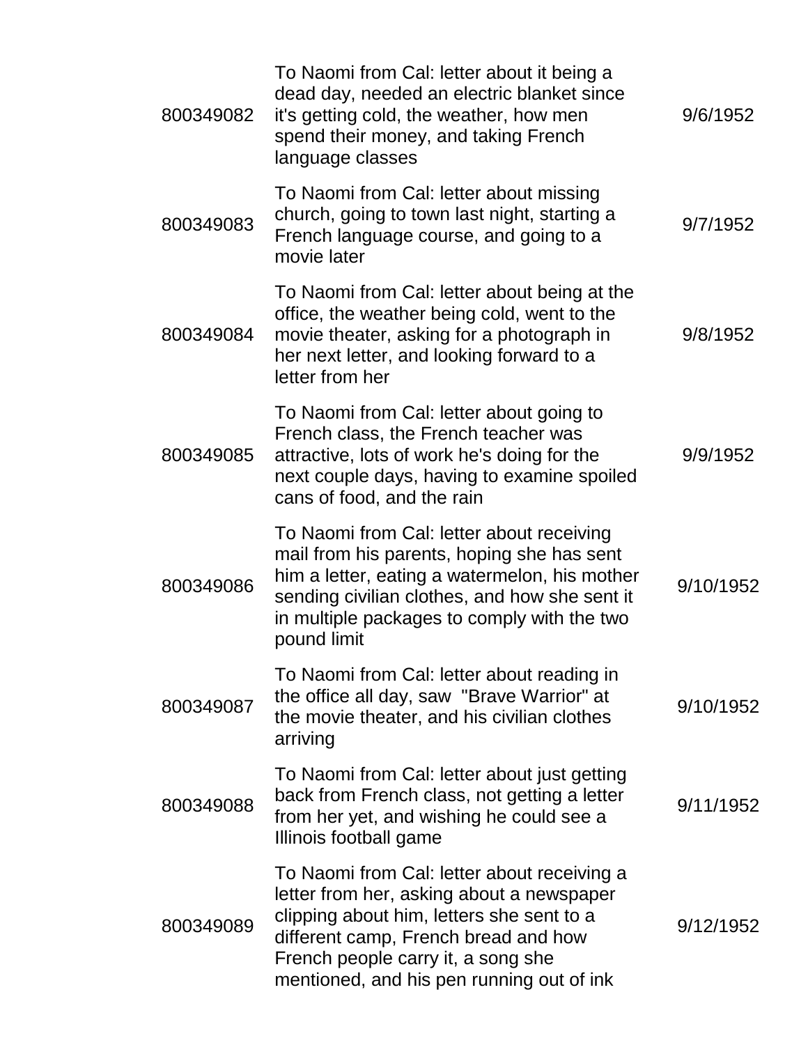| | | |
|---|---|---|
| 800349082 | To Naomi from Cal: letter about it being a dead day, needed an electric blanket since it's getting cold, the weather, how men spend their money, and taking French language classes | 9/6/1952 |
| 800349083 | To Naomi from Cal: letter about missing church, going to town last night, starting a French language course, and going to a movie later | 9/7/1952 |
| 800349084 | To Naomi from Cal: letter about being at the office, the weather being cold, went to the movie theater, asking for a photograph in her next letter, and looking forward to a letter from her | 9/8/1952 |
| 800349085 | To Naomi from Cal: letter about going to French class, the French teacher was attractive, lots of work he's doing for the next couple days, having to examine spoiled cans of food, and the rain | 9/9/1952 |
| 800349086 | To Naomi from Cal: letter about receiving mail from his parents, hoping she has sent him a letter, eating a watermelon, his mother sending civilian clothes, and how she sent it in multiple packages to comply with the two pound limit | 9/10/1952 |
| 800349087 | To Naomi from Cal: letter about reading in the office all day, saw "Brave Warrior" at the movie theater, and his civilian clothes arriving | 9/10/1952 |
| 800349088 | To Naomi from Cal: letter about just getting back from French class, not getting a letter from her yet, and wishing he could see a Illinois football game | 9/11/1952 |
| 800349089 | To Naomi from Cal: letter about receiving a letter from her, asking about a newspaper clipping about him, letters she sent to a different camp, French bread and how French people carry it, a song she mentioned, and his pen running out of ink | 9/12/1952 |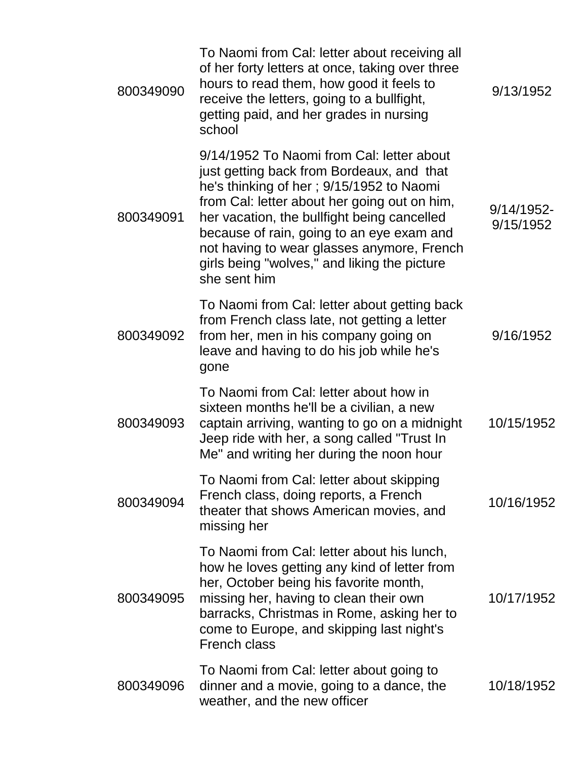| | | |
|---|---|---|
| 800349090 | To Naomi from Cal: letter about receiving all of her forty letters at once, taking over three hours to read them, how good it feels to receive the letters, going to a bullfight, getting paid, and her grades in nursing school | 9/13/1952 |
| 800349091 | 9/14/1952 To Naomi from Cal: letter about just getting back from Bordeaux, and that he's thinking of her ; 9/15/1952 to Naomi from Cal: letter about her going out on him, her vacation, the bullfight being cancelled because of rain, going to an eye exam and not having to wear glasses anymore, French girls being "wolves," and liking the picture she sent him | 9/14/1952-9/15/1952 |
| 800349092 | To Naomi from Cal: letter about getting back from French class late, not getting a letter from her, men in his company going on leave and having to do his job while he's gone | 9/16/1952 |
| 800349093 | To Naomi from Cal: letter about how in sixteen months he'll be a civilian, a new captain arriving, wanting to go on a midnight Jeep ride with her, a song called "Trust In Me" and writing her during the noon hour | 10/15/1952 |
| 800349094 | To Naomi from Cal: letter about skipping French class, doing reports, a French theater that shows American movies, and missing her | 10/16/1952 |
| 800349095 | To Naomi from Cal: letter about his lunch, how he loves getting any kind of letter from her, October being his favorite month, missing her, having to clean their own barracks, Christmas in Rome, asking her to come to Europe, and skipping last night's French class | 10/17/1952 |
| 800349096 | To Naomi from Cal: letter about going to dinner and a movie, going to a dance, the weather, and the new officer | 10/18/1952 |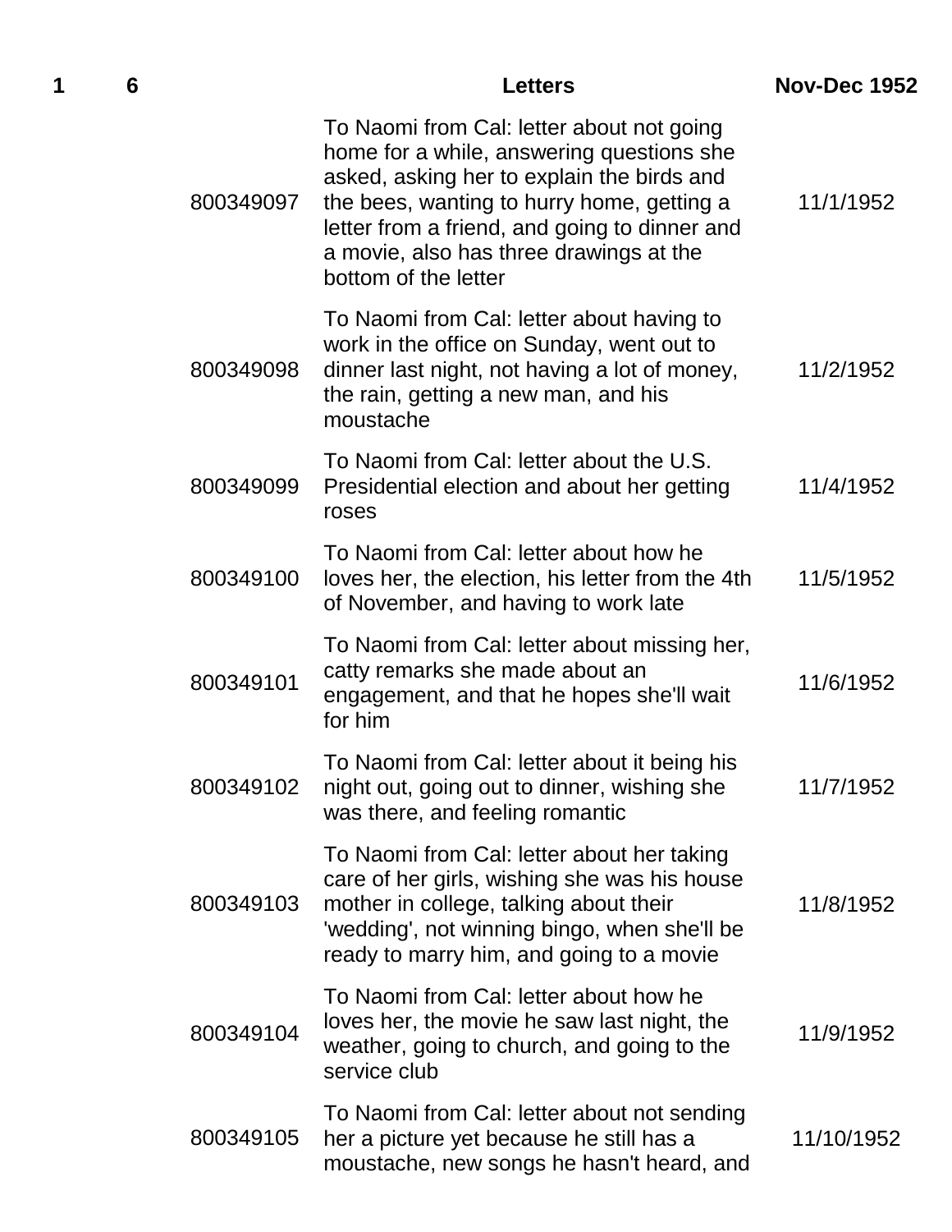| 1 | 6 | | Letters | Nov-Dec 1952 |
|---|---|---|---|---|
| | | 800349097 | To Naomi from Cal: letter about not going home for a while, answering questions she asked, asking her to explain the birds and the bees, wanting to hurry home, getting a letter from a friend, and going to dinner and a movie, also has three drawings at the bottom of the letter | 11/1/1952 |
| | | 800349098 | To Naomi from Cal: letter about having to work in the office on Sunday, went out to dinner last night, not having a lot of money, the rain, getting a new man, and his moustache | 11/2/1952 |
| | | 800349099 | To Naomi from Cal: letter about the U.S. Presidential election and about her getting roses | 11/4/1952 |
| | | 800349100 | To Naomi from Cal: letter about how he loves her, the election, his letter from the 4th of November, and having to work late | 11/5/1952 |
| | | 800349101 | To Naomi from Cal: letter about missing her, catty remarks she made about an engagement, and that he hopes she'll wait for him | 11/6/1952 |
| | | 800349102 | To Naomi from Cal: letter about it being his night out, going out to dinner, wishing she was there, and feeling romantic | 11/7/1952 |
| | | 800349103 | To Naomi from Cal: letter about her taking care of her girls, wishing she was his house mother in college, talking about their 'wedding', not winning bingo, when she'll be ready to marry him, and going to a movie | 11/8/1952 |
| | | 800349104 | To Naomi from Cal: letter about how he loves her, the movie he saw last night, the weather, going to church, and going to the service club | 11/9/1952 |
| | | 800349105 | To Naomi from Cal: letter about not sending her a picture yet because he still has a moustache, new songs he hasn't heard, and | 11/10/1952 |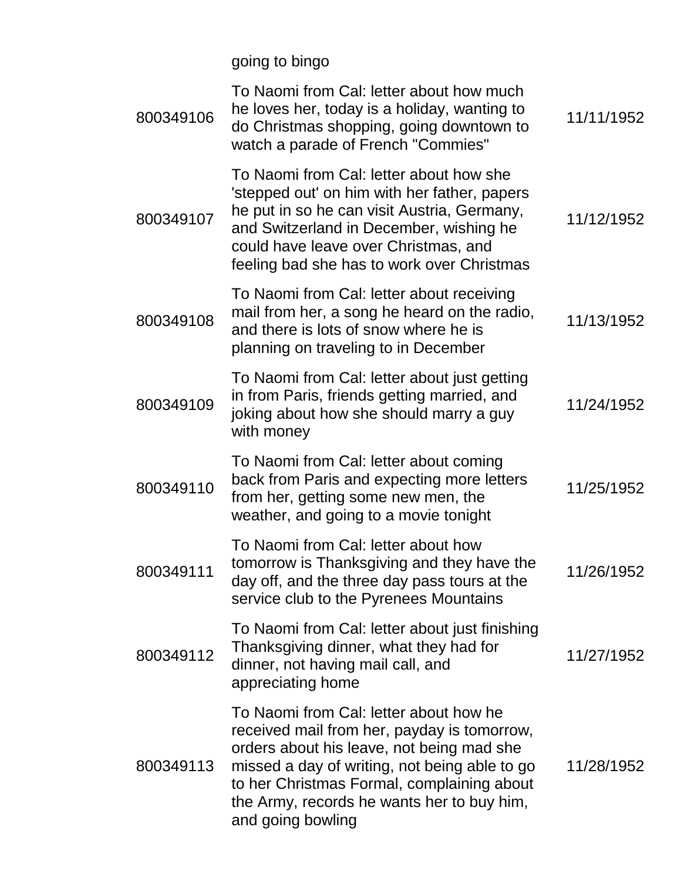| | | |
|---|---|---|
| | going to bingo | |
| 800349106 | To Naomi from Cal: letter about how much he loves her, today is a holiday, wanting to do Christmas shopping, going downtown to watch a parade of French "Commies" | 11/11/1952 |
| 800349107 | To Naomi from Cal: letter about how she 'stepped out' on him with her father, papers he put in so he can visit Austria, Germany, and Switzerland in December, wishing he could have leave over Christmas, and feeling bad she has to work over Christmas | 11/12/1952 |
| 800349108 | To Naomi from Cal: letter about receiving mail from her, a song he heard on the radio, and there is lots of snow where he is planning on traveling to in December | 11/13/1952 |
| 800349109 | To Naomi from Cal: letter about just getting in from Paris, friends getting married, and joking about how she should marry a guy with money | 11/24/1952 |
| 800349110 | To Naomi from Cal: letter about coming back from Paris and expecting more letters from her, getting some new men, the weather, and going to a movie tonight | 11/25/1952 |
| 800349111 | To Naomi from Cal: letter about how tomorrow is Thanksgiving and they have the day off, and the three day pass tours at the service club to the Pyrenees Mountains | 11/26/1952 |
| 800349112 | To Naomi from Cal: letter about just finishing Thanksgiving dinner, what they had for dinner, not having mail call, and appreciating home | 11/27/1952 |
| 800349113 | To Naomi from Cal: letter about how he received mail from her, payday is tomorrow, orders about his leave, not being mad she missed a day of writing, not being able to go to her Christmas Formal, complaining about the Army, records he wants her to buy him, and going bowling | 11/28/1952 |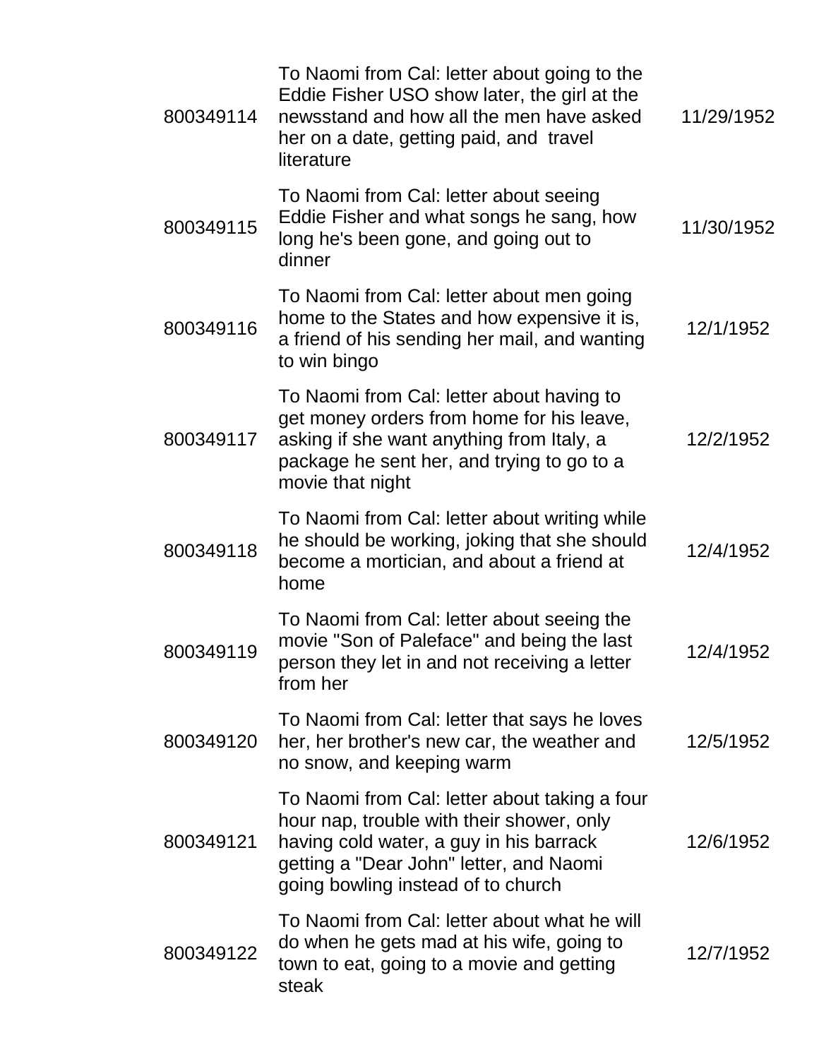| | | |
|---|---|---|
| 800349114 | To Naomi from Cal: letter about going to the Eddie Fisher USO show later, the girl at the newsstand and how all the men have asked her on a date, getting paid, and travel literature | 11/29/1952 |
| 800349115 | To Naomi from Cal: letter about seeing Eddie Fisher and what songs he sang, how long he's been gone, and going out to dinner | 11/30/1952 |
| 800349116 | To Naomi from Cal: letter about men going home to the States and how expensive it is, a friend of his sending her mail, and wanting to win bingo | 12/1/1952 |
| 800349117 | To Naomi from Cal: letter about having to get money orders from home for his leave, asking if she want anything from Italy, a package he sent her, and trying to go to a movie that night | 12/2/1952 |
| 800349118 | To Naomi from Cal: letter about writing while he should be working, joking that she should become a mortician, and about a friend at home | 12/4/1952 |
| 800349119 | To Naomi from Cal: letter about seeing the movie "Son of Paleface" and being the last person they let in and not receiving a letter from her | 12/4/1952 |
| 800349120 | To Naomi from Cal: letter that says he loves her, her brother's new car, the weather and no snow, and keeping warm | 12/5/1952 |
| 800349121 | To Naomi from Cal: letter about taking a four hour nap, trouble with their shower, only having cold water, a guy in his barrack getting a "Dear John" letter, and Naomi going bowling instead of to church | 12/6/1952 |
| 800349122 | To Naomi from Cal: letter about what he will do when he gets mad at his wife, going to town to eat, going to a movie and getting steak | 12/7/1952 |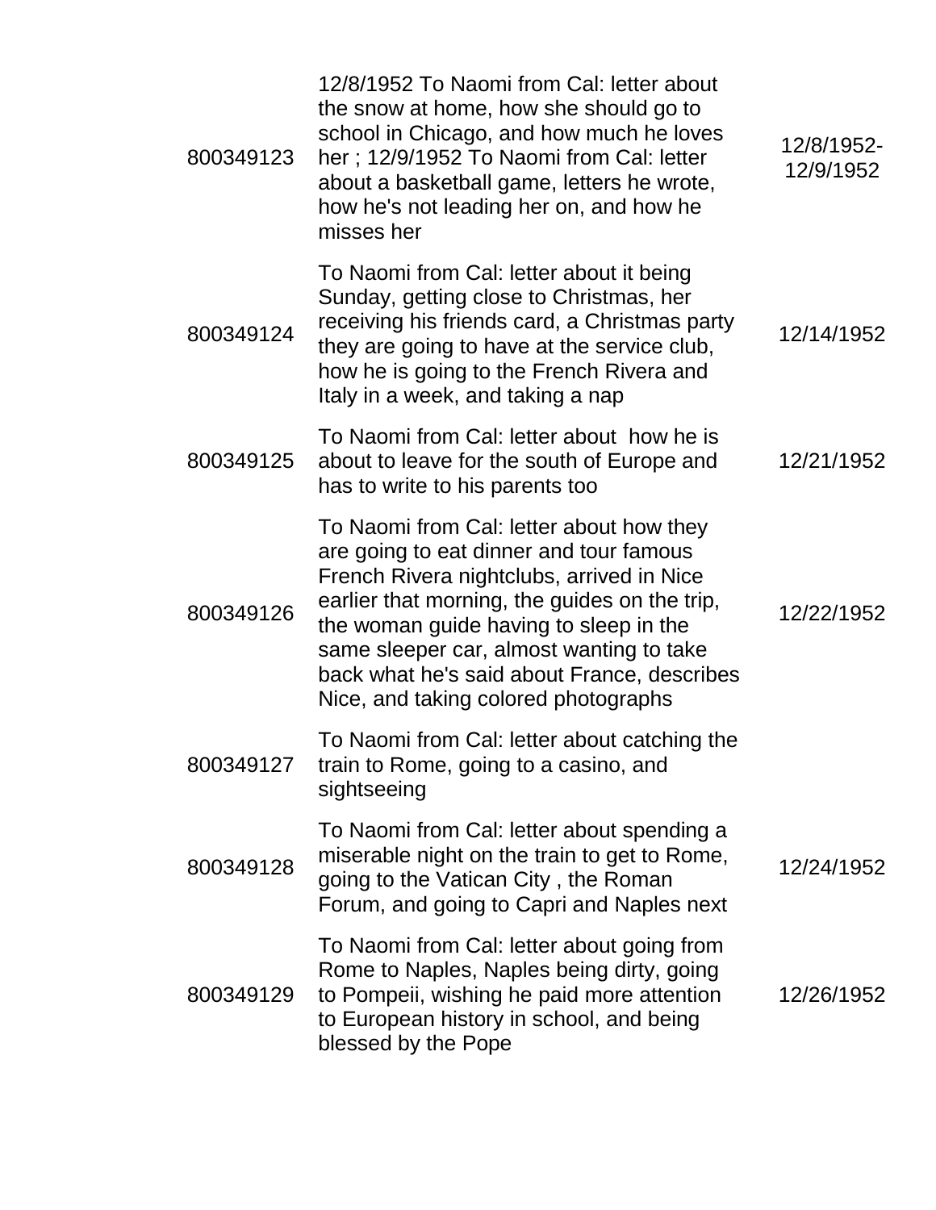| | | |
|---|---|---|
| 800349123 | 12/8/1952 To Naomi from Cal: letter about the snow at home, how she should go to school in Chicago, and how much he loves her ; 12/9/1952 To Naomi from Cal: letter about a basketball game, letters he wrote, how he's not leading her on, and how he misses her | 12/8/1952-12/9/1952 |
| 800349124 | To Naomi from Cal: letter about it being Sunday, getting close to Christmas, her receiving his friends card, a Christmas party they are going to have at the service club, how he is going to the French Rivera and Italy in a week, and taking a nap | 12/14/1952 |
| 800349125 | To Naomi from Cal: letter about how he is about to leave for the south of Europe and has to write to his parents too | 12/21/1952 |
| 800349126 | To Naomi from Cal: letter about how they are going to eat dinner and tour famous French Rivera nightclubs, arrived in Nice earlier that morning, the guides on the trip, the woman guide having to sleep in the same sleeper car, almost wanting to take back what he's said about France, describes Nice, and taking colored photographs | 12/22/1952 |
| 800349127 | To Naomi from Cal: letter about catching the train to Rome, going to a casino, and sightseeing | |
| 800349128 | To Naomi from Cal: letter about spending a miserable night on the train to get to Rome, going to the Vatican City , the Roman Forum, and going to Capri and Naples next | 12/24/1952 |
| 800349129 | To Naomi from Cal: letter about going from Rome to Naples, Naples being dirty, going to Pompeii, wishing he paid more attention to European history in school, and being blessed by the Pope | 12/26/1952 |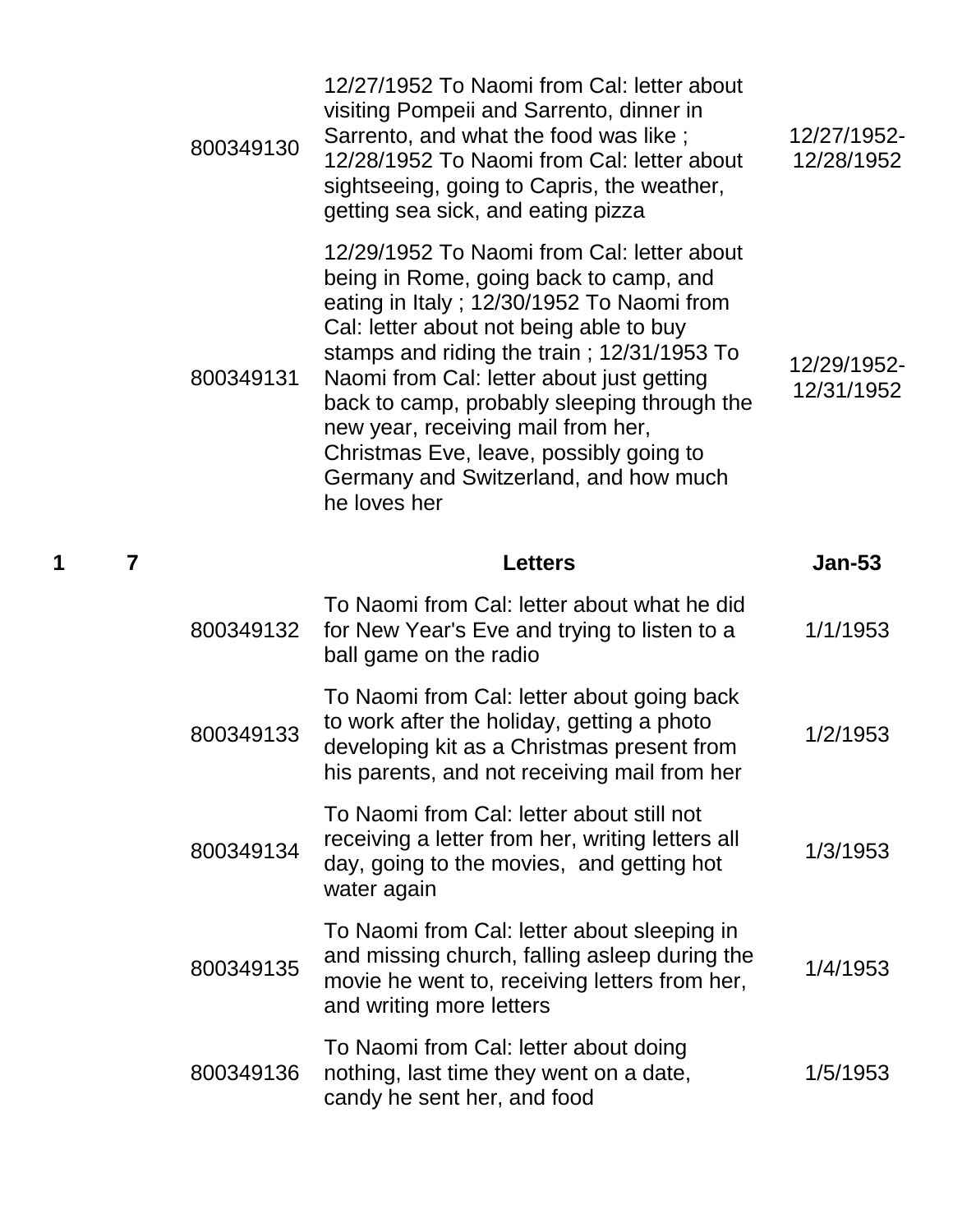|  |  |  |  |  |
|---|---|---|---|---|
|  |  | 800349130 | 12/27/1952 To Naomi from Cal: letter about visiting Pompeii and Sarrento, dinner in Sarrento, and what the food was like ; 12/28/1952 To Naomi from Cal: letter about sightseeing, going to Capris, the weather, getting sea sick, and eating pizza | 12/27/1952-12/28/1952 |
|  |  | 800349131 | 12/29/1952 To Naomi from Cal: letter about being in Rome, going back to camp, and eating in Italy ; 12/30/1952 To Naomi from Cal: letter about not being able to buy stamps and riding the train ; 12/31/1953 To Naomi from Cal: letter about just getting back to camp, probably sleeping through the new year, receiving mail from her, Christmas Eve, leave, possibly going to Germany and Switzerland, and how much he loves her | 12/29/1952-12/31/1952 |
| **1** | **7** |  | **Letters** | **Jan-53** |
|  |  | 800349132 | To Naomi from Cal: letter about what he did for New Year's Eve and trying to listen to a ball game on the radio | 1/1/1953 |
|  |  | 800349133 | To Naomi from Cal: letter about going back to work after the holiday, getting a photo developing kit as a Christmas present from his parents, and not receiving mail from her | 1/2/1953 |
|  |  | 800349134 | To Naomi from Cal: letter about still not receiving a letter from her, writing letters all day, going to the movies,  and getting hot water again | 1/3/1953 |
|  |  | 800349135 | To Naomi from Cal: letter about sleeping in and missing church, falling asleep during the movie he went to, receiving letters from her, and writing more letters | 1/4/1953 |
|  |  | 800349136 | To Naomi from Cal: letter about doing nothing, last time they went on a date, candy he sent her, and food | 1/5/1953 |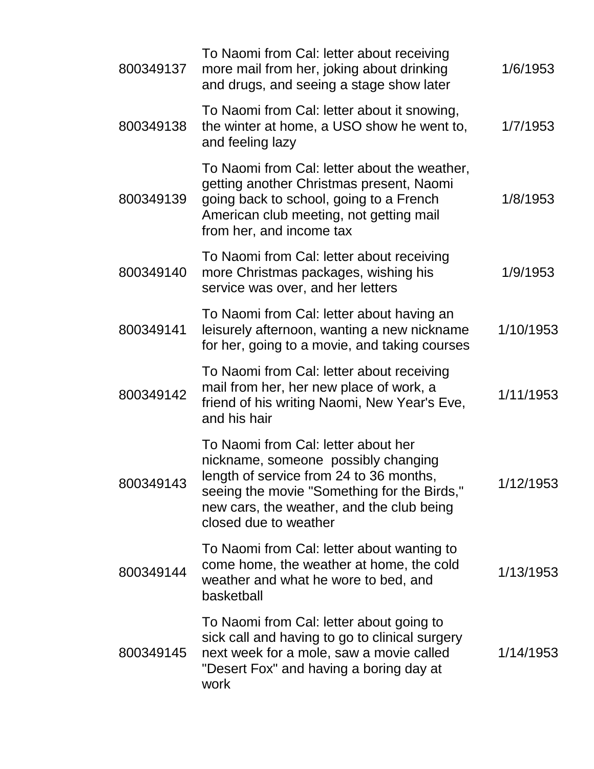| | | |
|---|---|---|
| 800349137 | To Naomi from Cal: letter about receiving more mail from her, joking about drinking and drugs, and seeing a stage show later | 1/6/1953 |
| 800349138 | To Naomi from Cal: letter about it snowing, the winter at home, a USO show he went to, and feeling lazy | 1/7/1953 |
| 800349139 | To Naomi from Cal: letter about the weather, getting another Christmas present, Naomi going back to school, going to a French American club meeting, not getting mail from her, and income tax | 1/8/1953 |
| 800349140 | To Naomi from Cal: letter about receiving more Christmas packages, wishing his service was over, and her letters | 1/9/1953 |
| 800349141 | To Naomi from Cal: letter about having an leisurely afternoon, wanting a new nickname for her, going to a movie, and taking courses | 1/10/1953 |
| 800349142 | To Naomi from Cal: letter about receiving mail from her, her new place of work, a friend of his writing Naomi, New Year's Eve, and his hair | 1/11/1953 |
| 800349143 | To Naomi from Cal: letter about her nickname, someone possibly changing length of service from 24 to 36 months, seeing the movie "Something for the Birds," new cars, the weather, and the club being closed due to weather | 1/12/1953 |
| 800349144 | To Naomi from Cal: letter about wanting to come home, the weather at home, the cold weather and what he wore to bed, and basketball | 1/13/1953 |
| 800349145 | To Naomi from Cal: letter about going to sick call and having to go to clinical surgery next week for a mole, saw a movie called "Desert Fox" and having a boring day at work | 1/14/1953 |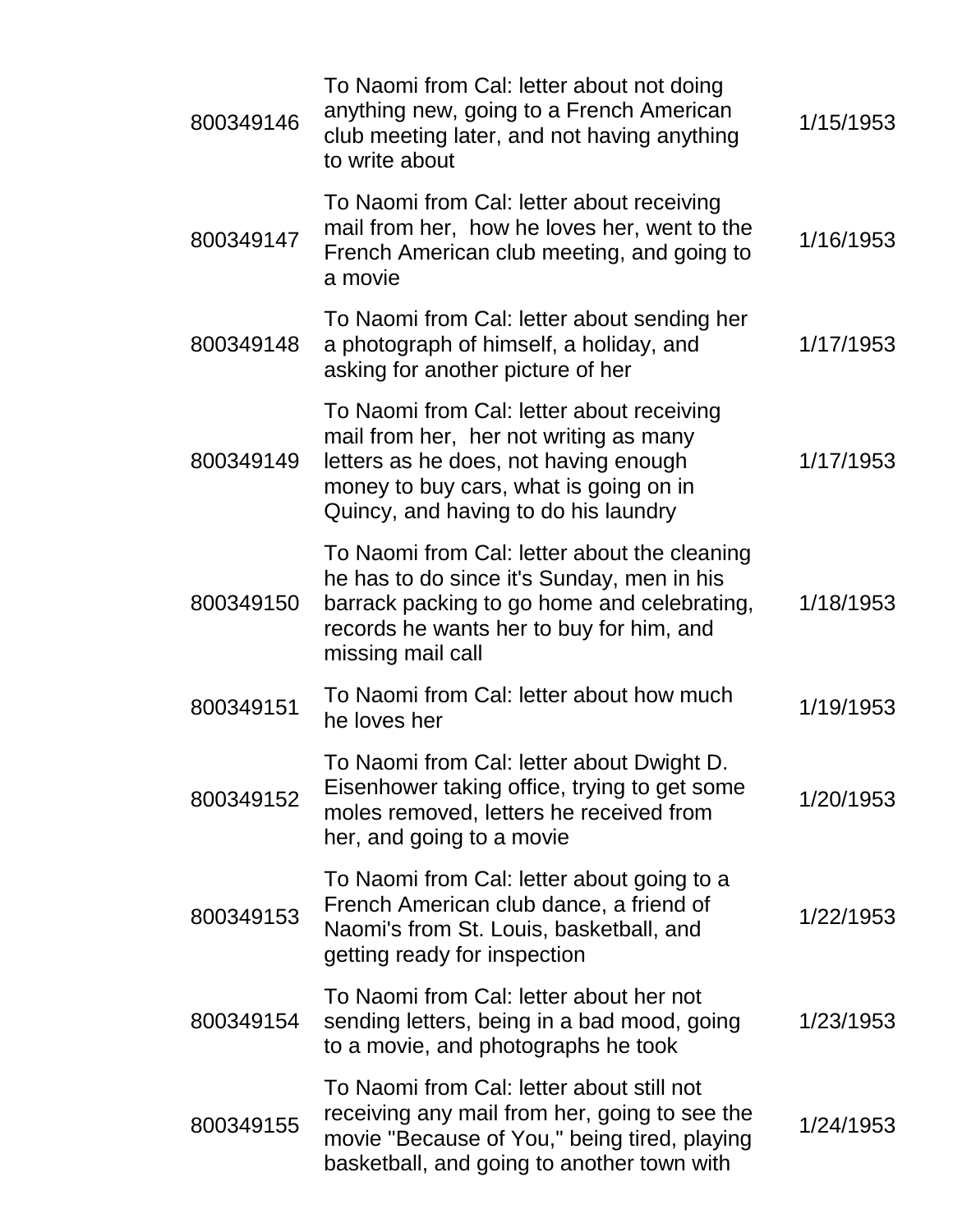| | | |
|---|---|---|
| 800349146 | To Naomi from Cal: letter about not doing anything new, going to a French American club meeting later, and not having anything to write about | 1/15/1953 |
| 800349147 | To Naomi from Cal: letter about receiving mail from her, how he loves her, went to the French American club meeting, and going to a movie | 1/16/1953 |
| 800349148 | To Naomi from Cal: letter about sending her a photograph of himself, a holiday, and asking for another picture of her | 1/17/1953 |
| 800349149 | To Naomi from Cal: letter about receiving mail from her, her not writing as many letters as he does, not having enough money to buy cars, what is going on in Quincy, and having to do his laundry | 1/17/1953 |
| 800349150 | To Naomi from Cal: letter about the cleaning he has to do since it's Sunday, men in his barrack packing to go home and celebrating, records he wants her to buy for him, and missing mail call | 1/18/1953 |
| 800349151 | To Naomi from Cal: letter about how much he loves her | 1/19/1953 |
| 800349152 | To Naomi from Cal: letter about Dwight D. Eisenhower taking office, trying to get some moles removed, letters he received from her, and going to a movie | 1/20/1953 |
| 800349153 | To Naomi from Cal: letter about going to a French American club dance, a friend of Naomi's from St. Louis, basketball, and getting ready for inspection | 1/22/1953 |
| 800349154 | To Naomi from Cal: letter about her not sending letters, being in a bad mood, going to a movie, and photographs he took | 1/23/1953 |
| 800349155 | To Naomi from Cal: letter about still not receiving any mail from her, going to see the movie "Because of You," being tired, playing basketball, and going to another town with | 1/24/1953 |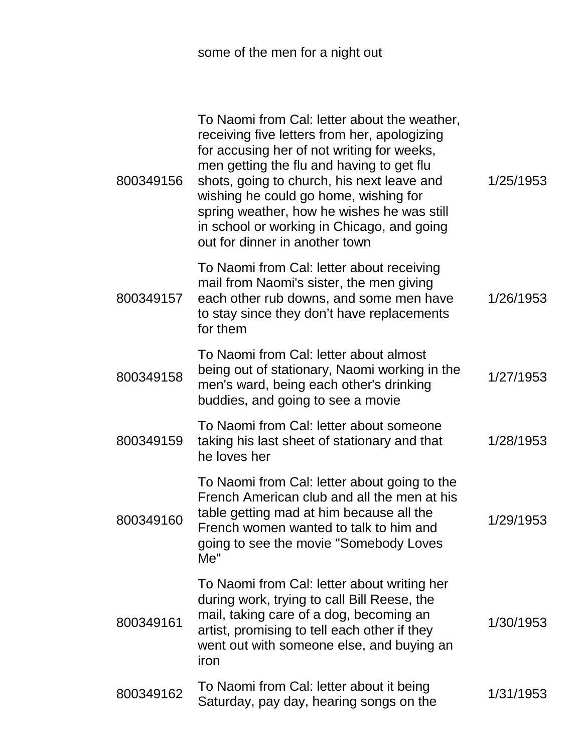| | | |
|---|---|---|
| | some of the men for a night out | |
| 800349156 | To Naomi from Cal: letter about the weather, receiving five letters from her, apologizing for accusing her of not writing for weeks, men getting the flu and having to get flu shots, going to church, his next leave and wishing he could go home, wishing for spring weather, how he wishes he was still in school or working in Chicago, and going out for dinner in another town | 1/25/1953 |
| 800349157 | To Naomi from Cal: letter about receiving mail from Naomi's sister, the men giving each other rub downs, and some men have to stay since they don't have replacements for them | 1/26/1953 |
| 800349158 | To Naomi from Cal: letter about almost being out of stationary, Naomi working in the men's ward, being each other's drinking buddies, and going to see a movie | 1/27/1953 |
| 800349159 | To Naomi from Cal: letter about someone taking his last sheet of stationary and that he loves her | 1/28/1953 |
| 800349160 | To Naomi from Cal: letter about going to the French American club and all the men at his table getting mad at him because all the French women wanted to talk to him and going to see the movie "Somebody Loves Me" | 1/29/1953 |
| 800349161 | To Naomi from Cal: letter about writing her during work, trying to call Bill Reese, the mail, taking care of a dog, becoming an artist, promising to tell each other if they went out with someone else, and buying an iron | 1/30/1953 |
| 800349162 | To Naomi from Cal: letter about it being Saturday, pay day, hearing songs on the | 1/31/1953 |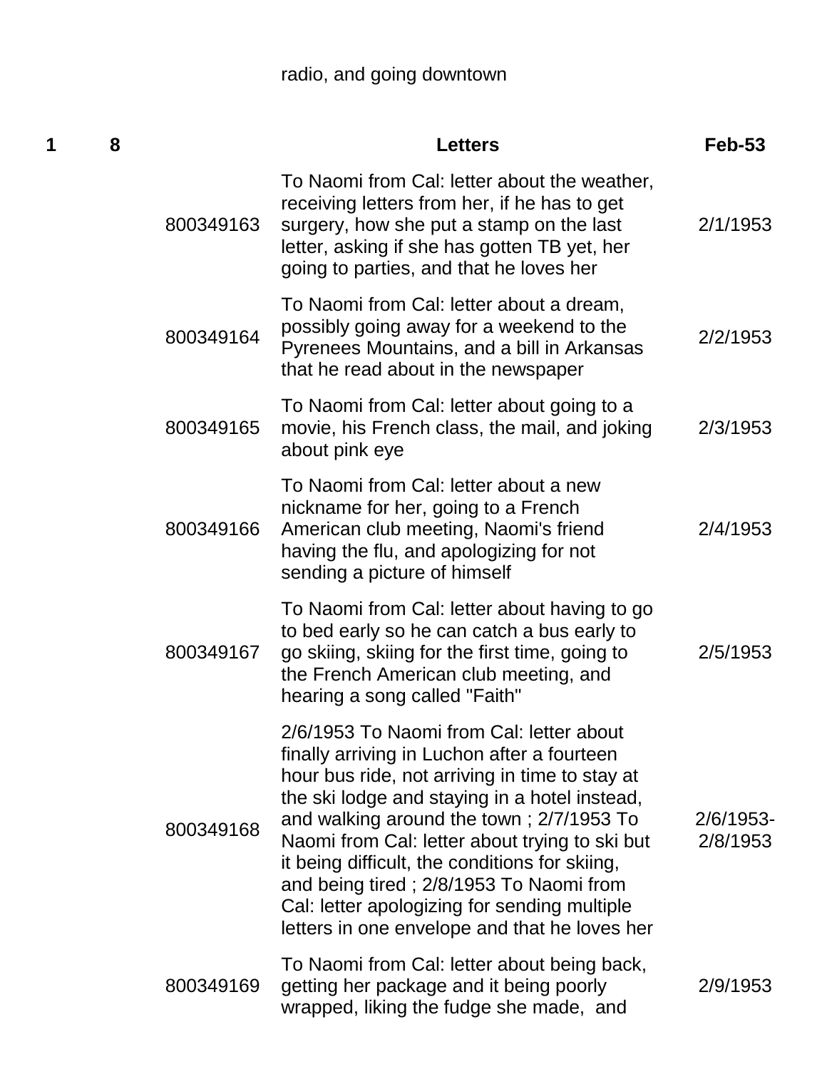| | | | radio, and going downtown | |
|---|---|---|---|---|
| **1** | **8** | | **Letters** | **Feb-53** |
| | | 800349163 | To Naomi from Cal: letter about the weather, receiving letters from her, if he has to get surgery, how she put a stamp on the last letter, asking if she has gotten TB yet, her going to parties, and that he loves her | 2/1/1953 |
| | | 800349164 | To Naomi from Cal: letter about a dream, possibly going away for a weekend to the Pyrenees Mountains, and a bill in Arkansas that he read about in the newspaper | 2/2/1953 |
| | | 800349165 | To Naomi from Cal: letter about going to a movie, his French class, the mail, and joking about pink eye | 2/3/1953 |
| | | 800349166 | To Naomi from Cal: letter about a new nickname for her, going to a French American club meeting, Naomi's friend having the flu, and apologizing for not sending a picture of himself | 2/4/1953 |
| | | 800349167 | To Naomi from Cal: letter about having to go to bed early so he can catch a bus early to go skiing, skiing for the first time, going to the French American club meeting, and hearing a song called "Faith" | 2/5/1953 |
| | | 800349168 | 2/6/1953 To Naomi from Cal: letter about finally arriving in Luchon after a fourteen hour bus ride, not arriving in time to stay at the ski lodge and staying in a hotel instead, and walking around the town ; 2/7/1953 To Naomi from Cal: letter about trying to ski but it being difficult, the conditions for skiing, and being tired ; 2/8/1953 To Naomi from Cal: letter apologizing for sending multiple letters in one envelope and that he loves her | 2/6/1953-2/8/1953 |
| | | 800349169 | To Naomi from Cal: letter about being back, getting her package and it being poorly wrapped, liking the fudge she made, and | 2/9/1953 |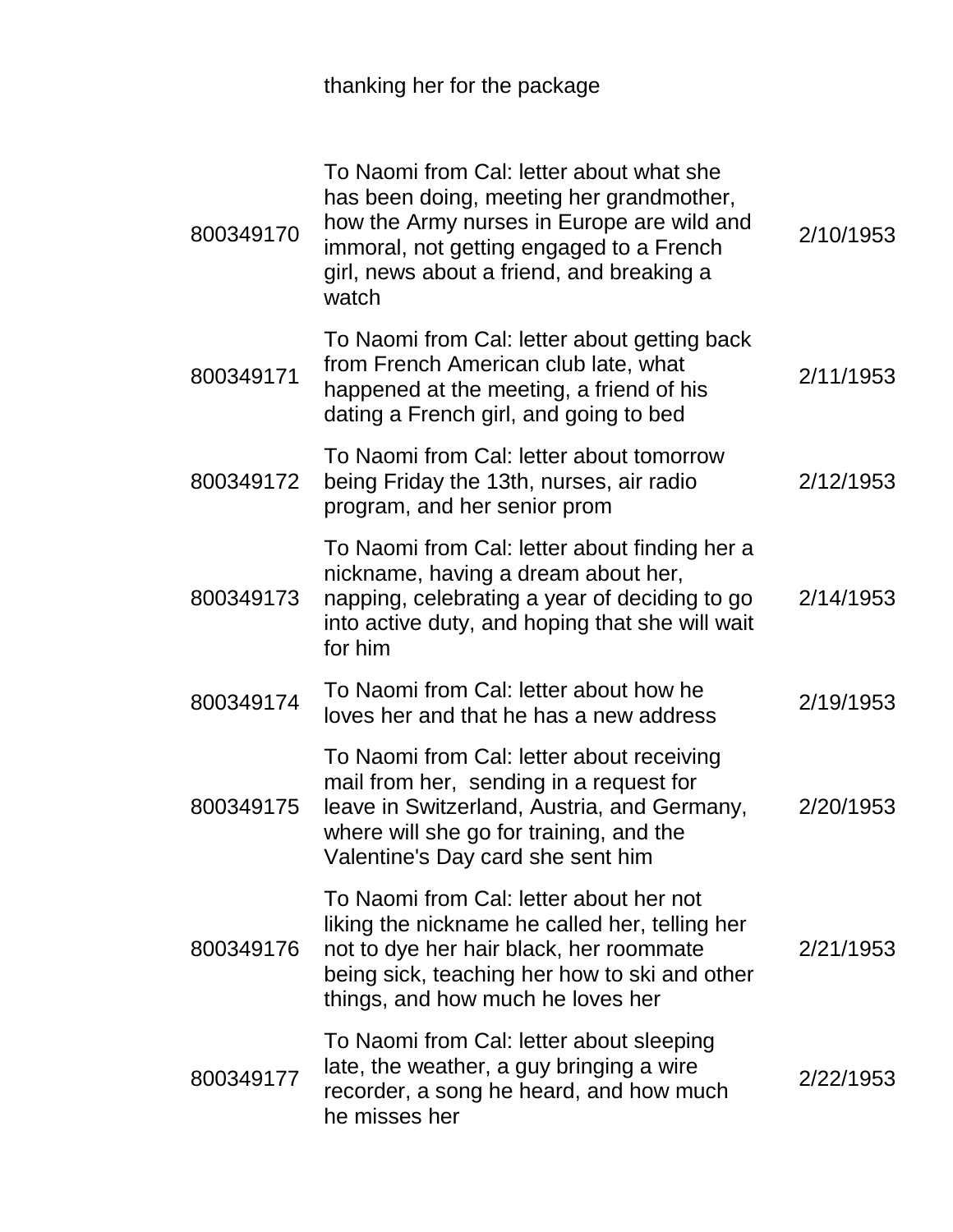| | | |
|---|---|---|
| | thanking her for the package | |
| 800349170 | To Naomi from Cal: letter about what she has been doing, meeting her grandmother, how the Army nurses in Europe are wild and immoral, not getting engaged to a French girl, news about a friend, and breaking a watch | 2/10/1953 |
| 800349171 | To Naomi from Cal: letter about getting back from French American club late, what happened at the meeting, a friend of his dating a French girl, and going to bed | 2/11/1953 |
| 800349172 | To Naomi from Cal: letter about tomorrow being Friday the 13th, nurses, air radio program, and her senior prom | 2/12/1953 |
| 800349173 | To Naomi from Cal: letter about finding her a nickname, having a dream about her, napping, celebrating a year of deciding to go into active duty, and hoping that she will wait for him | 2/14/1953 |
| 800349174 | To Naomi from Cal: letter about how he loves her and that he has a new address | 2/19/1953 |
| 800349175 | To Naomi from Cal: letter about receiving mail from her, sending in a request for leave in Switzerland, Austria, and Germany, where will she go for training, and the Valentine's Day card she sent him | 2/20/1953 |
| 800349176 | To Naomi from Cal: letter about her not liking the nickname he called her, telling her not to dye her hair black, her roommate being sick, teaching her how to ski and other things, and how much he loves her | 2/21/1953 |
| 800349177 | To Naomi from Cal: letter about sleeping late, the weather, a guy bringing a wire recorder, a song he heard, and how much he misses her | 2/22/1953 |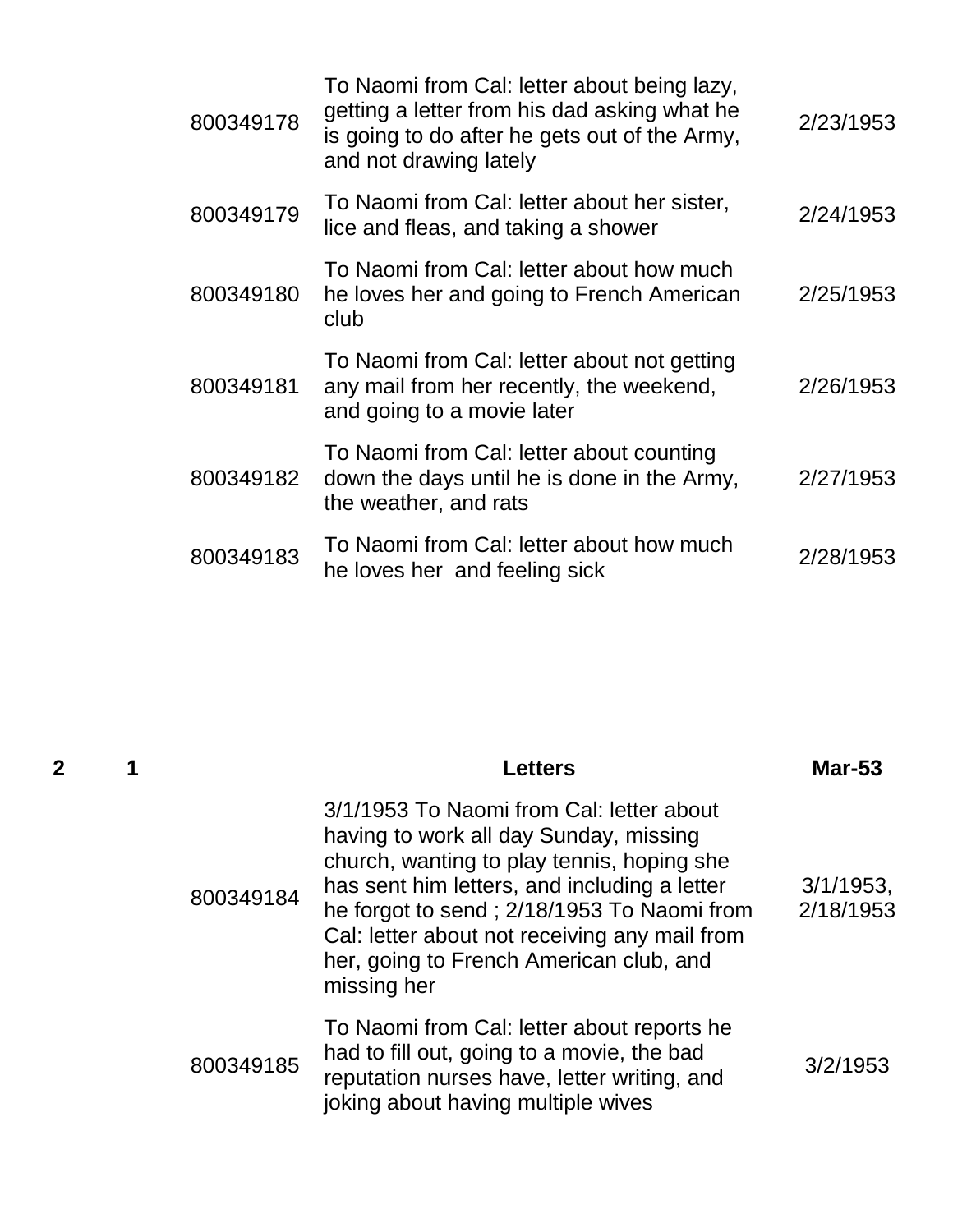| | | | | |
|---|---|---|---|---|
| | | 800349178 | To Naomi from Cal: letter about being lazy, getting a letter from his dad asking what he is going to do after he gets out of the Army, and not drawing lately | 2/23/1953 |
| | | 800349179 | To Naomi from Cal: letter about her sister, lice and fleas, and taking a shower | 2/24/1953 |
| | | 800349180 | To Naomi from Cal: letter about how much he loves her and going to French American club | 2/25/1953 |
| | | 800349181 | To Naomi from Cal: letter about not getting any mail from her recently, the weekend, and going to a movie later | 2/26/1953 |
| | | 800349182 | To Naomi from Cal: letter about counting down the days until he is done in the Army, the weather, and rats | 2/27/1953 |
| | | 800349183 | To Naomi from Cal: letter about how much he loves her and feeling sick | 2/28/1953 |
| **2** | **1** | | **Letters** | **Mar-53** |
| | | 800349184 | 3/1/1953 To Naomi from Cal: letter about having to work all day Sunday, missing church, wanting to play tennis, hoping she has sent him letters, and including a letter he forgot to send ; 2/18/1953 To Naomi from Cal: letter about not receiving any mail from her, going to French American club, and missing her | 3/1/1953, 2/18/1953 |
| | | 800349185 | To Naomi from Cal: letter about reports he had to fill out, going to a movie, the bad reputation nurses have, letter writing, and joking about having multiple wives | 3/2/1953 |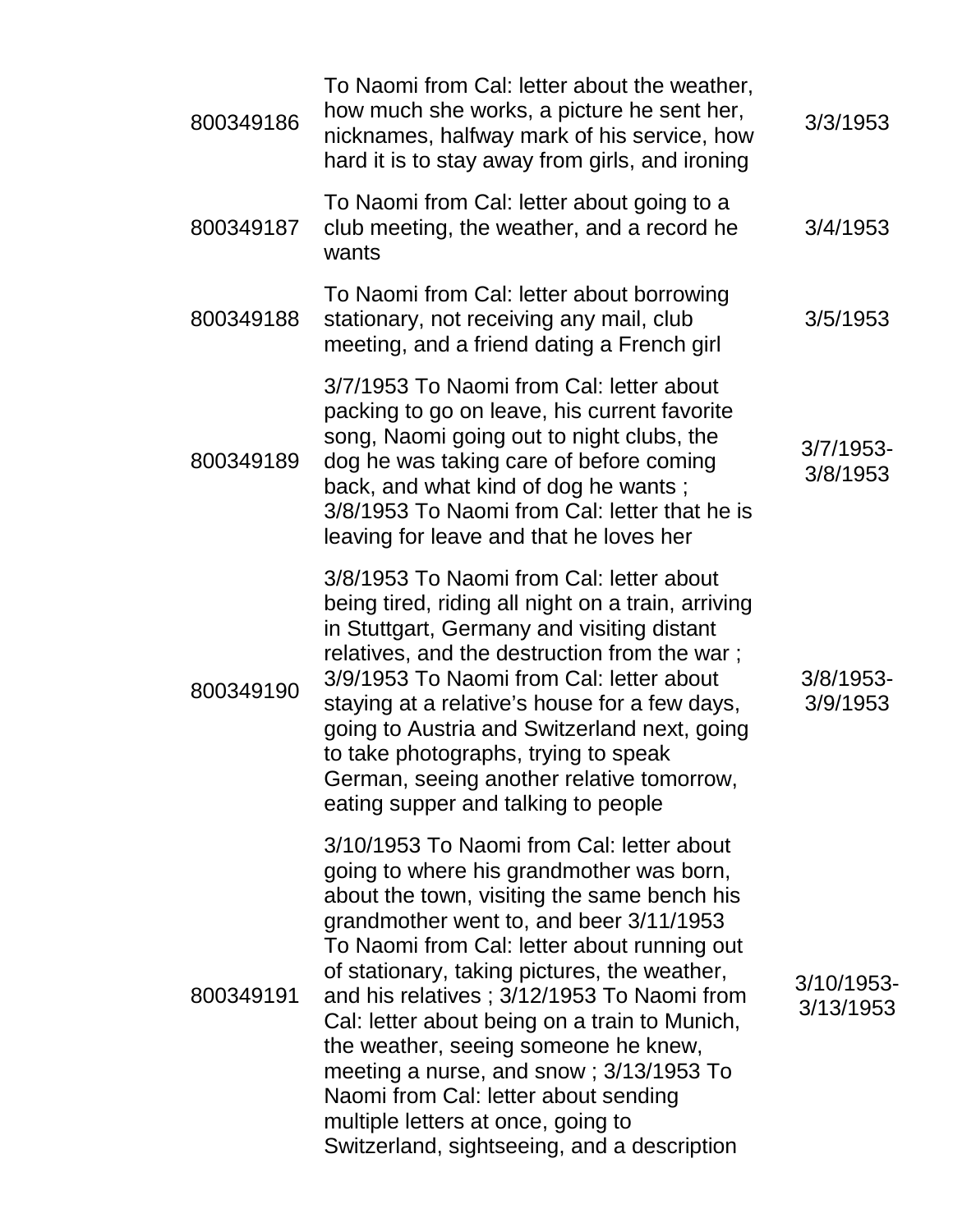| | | |
|---|---|---|
| 800349186 | To Naomi from Cal: letter about the weather, how much she works, a picture he sent her, nicknames, halfway mark of his service, how hard it is to stay away from girls, and ironing | 3/3/1953 |
| 800349187 | To Naomi from Cal: letter about going to a club meeting, the weather, and a record he wants | 3/4/1953 |
| 800349188 | To Naomi from Cal: letter about borrowing stationary, not receiving any mail, club meeting, and a friend dating a French girl | 3/5/1953 |
| 800349189 | 3/7/1953 To Naomi from Cal: letter about packing to go on leave, his current favorite song, Naomi going out to night clubs, the dog he was taking care of before coming back, and what kind of dog he wants ; 3/8/1953 To Naomi from Cal: letter that he is leaving for leave and that he loves her | 3/7/1953-3/8/1953 |
| 800349190 | 3/8/1953 To Naomi from Cal: letter about being tired, riding all night on a train, arriving in Stuttgart, Germany and visiting distant relatives, and the destruction from the war ; 3/9/1953 To Naomi from Cal: letter about staying at a relative's house for a few days, going to Austria and Switzerland next, going to take photographs, trying to speak German, seeing another relative tomorrow, eating supper and talking to people | 3/8/1953-3/9/1953 |
| 800349191 | 3/10/1953 To Naomi from Cal: letter about going to where his grandmother was born, about the town, visiting the same bench his grandmother went to, and beer 3/11/1953 To Naomi from Cal: letter about running out of stationary, taking pictures, the weather, and his relatives ; 3/12/1953 To Naomi from Cal: letter about being on a train to Munich, the weather, seeing someone he knew, meeting a nurse, and snow ; 3/13/1953 To Naomi from Cal: letter about sending multiple letters at once, going to Switzerland, sightseeing, and a description | 3/10/1953-3/13/1953 |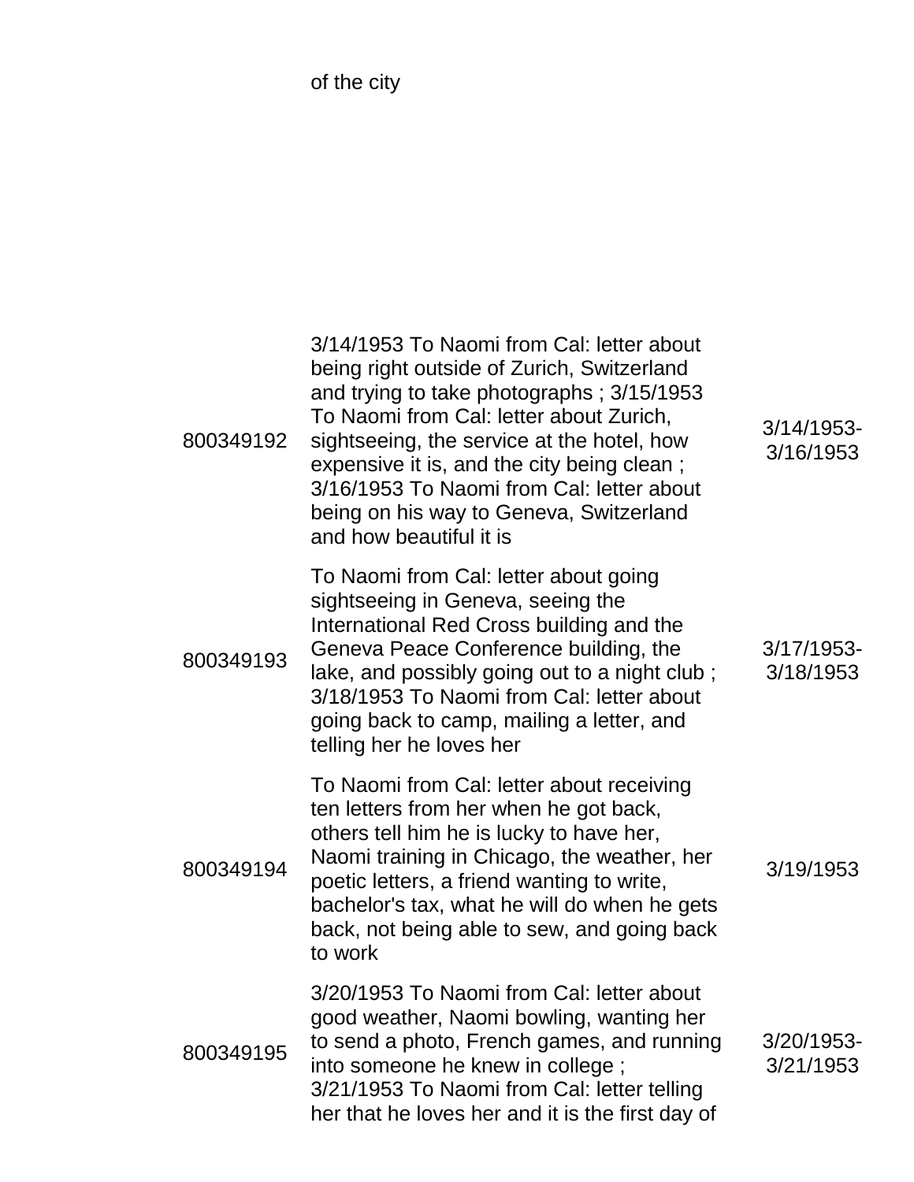| | of the city | |
|---|---|---|
| 800349192 | 3/14/1953 To Naomi from Cal: letter about being right outside of Zurich, Switzerland and trying to take photographs ; 3/15/1953 To Naomi from Cal: letter about Zurich, sightseeing, the service at the hotel, how expensive it is, and the city being clean ; 3/16/1953 To Naomi from Cal: letter about being on his way to Geneva, Switzerland and how beautiful it is | 3/14/1953-3/16/1953 |
| 800349193 | To Naomi from Cal: letter about going sightseeing in Geneva, seeing the International Red Cross building and the Geneva Peace Conference building, the lake, and possibly going out to a night club ; 3/18/1953 To Naomi from Cal: letter about going back to camp, mailing a letter, and telling her he loves her | 3/17/1953-3/18/1953 |
| 800349194 | To Naomi from Cal: letter about receiving ten letters from her when he got back, others tell him he is lucky to have her, Naomi training in Chicago, the weather, her poetic letters, a friend wanting to write, bachelor's tax, what he will do when he gets back, not being able to sew, and going back to work | 3/19/1953 |
| 800349195 | 3/20/1953 To Naomi from Cal: letter about good weather, Naomi bowling, wanting her to send a photo, French games, and running into someone he knew in college ; 3/21/1953 To Naomi from Cal: letter telling her that he loves her and it is the first day of | 3/20/1953-3/21/1953 |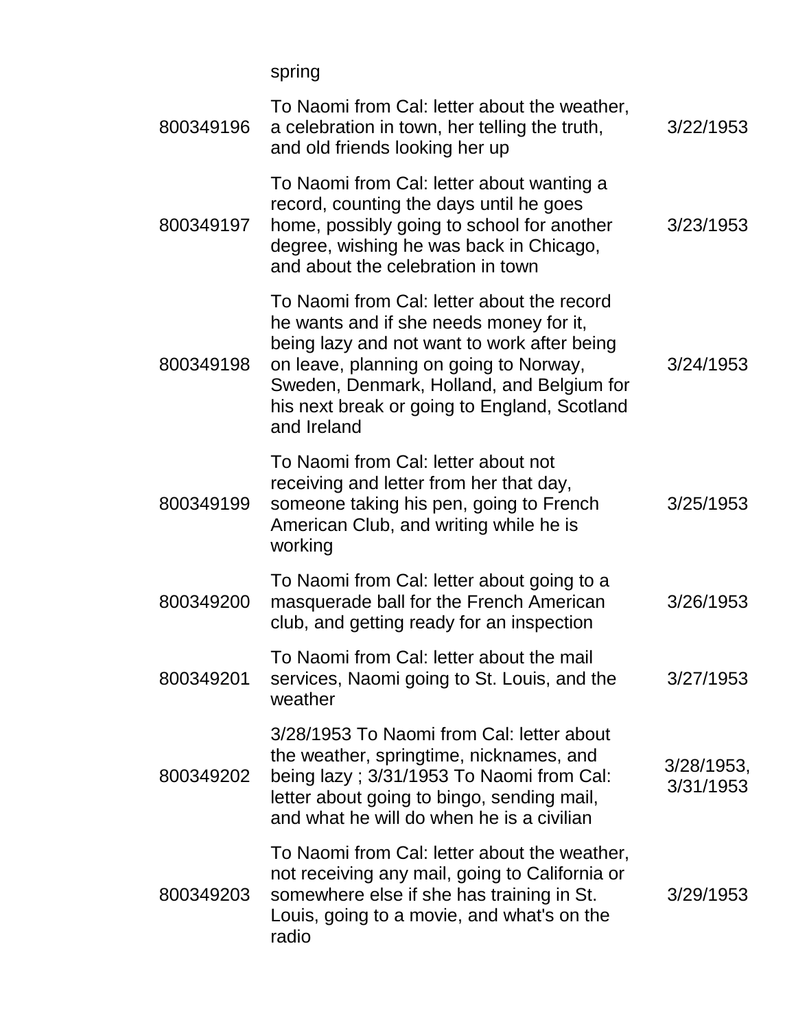|  | spring |  |
| --- | --- | --- |
| 800349196 | To Naomi from Cal: letter about the weather, a celebration in town, her telling the truth, and old friends looking her up | 3/22/1953 |
| 800349197 | To Naomi from Cal: letter about wanting a record, counting the days until he goes home, possibly going to school for another degree, wishing he was back in Chicago, and about the celebration in town | 3/23/1953 |
| 800349198 | To Naomi from Cal: letter about the record he wants and if she needs money for it, being lazy and not want to work after being on leave, planning on going to Norway, Sweden, Denmark, Holland, and Belgium for his next break or going to England, Scotland and Ireland | 3/24/1953 |
| 800349199 | To Naomi from Cal: letter about not receiving and letter from her that day, someone taking his pen, going to French American Club, and writing while he is working | 3/25/1953 |
| 800349200 | To Naomi from Cal: letter about going to a masquerade ball for the French American club, and getting ready for an inspection | 3/26/1953 |
| 800349201 | To Naomi from Cal: letter about the mail services, Naomi going to St. Louis, and the weather | 3/27/1953 |
| 800349202 | 3/28/1953 To Naomi from Cal: letter about the weather, springtime, nicknames, and being lazy ; 3/31/1953 To Naomi from Cal: letter about going to bingo, sending mail, and what he will do when he is a civilian | 3/28/1953, 3/31/1953 |
| 800349203 | To Naomi from Cal: letter about the weather, not receiving any mail, going to California or somewhere else if she has training in St. Louis, going to a movie, and what's on the radio | 3/29/1953 |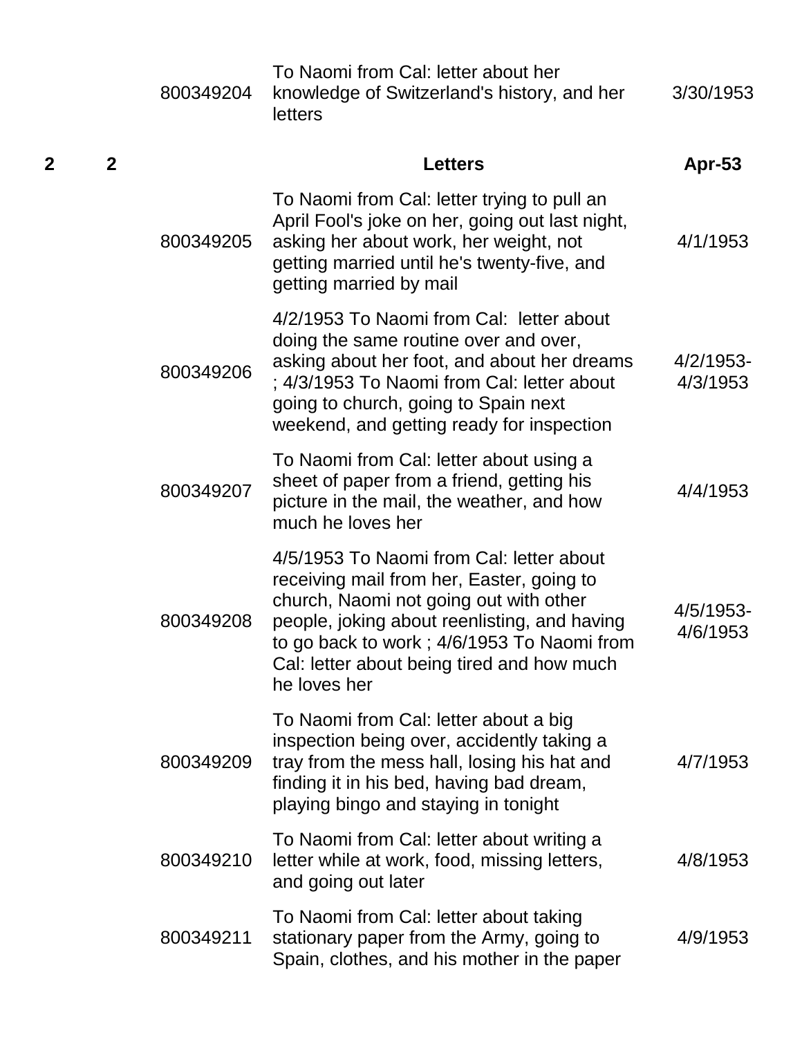| | | | | |
|---|---|---|---|---|
| | | 800349204 | To Naomi from Cal: letter about her knowledge of Switzerland's history, and her letters | 3/30/1953 |
| **2** | **2** | | **Letters** | **Apr-53** |
| | | 800349205 | To Naomi from Cal: letter trying to pull an April Fool's joke on her, going out last night, asking her about work, her weight, not getting married until he's twenty-five, and getting married by mail | 4/1/1953 |
| | | 800349206 | 4/2/1953 To Naomi from Cal: letter about doing the same routine over and over, asking about her foot, and about her dreams ; 4/3/1953 To Naomi from Cal: letter about going to church, going to Spain next weekend, and getting ready for inspection | 4/2/1953-4/3/1953 |
| | | 800349207 | To Naomi from Cal: letter about using a sheet of paper from a friend, getting his picture in the mail, the weather, and how much he loves her | 4/4/1953 |
| | | 800349208 | 4/5/1953 To Naomi from Cal: letter about receiving mail from her, Easter, going to church, Naomi not going out with other people, joking about reenlisting, and having to go back to work ; 4/6/1953 To Naomi from Cal: letter about being tired and how much he loves her | 4/5/1953-4/6/1953 |
| | | 800349209 | To Naomi from Cal: letter about a big inspection being over, accidently taking a tray from the mess hall, losing his hat and finding it in his bed, having bad dream, playing bingo and staying in tonight | 4/7/1953 |
| | | 800349210 | To Naomi from Cal: letter about writing a letter while at work, food, missing letters, and going out later | 4/8/1953 |
| | | 800349211 | To Naomi from Cal: letter about taking stationary paper from the Army, going to Spain, clothes, and his mother in the paper | 4/9/1953 |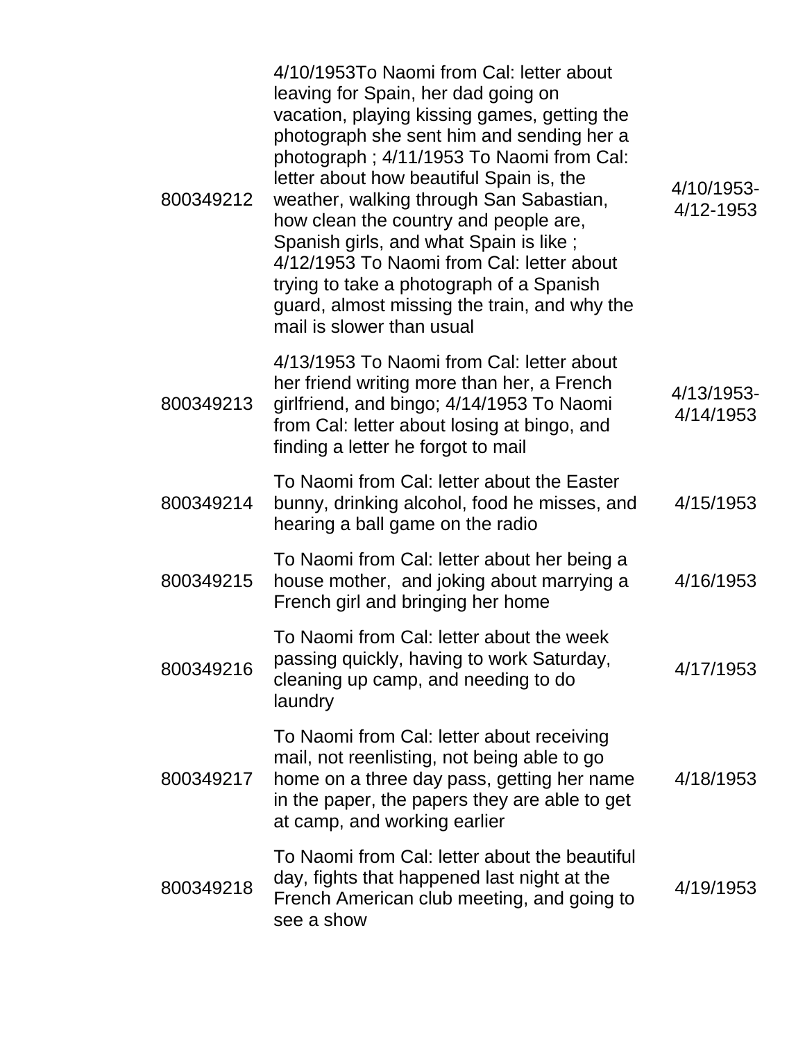| | | |
|---|---|---|
| 800349212 | 4/10/1953To Naomi from Cal: letter about leaving for Spain, her dad going on vacation, playing kissing games, getting the photograph she sent him and sending her a photograph ; 4/11/1953 To Naomi from Cal: letter about how beautiful Spain is, the weather, walking through San Sabastian, how clean the country and people are, Spanish girls, and what Spain is like ; 4/12/1953 To Naomi from Cal: letter about trying to take a photograph of a Spanish guard, almost missing the train, and why the mail is slower than usual | 4/10/1953-4/12-1953 |
| 800349213 | 4/13/1953 To Naomi from Cal: letter about her friend writing more than her, a French girlfriend, and bingo; 4/14/1953 To Naomi from Cal: letter about losing at bingo, and finding a letter he forgot to mail | 4/13/1953-4/14/1953 |
| 800349214 | To Naomi from Cal: letter about the Easter bunny, drinking alcohol, food he misses, and hearing a ball game on the radio | 4/15/1953 |
| 800349215 | To Naomi from Cal: letter about her being a house mother, and joking about marrying a French girl and bringing her home | 4/16/1953 |
| 800349216 | To Naomi from Cal: letter about the week passing quickly, having to work Saturday, cleaning up camp, and needing to do laundry | 4/17/1953 |
| 800349217 | To Naomi from Cal: letter about receiving mail, not reenlisting, not being able to go home on a three day pass, getting her name in the paper, the papers they are able to get at camp, and working earlier | 4/18/1953 |
| 800349218 | To Naomi from Cal: letter about the beautiful day, fights that happened last night at the French American club meeting, and going to see a show | 4/19/1953 |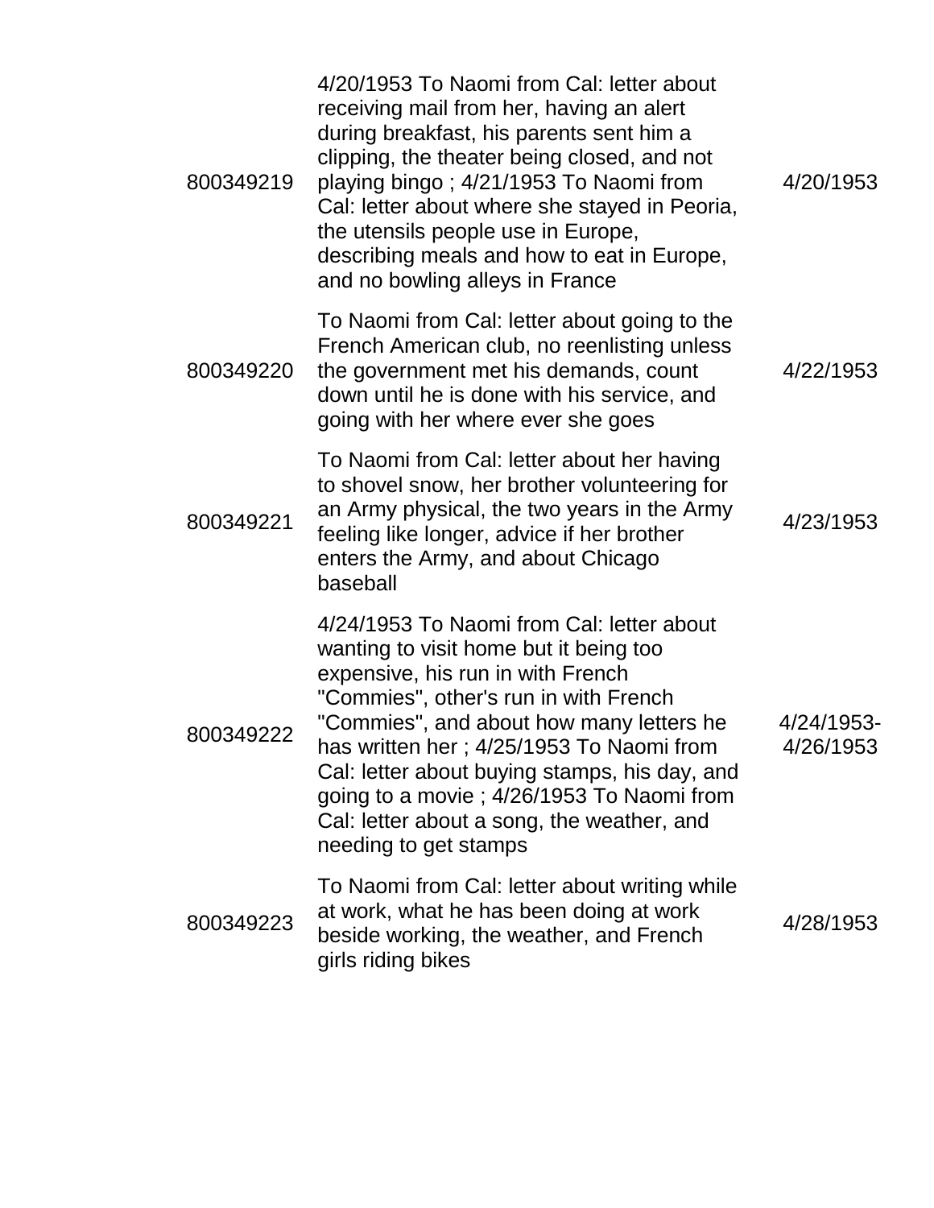| | | |
|---|---|---|
| 800349219 | 4/20/1953 To Naomi from Cal: letter about receiving mail from her, having an alert during breakfast, his parents sent him a clipping, the theater being closed, and not playing bingo ; 4/21/1953 To Naomi from Cal: letter about where she stayed in Peoria, the utensils people use in Europe, describing meals and how to eat in Europe, and no bowling alleys in France | 4/20/1953 |
| 800349220 | To Naomi from Cal: letter about going to the French American club, no reenlisting unless the government met his demands, count down until he is done with his service, and going with her where ever she goes | 4/22/1953 |
| 800349221 | To Naomi from Cal: letter about her having to shovel snow, her brother volunteering for an Army physical, the two years in the Army feeling like longer, advice if her brother enters the Army, and about Chicago baseball | 4/23/1953 |
| 800349222 | 4/24/1953 To Naomi from Cal: letter about wanting to visit home but it being too expensive, his run in with French "Commies", other's run in with French "Commies", and about how many letters he has written her ; 4/25/1953 To Naomi from Cal: letter about buying stamps, his day, and going to a movie ; 4/26/1953 To Naomi from Cal: letter about a song, the weather, and needing to get stamps | 4/24/1953-4/26/1953 |
| 800349223 | To Naomi from Cal: letter about writing while at work, what he has been doing at work beside working, the weather, and French girls riding bikes | 4/28/1953 |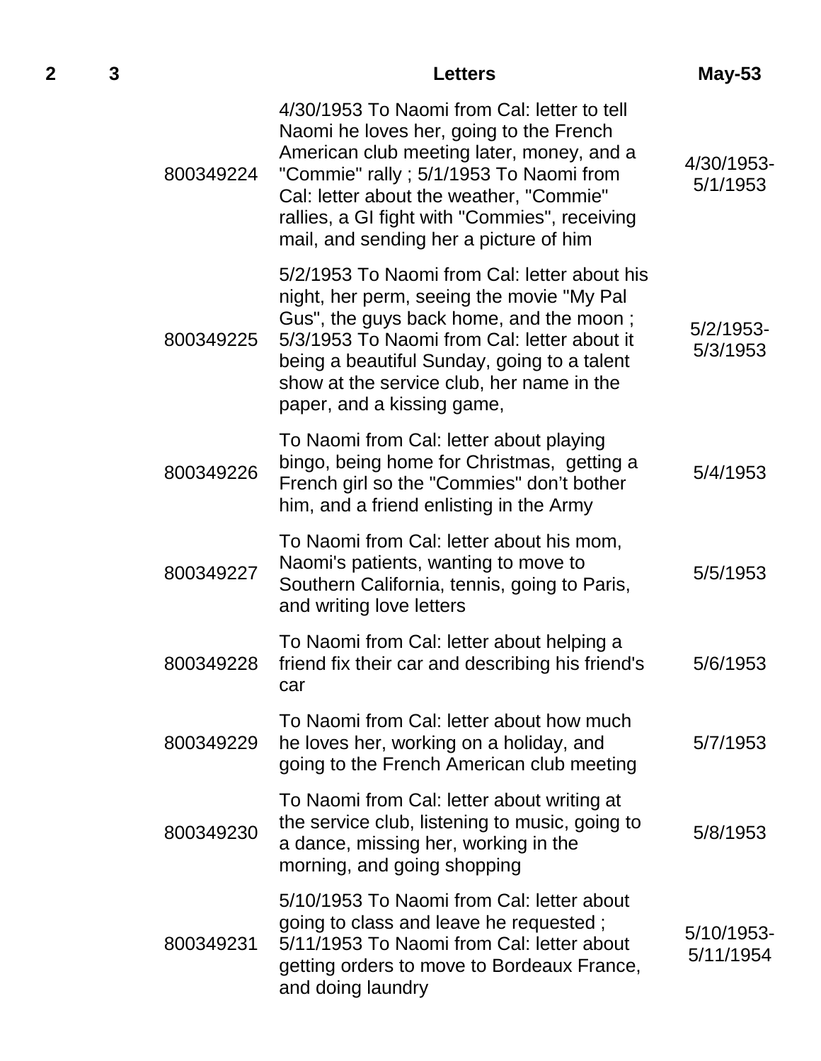| 2 | 3 | | Letters | May-53 |
|---|---|---|---|---|
| | | 800349224 | 4/30/1953 To Naomi from Cal: letter to tell Naomi he loves her, going to the French American club meeting later, money, and a "Commie" rally ; 5/1/1953 To Naomi from Cal: letter about the weather, "Commie" rallies, a GI fight with "Commies", receiving mail, and sending her a picture of him | 4/30/1953-5/1/1953 |
| | | 800349225 | 5/2/1953 To Naomi from Cal: letter about his night, her perm, seeing the movie "My Pal Gus", the guys back home, and the moon ; 5/3/1953 To Naomi from Cal: letter about it being a beautiful Sunday, going to a talent show at the service club, her name in the paper, and a kissing game, | 5/2/1953-5/3/1953 |
| | | 800349226 | To Naomi from Cal: letter about playing bingo, being home for Christmas, getting a French girl so the "Commies" don't bother him, and a friend enlisting in the Army | 5/4/1953 |
| | | 800349227 | To Naomi from Cal: letter about his mom, Naomi's patients, wanting to move to Southern California, tennis, going to Paris, and writing love letters | 5/5/1953 |
| | | 800349228 | To Naomi from Cal: letter about helping a friend fix their car and describing his friend's car | 5/6/1953 |
| | | 800349229 | To Naomi from Cal: letter about how much he loves her, working on a holiday, and going to the French American club meeting | 5/7/1953 |
| | | 800349230 | To Naomi from Cal: letter about writing at the service club, listening to music, going to a dance, missing her, working in the morning, and going shopping | 5/8/1953 |
| | | 800349231 | 5/10/1953 To Naomi from Cal: letter about going to class and leave he requested ; 5/11/1953 To Naomi from Cal: letter about getting orders to move to Bordeaux France, and doing laundry | 5/10/1953-5/11/1954 |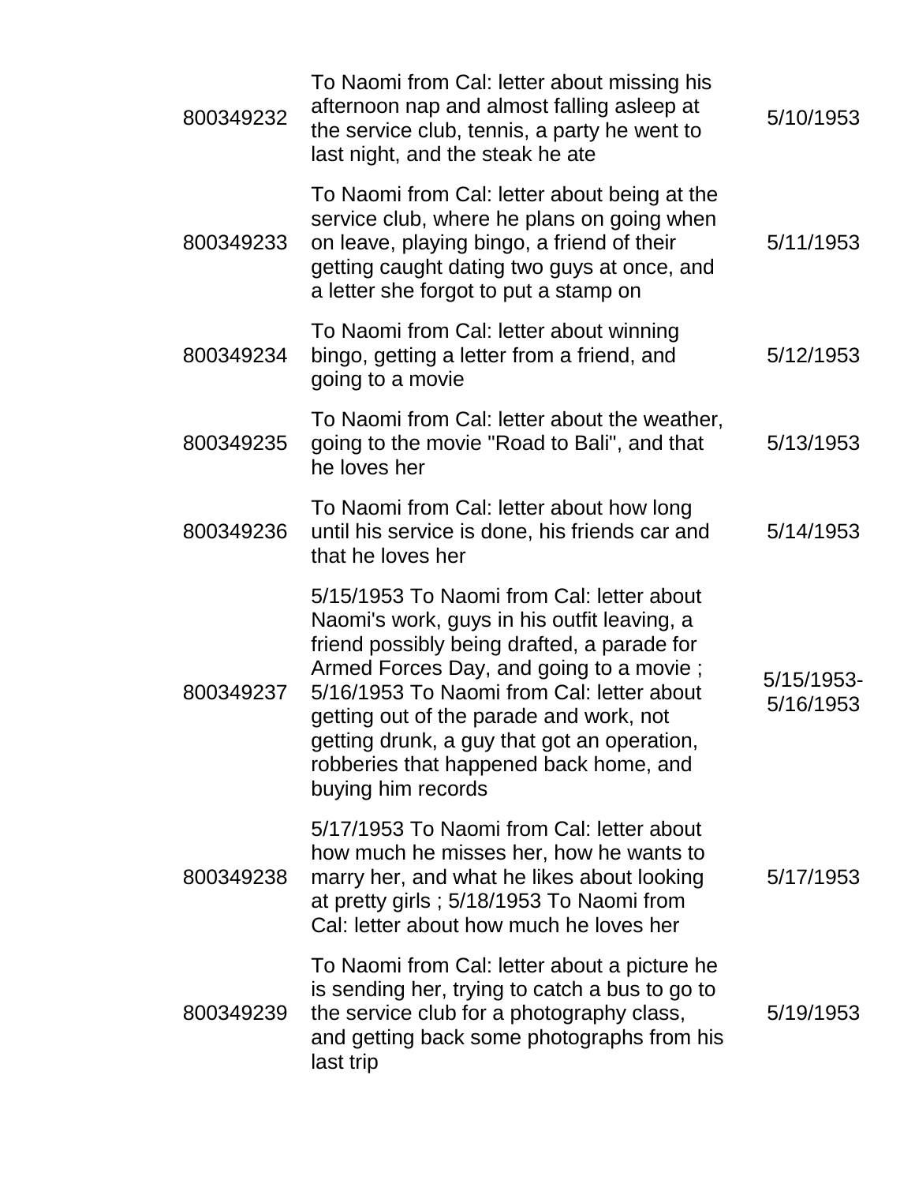| | | |
|---|---|---|
| 800349232 | To Naomi from Cal: letter about missing his afternoon nap and almost falling asleep at the service club, tennis, a party he went to last night, and the steak he ate | 5/10/1953 |
| 800349233 | To Naomi from Cal: letter about being at the service club, where he plans on going when on leave, playing bingo, a friend of their getting caught dating two guys at once, and a letter she forgot to put a stamp on | 5/11/1953 |
| 800349234 | To Naomi from Cal: letter about winning bingo, getting a letter from a friend, and going to a movie | 5/12/1953 |
| 800349235 | To Naomi from Cal: letter about the weather, going to the movie "Road to Bali", and that he loves her | 5/13/1953 |
| 800349236 | To Naomi from Cal: letter about how long until his service is done, his friends car and that he loves her | 5/14/1953 |
| 800349237 | 5/15/1953 To Naomi from Cal: letter about Naomi's work, guys in his outfit leaving, a friend possibly being drafted, a parade for Armed Forces Day, and going to a movie ; 5/16/1953 To Naomi from Cal: letter about getting out of the parade and work, not getting drunk, a guy that got an operation, robberies that happened back home, and buying him records | 5/15/1953-5/16/1953 |
| 800349238 | 5/17/1953 To Naomi from Cal: letter about how much he misses her, how he wants to marry her, and what he likes about looking at pretty girls ; 5/18/1953 To Naomi from Cal: letter about how much he loves her | 5/17/1953 |
| 800349239 | To Naomi from Cal: letter about a picture he is sending her, trying to catch a bus to go to the service club for a photography class, and getting back some photographs from his last trip | 5/19/1953 |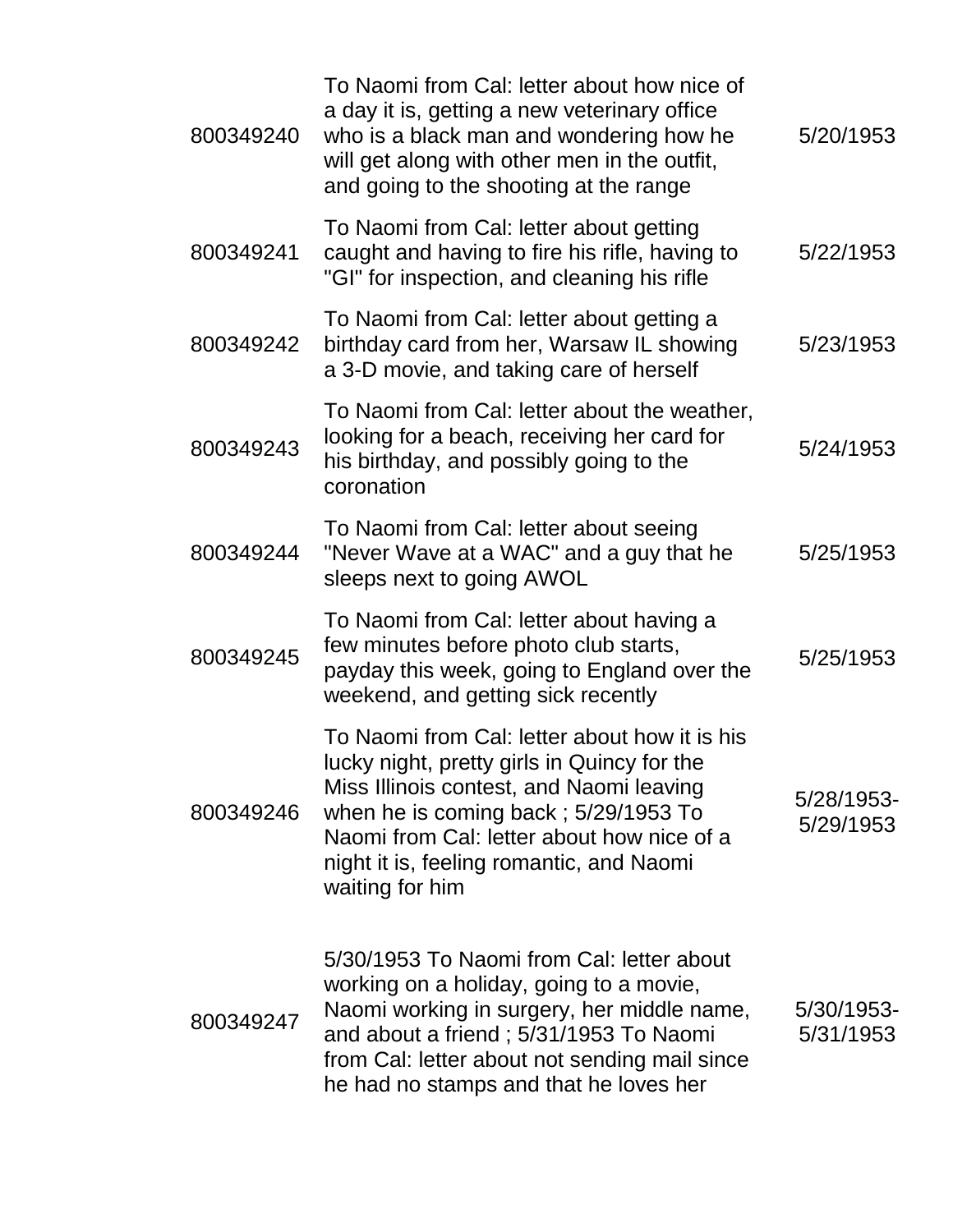| | | |
|---|---|---|
| 800349240 | To Naomi from Cal: letter about how nice of a day it is, getting a new veterinary office who is a black man and wondering how he will get along with other men in the outfit, and going to the shooting at the range | 5/20/1953 |
| 800349241 | To Naomi from Cal: letter about getting caught and having to fire his rifle, having to "GI" for inspection, and cleaning his rifle | 5/22/1953 |
| 800349242 | To Naomi from Cal: letter about getting a birthday card from her, Warsaw IL showing a 3-D movie, and taking care of herself | 5/23/1953 |
| 800349243 | To Naomi from Cal: letter about the weather, looking for a beach, receiving her card for his birthday, and possibly going to the coronation | 5/24/1953 |
| 800349244 | To Naomi from Cal: letter about seeing "Never Wave at a WAC" and a guy that he sleeps next to going AWOL | 5/25/1953 |
| 800349245 | To Naomi from Cal: letter about having a few minutes before photo club starts, payday this week, going to England over the weekend, and getting sick recently | 5/25/1953 |
| 800349246 | To Naomi from Cal: letter about how it is his lucky night, pretty girls in Quincy for the Miss Illinois contest, and Naomi leaving when he is coming back ; 5/29/1953 To Naomi from Cal: letter about how nice of a night it is, feeling romantic, and Naomi waiting for him | 5/28/1953-5/29/1953 |
| 800349247 | 5/30/1953 To Naomi from Cal: letter about working on a holiday, going to a movie, Naomi working in surgery, her middle name, and about a friend ; 5/31/1953 To Naomi from Cal: letter about not sending mail since he had no stamps and that he loves her | 5/30/1953-5/31/1953 |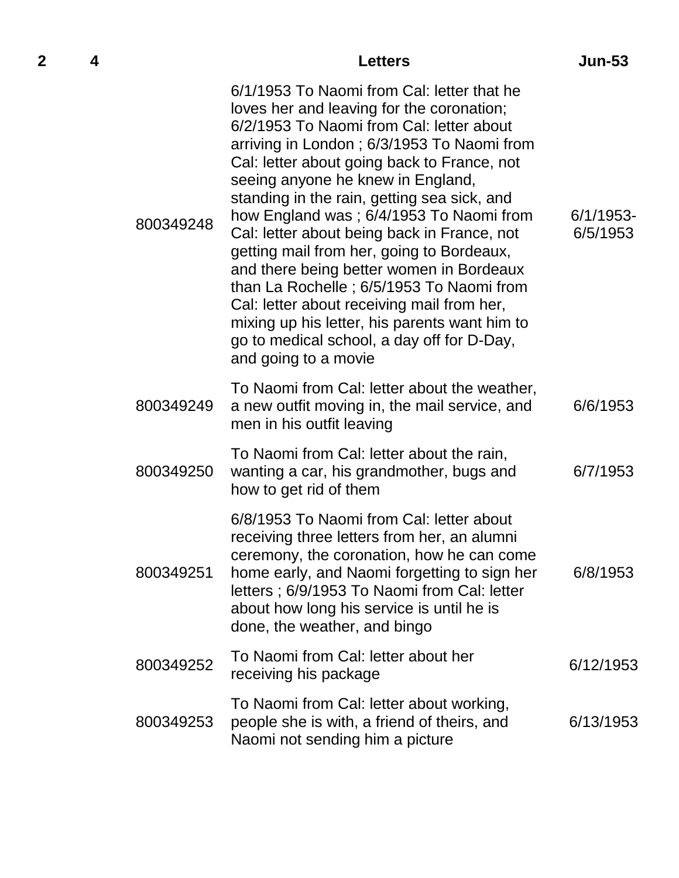| 2 | 4 | | Letters | Jun-53 |
|---|---|---|---|---|
| | | 800349248 | 6/1/1953 To Naomi from Cal: letter that he loves her and leaving for the coronation; 6/2/1953 To Naomi from Cal: letter about arriving in London ; 6/3/1953 To Naomi from Cal: letter about going back to France, not seeing anyone he knew in England, standing in the rain, getting sea sick, and how England was ; 6/4/1953 To Naomi from Cal: letter about being back in France, not getting mail from her, going to Bordeaux, and there being better women in Bordeaux than La Rochelle ; 6/5/1953 To Naomi from Cal: letter about receiving mail from her, mixing up his letter, his parents want him to go to medical school, a day off for D-Day, and going to a movie | 6/1/1953-6/5/1953 |
| | | 800349249 | To Naomi from Cal: letter about the weather, a new outfit moving in, the mail service, and men in his outfit leaving | 6/6/1953 |
| | | 800349250 | To Naomi from Cal: letter about the rain, wanting a car, his grandmother, bugs and how to get rid of them | 6/7/1953 |
| | | 800349251 | 6/8/1953 To Naomi from Cal: letter about receiving three letters from her, an alumni ceremony, the coronation, how he can come home early, and Naomi forgetting to sign her letters ; 6/9/1953 To Naomi from Cal: letter about how long his service is until he is done, the weather, and bingo | 6/8/1953 |
| | | 800349252 | To Naomi from Cal: letter about her receiving his package | 6/12/1953 |
| | | 800349253 | To Naomi from Cal: letter about working, people she is with, a friend of theirs, and Naomi not sending him a picture | 6/13/1953 |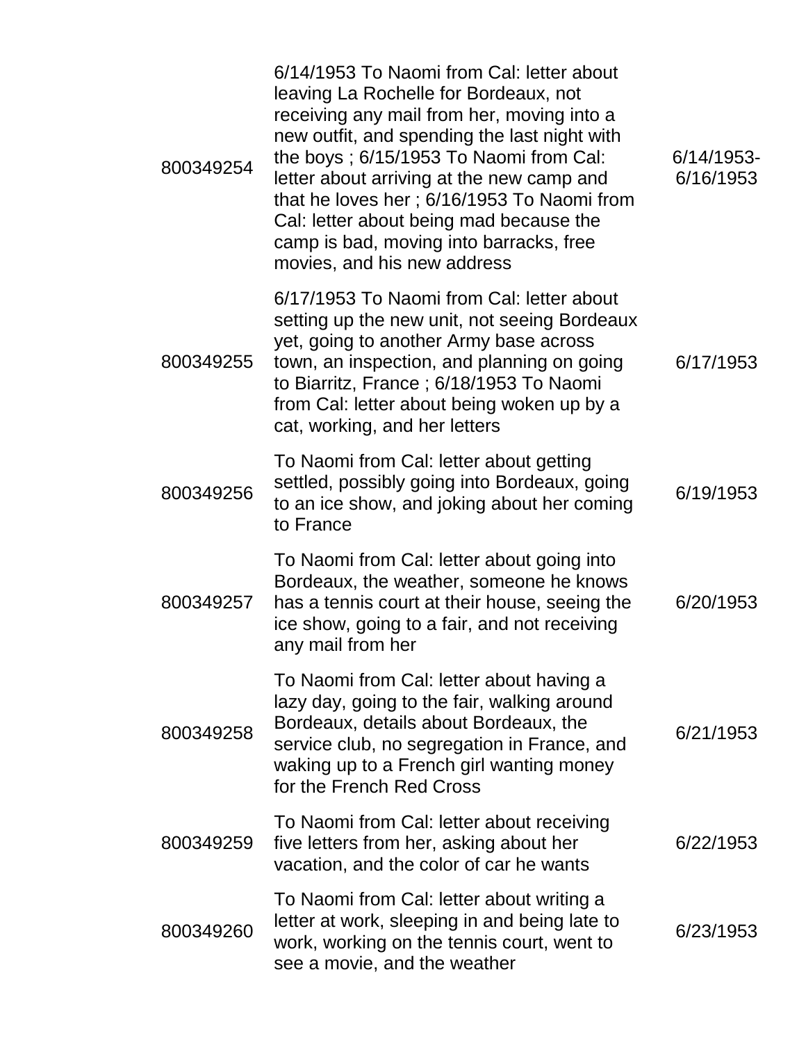| | | |
|---|---|---|
| 800349254 | 6/14/1953 To Naomi from Cal: letter about leaving La Rochelle for Bordeaux, not receiving any mail from her, moving into a new outfit, and spending the last night with the boys ; 6/15/1953 To Naomi from Cal: letter about arriving at the new camp and that he loves her ; 6/16/1953 To Naomi from Cal: letter about being mad because the camp is bad, moving into barracks, free movies, and his new address | 6/14/1953-6/16/1953 |
| 800349255 | 6/17/1953 To Naomi from Cal: letter about setting up the new unit, not seeing Bordeaux yet, going to another Army base across town, an inspection, and planning on going to Biarritz, France ; 6/18/1953 To Naomi from Cal: letter about being woken up by a cat, working, and her letters | 6/17/1953 |
| 800349256 | To Naomi from Cal: letter about getting settled, possibly going into Bordeaux, going to an ice show, and joking about her coming to France | 6/19/1953 |
| 800349257 | To Naomi from Cal: letter about going into Bordeaux, the weather, someone he knows has a tennis court at their house, seeing the ice show, going to a fair, and not receiving any mail from her | 6/20/1953 |
| 800349258 | To Naomi from Cal: letter about having a lazy day, going to the fair, walking around Bordeaux, details about Bordeaux, the service club, no segregation in France, and waking up to a French girl wanting money for the French Red Cross | 6/21/1953 |
| 800349259 | To Naomi from Cal: letter about receiving five letters from her, asking about her vacation, and the color of car he wants | 6/22/1953 |
| 800349260 | To Naomi from Cal: letter about writing a letter at work, sleeping in and being late to work, working on the tennis court, went to see a movie, and the weather | 6/23/1953 |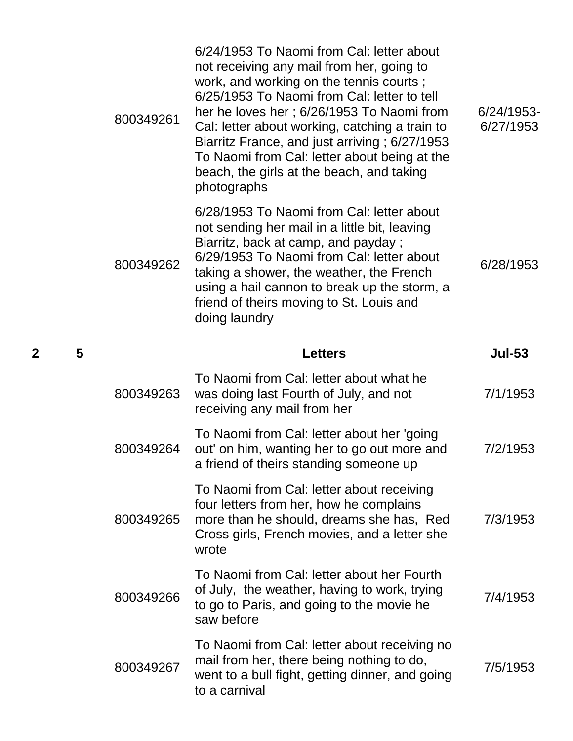| | | | | |
|---|---|---|---|---|
| | | 800349261 | 6/24/1953 To Naomi from Cal: letter about not receiving any mail from her, going to work, and working on the tennis courts ; 6/25/1953 To Naomi from Cal: letter to tell her he loves her ; 6/26/1953 To Naomi from Cal: letter about working, catching a train to Biarritz France, and just arriving ; 6/27/1953 To Naomi from Cal: letter about being at the beach, the girls at the beach, and taking photographs | 6/24/1953-6/27/1953 |
| | | 800349262 | 6/28/1953 To Naomi from Cal: letter about not sending her mail in a little bit, leaving Biarritz, back at camp, and payday ; 6/29/1953 To Naomi from Cal: letter about taking a shower, the weather, the French using a hail cannon to break up the storm, a friend of theirs moving to St. Louis and doing laundry | 6/28/1953 |
| **2** | **5** | | **Letters** | **Jul-53** |
| | | 800349263 | To Naomi from Cal: letter about what he was doing last Fourth of July, and not receiving any mail from her | 7/1/1953 |
| | | 800349264 | To Naomi from Cal: letter about her 'going out' on him, wanting her to go out more and a friend of theirs standing someone up | 7/2/1953 |
| | | 800349265 | To Naomi from Cal: letter about receiving four letters from her, how he complains more than he should, dreams she has, Red Cross girls, French movies, and a letter she wrote | 7/3/1953 |
| | | 800349266 | To Naomi from Cal: letter about her Fourth of July, the weather, having to work, trying to go to Paris, and going to the movie he saw before | 7/4/1953 |
| | | 800349267 | To Naomi from Cal: letter about receiving no mail from her, there being nothing to do, went to a bull fight, getting dinner, and going to a carnival | 7/5/1953 |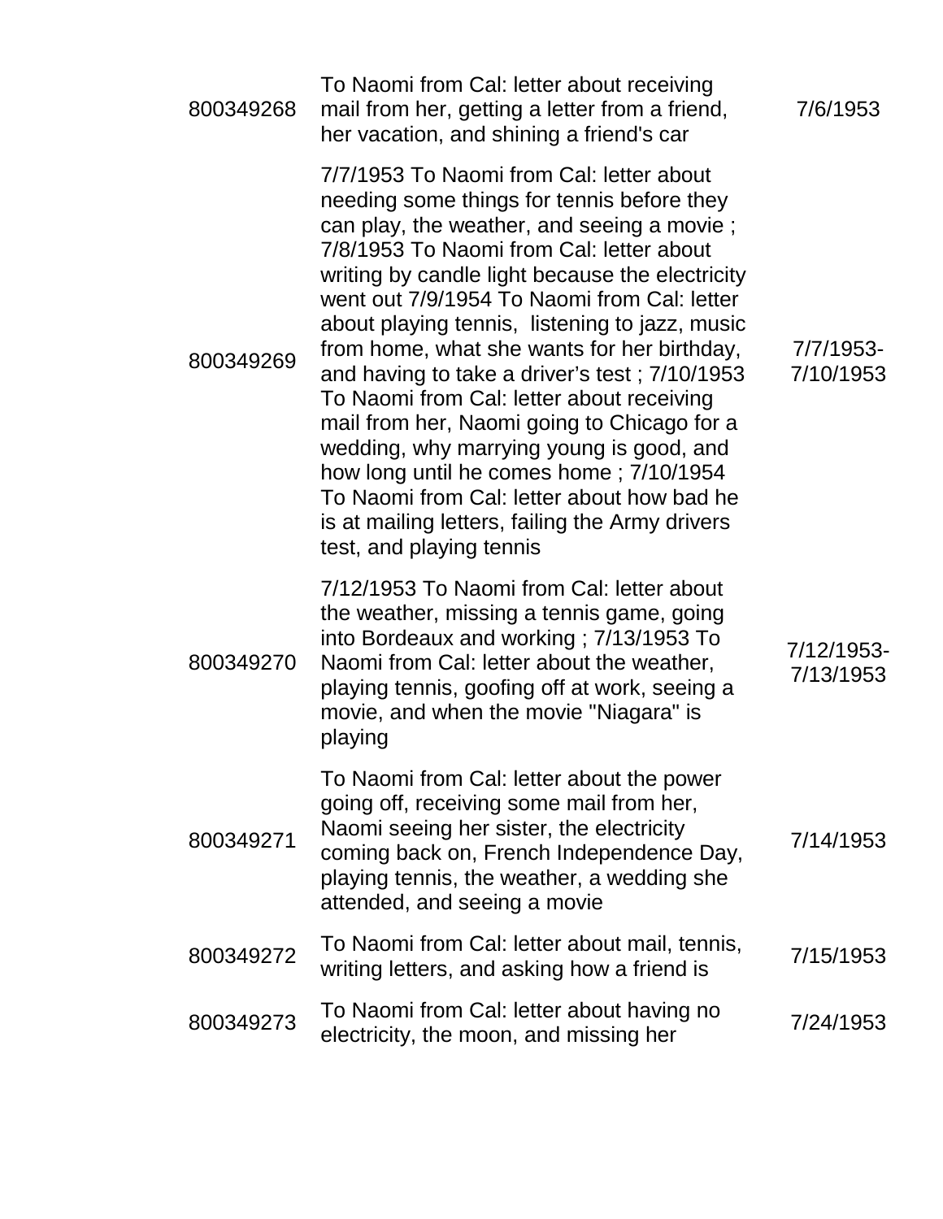| | | |
|---|---|---|
| 800349268 | To Naomi from Cal: letter about receiving mail from her, getting a letter from a friend, her vacation, and shining a friend's car | 7/6/1953 |
| 800349269 | 7/7/1953 To Naomi from Cal: letter about needing some things for tennis before they can play, the weather, and seeing a movie ; 7/8/1953 To Naomi from Cal: letter about writing by candle light because the electricity went out 7/9/1954 To Naomi from Cal: letter about playing tennis, listening to jazz, music from home, what she wants for her birthday, and having to take a driver's test ; 7/10/1953 To Naomi from Cal: letter about receiving mail from her, Naomi going to Chicago for a wedding, why marrying young is good, and how long until he comes home ; 7/10/1954 To Naomi from Cal: letter about how bad he is at mailing letters, failing the Army drivers test, and playing tennis | 7/7/1953-7/10/1953 |
| 800349270 | 7/12/1953 To Naomi from Cal: letter about the weather, missing a tennis game, going into Bordeaux and working ; 7/13/1953 To Naomi from Cal: letter about the weather, playing tennis, goofing off at work, seeing a movie, and when the movie "Niagara" is playing | 7/12/1953-7/13/1953 |
| 800349271 | To Naomi from Cal: letter about the power going off, receiving some mail from her, Naomi seeing her sister, the electricity coming back on, French Independence Day, playing tennis, the weather, a wedding she attended, and seeing a movie | 7/14/1953 |
| 800349272 | To Naomi from Cal: letter about mail, tennis, writing letters, and asking how a friend is | 7/15/1953 |
| 800349273 | To Naomi from Cal: letter about having no electricity, the moon, and missing her | 7/24/1953 |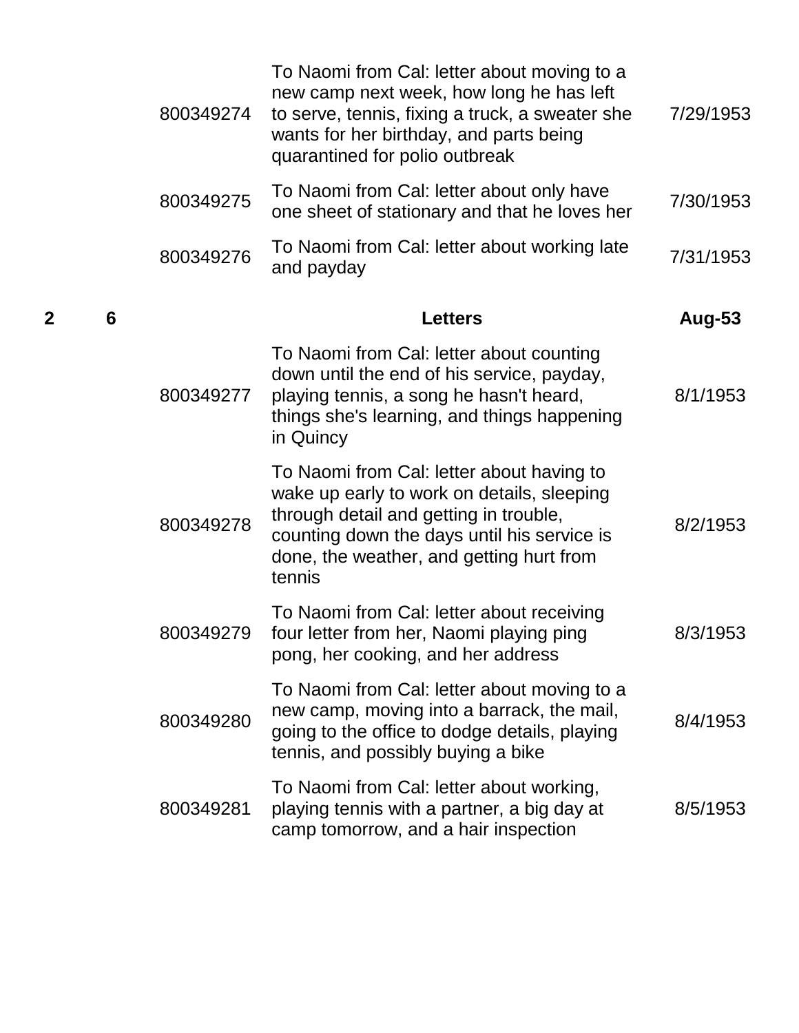| Box | Folder | ID | Description | Date |
|---|---|---|---|---|
| | | 800349274 | To Naomi from Cal: letter about moving to a new camp next week, how long he has left to serve, tennis, fixing a truck, a sweater she wants for her birthday, and parts being quarantined for polio outbreak | 7/29/1953 |
| | | 800349275 | To Naomi from Cal: letter about only have one sheet of stationary and that he loves her | 7/30/1953 |
| | | 800349276 | To Naomi from Cal: letter about working late and payday | 7/31/1953 |
| **2** | **6** | | **Letters** | **Aug-53** |
| | | 800349277 | To Naomi from Cal: letter about counting down until the end of his service, payday, playing tennis, a song he hasn't heard, things she's learning, and things happening in Quincy | 8/1/1953 |
| | | 800349278 | To Naomi from Cal: letter about having to wake up early to work on details, sleeping through detail and getting in trouble, counting down the days until his service is done, the weather, and getting hurt from tennis | 8/2/1953 |
| | | 800349279 | To Naomi from Cal: letter about receiving four letter from her, Naomi playing ping pong, her cooking, and her address | 8/3/1953 |
| | | 800349280 | To Naomi from Cal: letter about moving to a new camp, moving into a barrack, the mail, going to the office to dodge details, playing tennis, and possibly buying a bike | 8/4/1953 |
| | | 800349281 | To Naomi from Cal: letter about working, playing tennis with a partner, a big day at camp tomorrow, and a hair inspection | 8/5/1953 |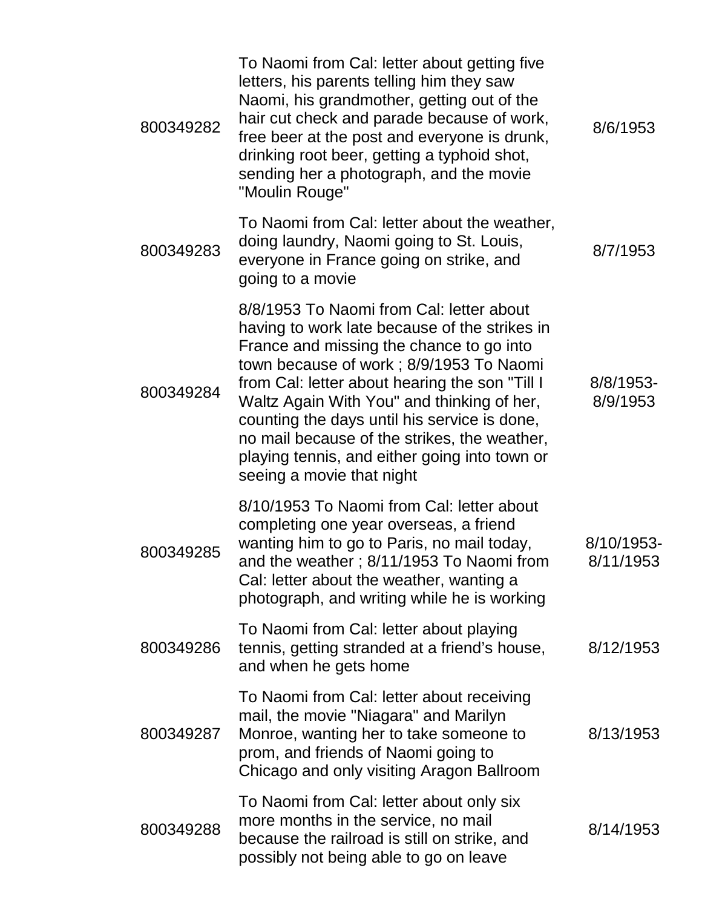| | | |
|---|---|---|
| 800349282 | To Naomi from Cal: letter about getting five letters, his parents telling him they saw Naomi, his grandmother, getting out of the hair cut check and parade because of work, free beer at the post and everyone is drunk, drinking root beer, getting a typhoid shot, sending her a photograph, and the movie "Moulin Rouge" | 8/6/1953 |
| 800349283 | To Naomi from Cal: letter about the weather, doing laundry, Naomi going to St. Louis, everyone in France going on strike, and going to a movie | 8/7/1953 |
| 800349284 | 8/8/1953 To Naomi from Cal: letter about having to work late because of the strikes in France and missing the chance to go into town because of work ; 8/9/1953 To Naomi from Cal: letter about hearing the son "Till I Waltz Again With You" and thinking of her, counting the days until his service is done, no mail because of the strikes, the weather, playing tennis, and either going into town or seeing a movie that night | 8/8/1953-8/9/1953 |
| 800349285 | 8/10/1953 To Naomi from Cal: letter about completing one year overseas, a friend wanting him to go to Paris, no mail today, and the weather ; 8/11/1953 To Naomi from Cal: letter about the weather, wanting a photograph, and writing while he is working | 8/10/1953-8/11/1953 |
| 800349286 | To Naomi from Cal: letter about playing tennis, getting stranded at a friend's house, and when he gets home | 8/12/1953 |
| 800349287 | To Naomi from Cal: letter about receiving mail, the movie "Niagara" and Marilyn Monroe, wanting her to take someone to prom, and friends of Naomi going to Chicago and only visiting Aragon Ballroom | 8/13/1953 |
| 800349288 | To Naomi from Cal: letter about only six more months in the service, no mail because the railroad is still on strike, and possibly not being able to go on leave | 8/14/1953 |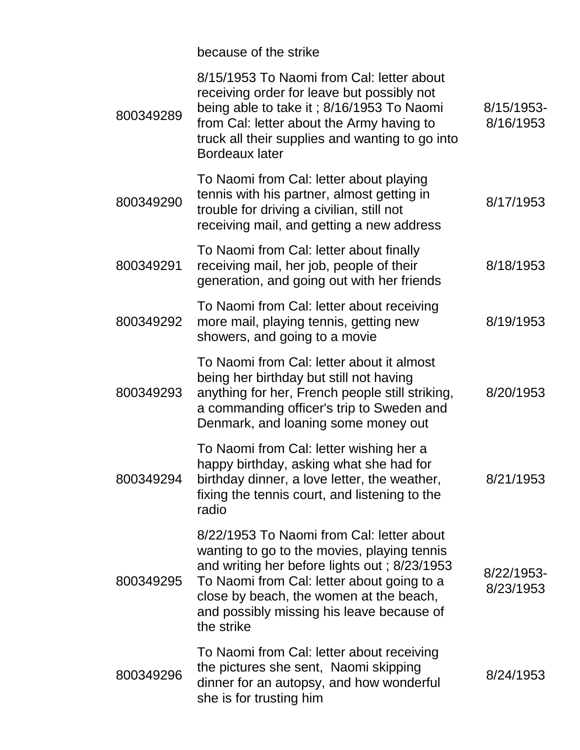| | because of the strike | |
|---|---|---|
| 800349289 | 8/15/1953 To Naomi from Cal: letter about receiving order for leave but possibly not being able to take it ; 8/16/1953 To Naomi from Cal: letter about the Army having to truck all their supplies and wanting to go into Bordeaux later | 8/15/1953-8/16/1953 |
| 800349290 | To Naomi from Cal: letter about playing tennis with his partner, almost getting in trouble for driving a civilian, still not receiving mail, and getting a new address | 8/17/1953 |
| 800349291 | To Naomi from Cal: letter about finally receiving mail, her job, people of their generation, and going out with her friends | 8/18/1953 |
| 800349292 | To Naomi from Cal: letter about receiving more mail, playing tennis, getting new showers, and going to a movie | 8/19/1953 |
| 800349293 | To Naomi from Cal: letter about it almost being her birthday but still not having anything for her, French people still striking, a commanding officer's trip to Sweden and Denmark, and loaning some money out | 8/20/1953 |
| 800349294 | To Naomi from Cal: letter wishing her a happy birthday, asking what she had for birthday dinner, a love letter, the weather, fixing the tennis court, and listening to the radio | 8/21/1953 |
| 800349295 | 8/22/1953 To Naomi from Cal: letter about wanting to go to the movies, playing tennis and writing her before lights out ; 8/23/1953 To Naomi from Cal: letter about going to a close by beach, the women at the beach, and possibly missing his leave because of the strike | 8/22/1953-8/23/1953 |
| 800349296 | To Naomi from Cal: letter about receiving the pictures she sent, Naomi skipping dinner for an autopsy, and how wonderful she is for trusting him | 8/24/1953 |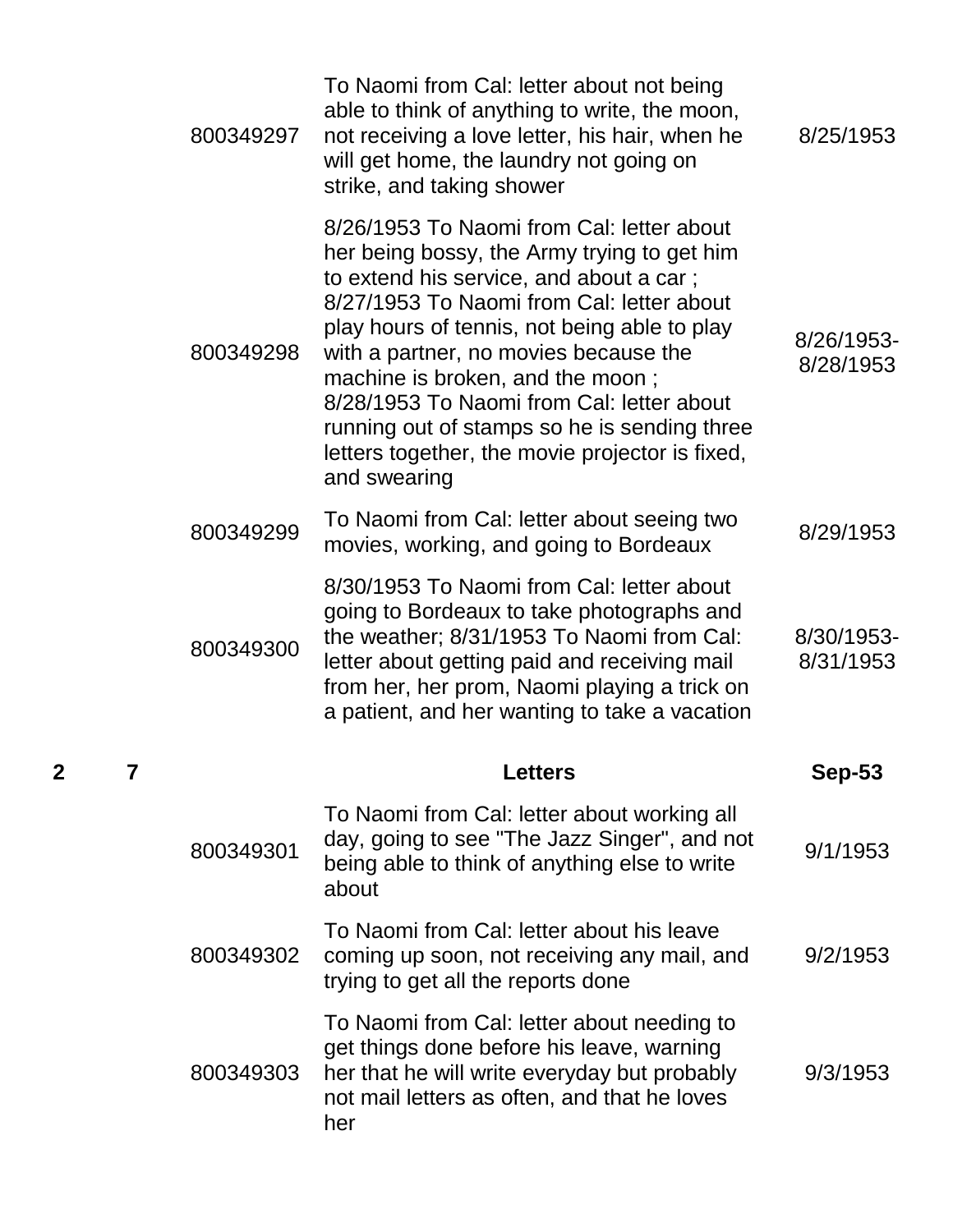| Box | Folder | Item ID | Description | Date |
|---|---|---|---|---|
| | | 800349297 | To Naomi from Cal: letter about not being able to think of anything to write, the moon, not receiving a love letter, his hair, when he will get home, the laundry not going on strike, and taking shower | 8/25/1953 |
| | | 800349298 | 8/26/1953 To Naomi from Cal: letter about her being bossy, the Army trying to get him to extend his service, and about a car ; 8/27/1953 To Naomi from Cal: letter about play hours of tennis, not being able to play with a partner, no movies because the machine is broken, and the moon ; 8/28/1953 To Naomi from Cal: letter about running out of stamps so he is sending three letters together, the movie projector is fixed, and swearing | 8/26/1953-8/28/1953 |
| | | 800349299 | To Naomi from Cal: letter about seeing two movies, working, and going to Bordeaux | 8/29/1953 |
| | | 800349300 | 8/30/1953 To Naomi from Cal: letter about going to Bordeaux to take photographs and the weather; 8/31/1953 To Naomi from Cal: letter about getting paid and receiving mail from her, her prom, Naomi playing a trick on a patient, and her wanting to take a vacation | 8/30/1953-8/31/1953 |
| **2** | **7** | | **Letters** | **Sep-53** |
| | | 800349301 | To Naomi from Cal: letter about working all day, going to see "The Jazz Singer", and not being able to think of anything else to write about | 9/1/1953 |
| | | 800349302 | To Naomi from Cal: letter about his leave coming up soon, not receiving any mail, and trying to get all the reports done | 9/2/1953 |
| | | 800349303 | To Naomi from Cal: letter about needing to get things done before his leave, warning her that he will write everyday but probably not mail letters as often, and that he loves her | 9/3/1953 |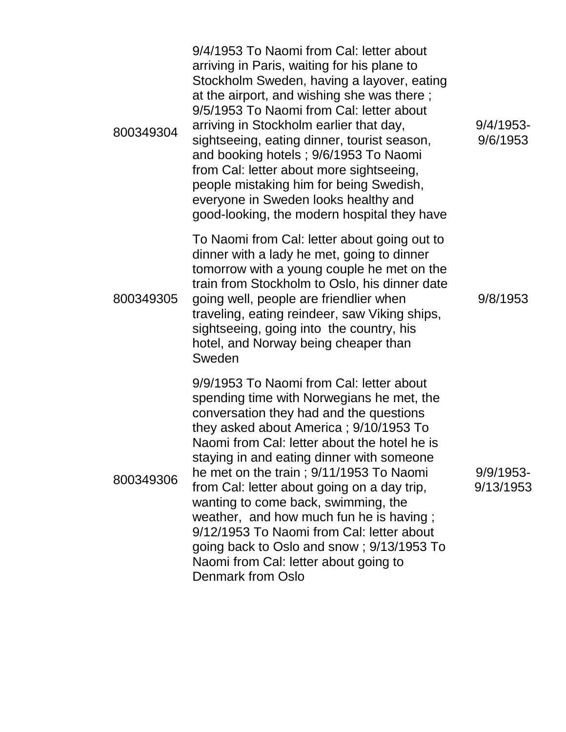| | | |
|---|---|---|
| 800349304 | 9/4/1953 To Naomi from Cal: letter about arriving in Paris, waiting for his plane to Stockholm Sweden, having a layover, eating at the airport, and wishing she was there ; 9/5/1953 To Naomi from Cal: letter about arriving in Stockholm earlier that day, sightseeing, eating dinner, tourist season, and booking hotels ; 9/6/1953 To Naomi from Cal: letter about more sightseeing, people mistaking him for being Swedish, everyone in Sweden looks healthy and good-looking, the modern hospital they have | 9/4/1953-9/6/1953 |
| 800349305 | To Naomi from Cal: letter about going out to dinner with a lady he met, going to dinner tomorrow with a young couple he met on the train from Stockholm to Oslo, his dinner date going well, people are friendlier when traveling, eating reindeer, saw Viking ships, sightseeing, going into the country, his hotel, and Norway being cheaper than Sweden | 9/8/1953 |
| 800349306 | 9/9/1953 To Naomi from Cal: letter about spending time with Norwegians he met, the conversation they had and the questions they asked about America ; 9/10/1953 To Naomi from Cal: letter about the hotel he is staying in and eating dinner with someone he met on the train ; 9/11/1953 To Naomi from Cal: letter about going on a day trip, wanting to come back, swimming, the weather, and how much fun he is having ; 9/12/1953 To Naomi from Cal: letter about going back to Oslo and snow ; 9/13/1953 To Naomi from Cal: letter about going to Denmark from Oslo | 9/9/1953-9/13/1953 |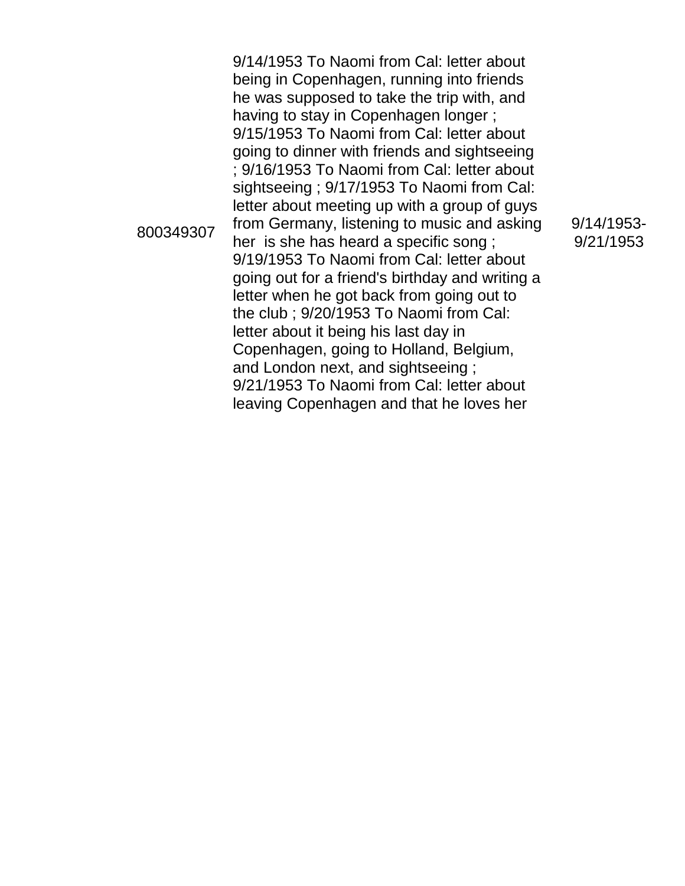| | | |
|---|---|---|
| 800349307 | 9/14/1953 To Naomi from Cal: letter about being in Copenhagen, running into friends he was supposed to take the trip with, and having to stay in Copenhagen longer ; 9/15/1953 To Naomi from Cal: letter about going to dinner with friends and sightseeing ; 9/16/1953 To Naomi from Cal: letter about sightseeing ; 9/17/1953 To Naomi from Cal: letter about meeting up with a group of guys from Germany, listening to music and asking her is she has heard a specific song ; 9/19/1953 To Naomi from Cal: letter about going out for a friend's birthday and writing a letter when he got back from going out to the club ; 9/20/1953 To Naomi from Cal: letter about it being his last day in Copenhagen, going to Holland, Belgium, and London next, and sightseeing ; 9/21/1953 To Naomi from Cal: letter about leaving Copenhagen and that he loves her | 9/14/1953-9/21/1953 |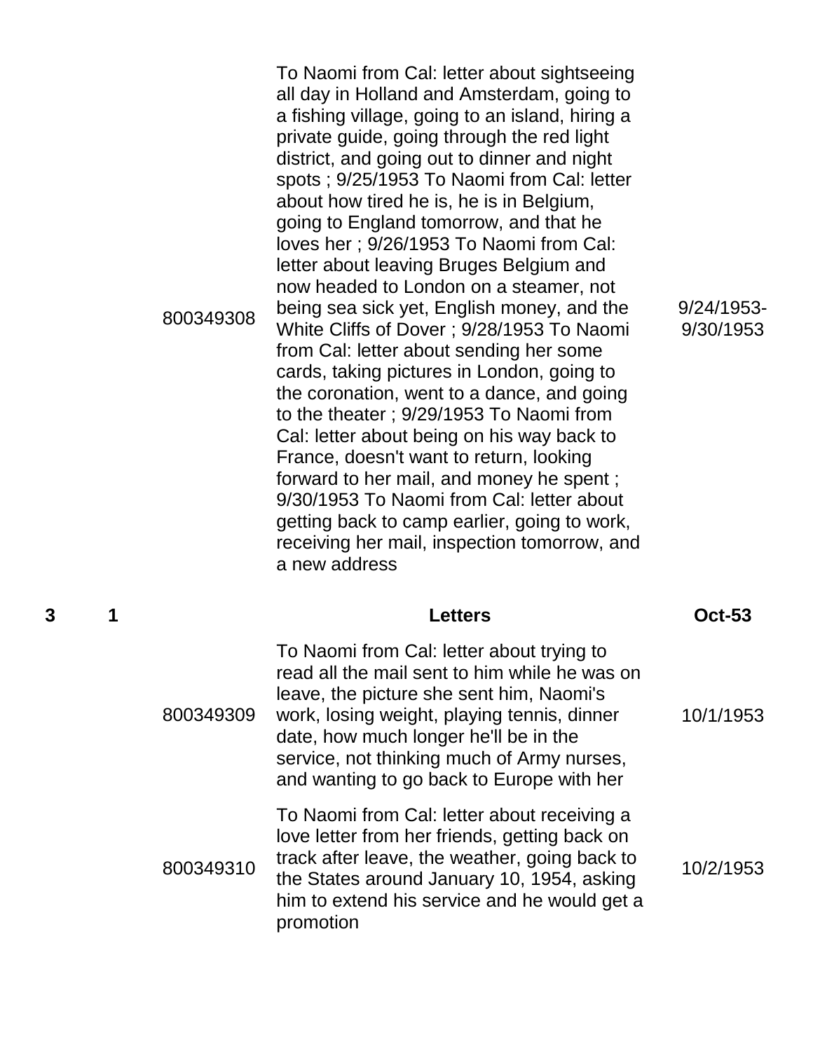| | | | | |
|---|---|---|---|---|
| | | 800349308 | To Naomi from Cal: letter about sightseeing all day in Holland and Amsterdam, going to a fishing village, going to an island, hiring a private guide, going through the red light district, and going out to dinner and night spots ; 9/25/1953 To Naomi from Cal: letter about how tired he is, he is in Belgium, going to England tomorrow, and that he loves her ; 9/26/1953 To Naomi from Cal: letter about leaving Bruges Belgium and now headed to London on a steamer, not being sea sick yet, English money, and the White Cliffs of Dover ; 9/28/1953 To Naomi from Cal: letter about sending her some cards, taking pictures in London, going to the coronation, went to a dance, and going to the theater ; 9/29/1953 To Naomi from Cal: letter about being on his way back to France, doesn't want to return, looking forward to her mail, and money he spent ; 9/30/1953 To Naomi from Cal: letter about getting back to camp earlier, going to work, receiving her mail, inspection tomorrow, and a new address | 9/24/1953-9/30/1953 |
| **3** | **1** | | **Letters** | **Oct-53** |
| | | 800349309 | To Naomi from Cal: letter about trying to read all the mail sent to him while he was on leave, the picture she sent him, Naomi's work, losing weight, playing tennis, dinner date, how much longer he'll be in the service, not thinking much of Army nurses, and wanting to go back to Europe with her | 10/1/1953 |
| | | 800349310 | To Naomi from Cal: letter about receiving a love letter from her friends, getting back on track after leave, the weather, going back to the States around January 10, 1954, asking him to extend his service and he would get a promotion | 10/2/1953 |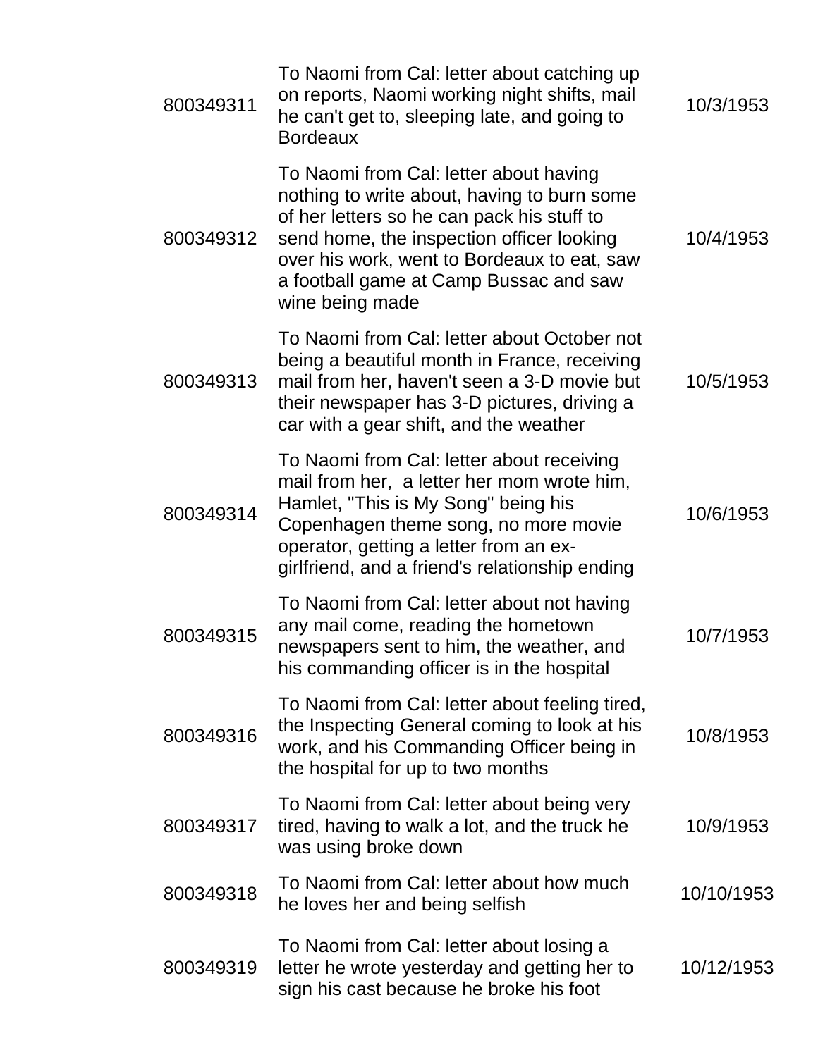| | | |
|---|---|---|
| 800349311 | To Naomi from Cal: letter about catching up on reports, Naomi working night shifts, mail he can't get to, sleeping late, and going to Bordeaux | 10/3/1953 |
| 800349312 | To Naomi from Cal: letter about having nothing to write about, having to burn some of her letters so he can pack his stuff to send home, the inspection officer looking over his work, went to Bordeaux to eat, saw a football game at Camp Bussac and saw wine being made | 10/4/1953 |
| 800349313 | To Naomi from Cal: letter about October not being a beautiful month in France, receiving mail from her, haven't seen a 3-D movie but their newspaper has 3-D pictures, driving a car with a gear shift, and the weather | 10/5/1953 |
| 800349314 | To Naomi from Cal: letter about receiving mail from her,  a letter her mom wrote him, Hamlet, "This is My Song" being his Copenhagen theme song, no more movie operator, getting a letter from an ex-girlfriend, and a friend's relationship ending | 10/6/1953 |
| 800349315 | To Naomi from Cal: letter about not having any mail come, reading the hometown newspapers sent to him, the weather, and his commanding officer is in the hospital | 10/7/1953 |
| 800349316 | To Naomi from Cal: letter about feeling tired, the Inspecting General coming to look at his work, and his Commanding Officer being in the hospital for up to two months | 10/8/1953 |
| 800349317 | To Naomi from Cal: letter about being very tired, having to walk a lot, and the truck he was using broke down | 10/9/1953 |
| 800349318 | To Naomi from Cal: letter about how much he loves her and being selfish | 10/10/1953 |
| 800349319 | To Naomi from Cal: letter about losing a letter he wrote yesterday and getting her to sign his cast because he broke his foot | 10/12/1953 |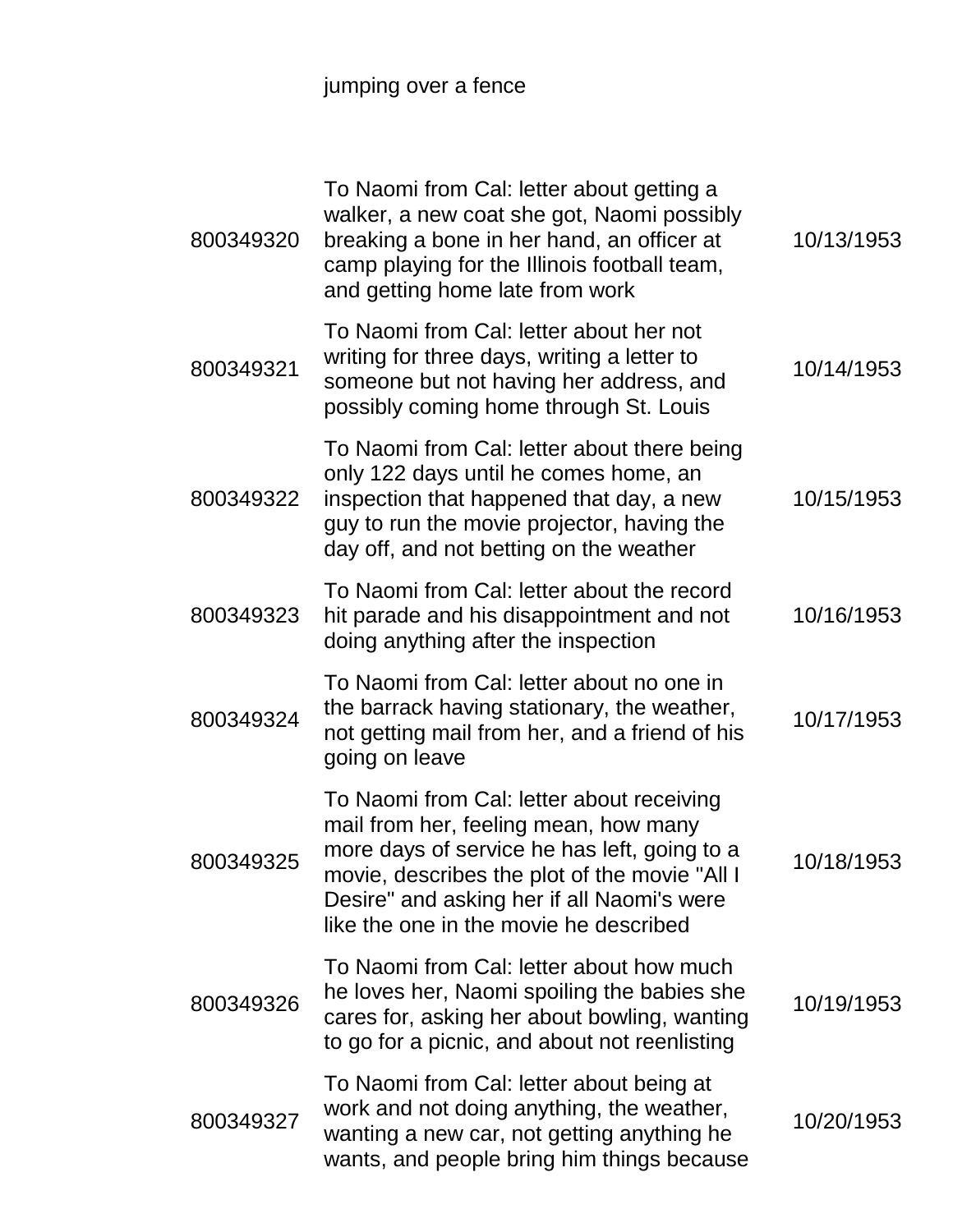| | jumping over a fence | |
|---|---|---|
| 800349320 | To Naomi from Cal: letter about getting a walker, a new coat she got, Naomi possibly breaking a bone in her hand, an officer at camp playing for the Illinois football team, and getting home late from work | 10/13/1953 |
| 800349321 | To Naomi from Cal: letter about her not writing for three days, writing a letter to someone but not having her address, and possibly coming home through St. Louis | 10/14/1953 |
| 800349322 | To Naomi from Cal: letter about there being only 122 days until he comes home, an inspection that happened that day, a new guy to run the movie projector, having the day off, and not betting on the weather | 10/15/1953 |
| 800349323 | To Naomi from Cal: letter about the record hit parade and his disappointment and not doing anything after the inspection | 10/16/1953 |
| 800349324 | To Naomi from Cal: letter about no one in the barrack having stationary, the weather, not getting mail from her, and a friend of his going on leave | 10/17/1953 |
| 800349325 | To Naomi from Cal: letter about receiving mail from her, feeling mean, how many more days of service he has left, going to a movie, describes the plot of the movie "All I Desire" and asking her if all Naomi's were like the one in the movie he described | 10/18/1953 |
| 800349326 | To Naomi from Cal: letter about how much he loves her, Naomi spoiling the babies she cares for, asking her about bowling, wanting to go for a picnic, and about not reenlisting | 10/19/1953 |
| 800349327 | To Naomi from Cal: letter about being at work and not doing anything, the weather, wanting a new car, not getting anything he wants, and people bring him things because | 10/20/1953 |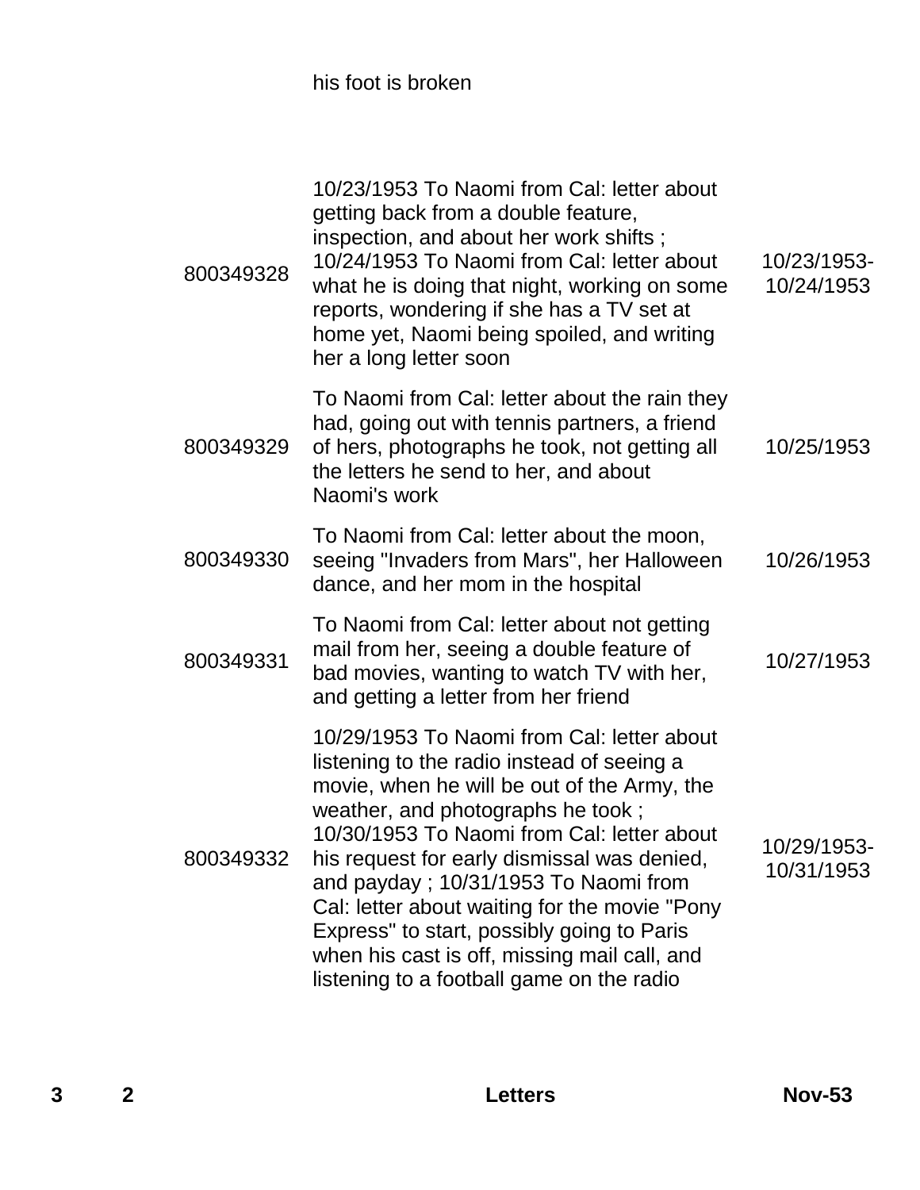| | | |
|---|---|---|
| | his foot is broken | |
| 800349328 | 10/23/1953 To Naomi from Cal: letter about getting back from a double feature, inspection, and about her work shifts ; 10/24/1953 To Naomi from Cal: letter about what he is doing that night, working on some reports, wondering if she has a TV set at home yet, Naomi being spoiled, and writing her a long letter soon | 10/23/1953-10/24/1953 |
| 800349329 | To Naomi from Cal: letter about the rain they had, going out with tennis partners, a friend of hers, photographs he took, not getting all the letters he send to her, and about Naomi's work | 10/25/1953 |
| 800349330 | To Naomi from Cal: letter about the moon, seeing "Invaders from Mars", her Halloween dance, and her mom in the hospital | 10/26/1953 |
| 800349331 | To Naomi from Cal: letter about not getting mail from her, seeing a double feature of bad movies, wanting to watch TV with her, and getting a letter from her friend | 10/27/1953 |
| 800349332 | 10/29/1953 To Naomi from Cal: letter about listening to the radio instead of seeing a movie, when he will be out of the Army, the weather, and photographs he took ; 10/30/1953 To Naomi from Cal: letter about his request for early dismissal was denied, and payday ; 10/31/1953 To Naomi from Cal: letter about waiting for the movie "Pony Express" to start, possibly going to Paris when his cast is off, missing mail call, and listening to a football game on the radio | 10/29/1953-10/31/1953 |

| | | | |
|---|---|---|---|
| **3** | **2** | **Letters** | **Nov-53** |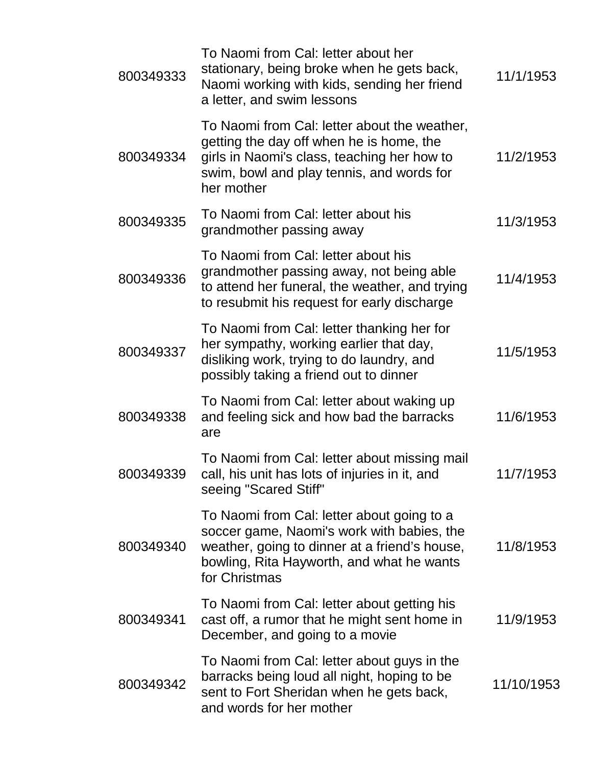| | | |
|---|---|---|
| 800349333 | To Naomi from Cal: letter about her stationary, being broke when he gets back, Naomi working with kids, sending her friend a letter, and swim lessons | 11/1/1953 |
| 800349334 | To Naomi from Cal: letter about the weather, getting the day off when he is home, the girls in Naomi's class, teaching her how to swim, bowl and play tennis, and words for her mother | 11/2/1953 |
| 800349335 | To Naomi from Cal: letter about his grandmother passing away | 11/3/1953 |
| 800349336 | To Naomi from Cal: letter about his grandmother passing away, not being able to attend her funeral, the weather, and trying to resubmit his request for early discharge | 11/4/1953 |
| 800349337 | To Naomi from Cal: letter thanking her for her sympathy, working earlier that day, disliking work, trying to do laundry, and possibly taking a friend out to dinner | 11/5/1953 |
| 800349338 | To Naomi from Cal: letter about waking up and feeling sick and how bad the barracks are | 11/6/1953 |
| 800349339 | To Naomi from Cal: letter about missing mail call, his unit has lots of injuries in it, and seeing "Scared Stiff" | 11/7/1953 |
| 800349340 | To Naomi from Cal: letter about going to a soccer game, Naomi's work with babies, the weather, going to dinner at a friend's house, bowling, Rita Hayworth, and what he wants for Christmas | 11/8/1953 |
| 800349341 | To Naomi from Cal: letter about getting his cast off, a rumor that he might sent home in December, and going to a movie | 11/9/1953 |
| 800349342 | To Naomi from Cal: letter about guys in the barracks being loud all night, hoping to be sent to Fort Sheridan when he gets back, and words for her mother | 11/10/1953 |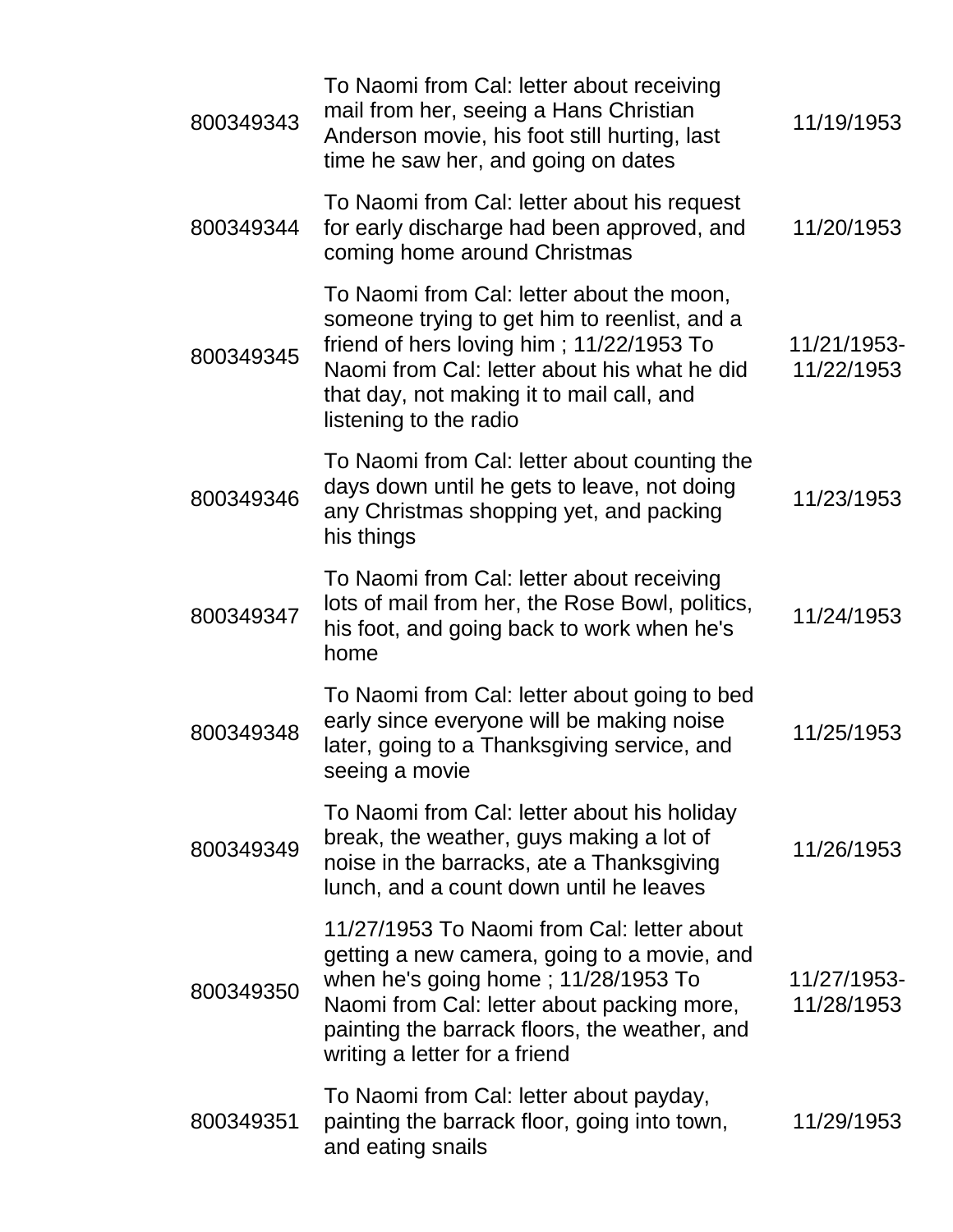| | | |
|---|---|---|
| 800349343 | To Naomi from Cal: letter about receiving mail from her, seeing a Hans Christian Anderson movie, his foot still hurting, last time he saw her, and going on dates | 11/19/1953 |
| 800349344 | To Naomi from Cal: letter about his request for early discharge had been approved, and coming home around Christmas | 11/20/1953 |
| 800349345 | To Naomi from Cal: letter about the moon, someone trying to get him to reenlist, and a friend of hers loving him ; 11/22/1953 To Naomi from Cal: letter about his what he did that day, not making it to mail call, and listening to the radio | 11/21/1953-11/22/1953 |
| 800349346 | To Naomi from Cal: letter about counting the days down until he gets to leave, not doing any Christmas shopping yet, and packing his things | 11/23/1953 |
| 800349347 | To Naomi from Cal: letter about receiving lots of mail from her, the Rose Bowl, politics, his foot, and going back to work when he's home | 11/24/1953 |
| 800349348 | To Naomi from Cal: letter about going to bed early since everyone will be making noise later, going to a Thanksgiving service, and seeing a movie | 11/25/1953 |
| 800349349 | To Naomi from Cal: letter about his holiday break, the weather, guys making a lot of noise in the barracks, ate a Thanksgiving lunch, and a count down until he leaves | 11/26/1953 |
| 800349350 | 11/27/1953 To Naomi from Cal: letter about getting a new camera, going to a movie, and when he's going home ; 11/28/1953 To Naomi from Cal: letter about packing more, painting the barrack floors, the weather, and writing a letter for a friend | 11/27/1953-11/28/1953 |
| 800349351 | To Naomi from Cal: letter about payday, painting the barrack floor, going into town, and eating snails | 11/29/1953 |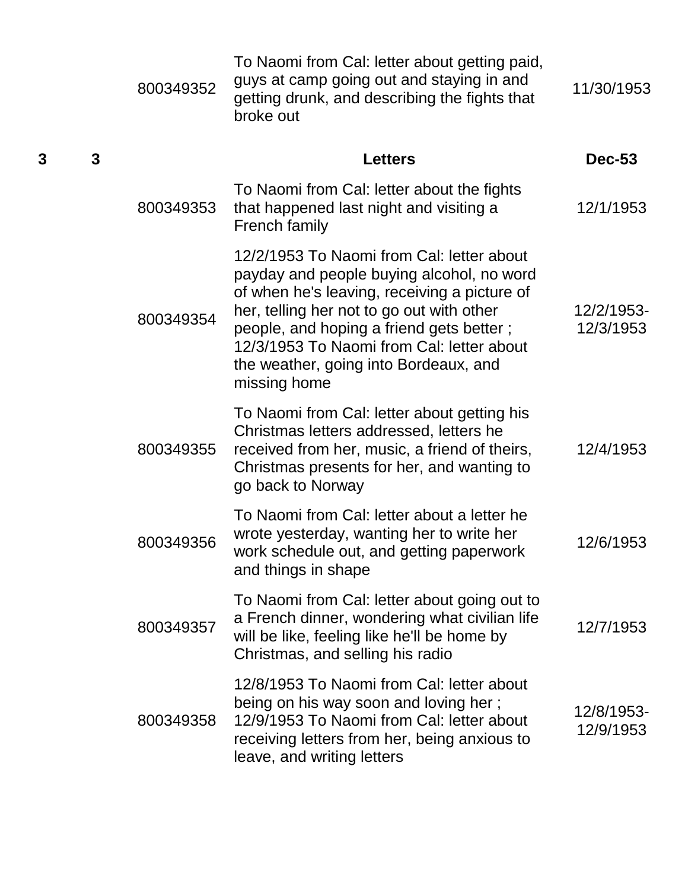| | | | | |
|---|---|---|---|---|
| | | 800349352 | To Naomi from Cal: letter about getting paid, guys at camp going out and staying in and getting drunk, and describing the fights that broke out | 11/30/1953 |
| **3** | **3** | | **Letters** | **Dec-53** |
| | | 800349353 | To Naomi from Cal: letter about the fights that happened last night and visiting a French family | 12/1/1953 |
| | | 800349354 | 12/2/1953 To Naomi from Cal: letter about payday and people buying alcohol, no word of when he's leaving, receiving a picture of her, telling her not to go out with other people, and hoping a friend gets better ; 12/3/1953 To Naomi from Cal: letter about the weather, going into Bordeaux, and missing home | 12/2/1953-12/3/1953 |
| | | 800349355 | To Naomi from Cal: letter about getting his Christmas letters addressed, letters he received from her, music, a friend of theirs, Christmas presents for her, and wanting to go back to Norway | 12/4/1953 |
| | | 800349356 | To Naomi from Cal: letter about a letter he wrote yesterday, wanting her to write her work schedule out, and getting paperwork and things in shape | 12/6/1953 |
| | | 800349357 | To Naomi from Cal: letter about going out to a French dinner, wondering what civilian life will be like, feeling like he'll be home by Christmas, and selling his radio | 12/7/1953 |
| | | 800349358 | 12/8/1953 To Naomi from Cal: letter about being on his way soon and loving her ; 12/9/1953 To Naomi from Cal: letter about receiving letters from her, being anxious to leave, and writing letters | 12/8/1953-12/9/1953 |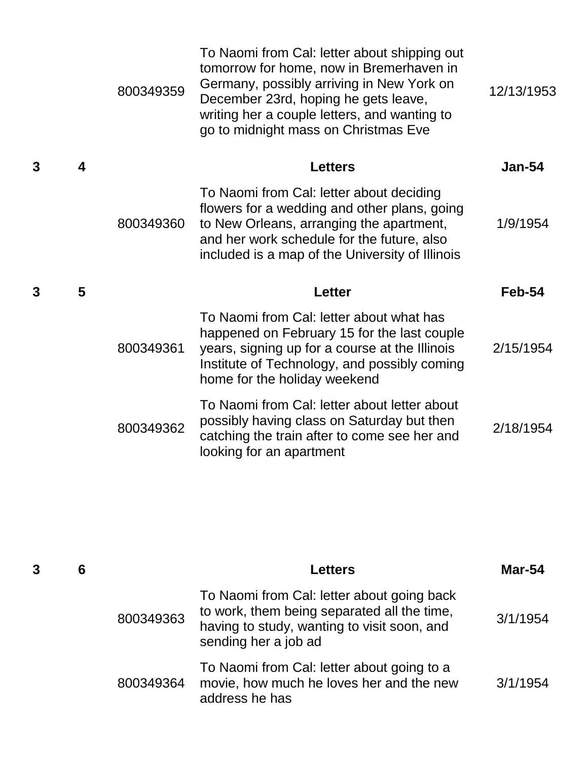| | | | | |
|---|---|---|---|---|
| | | 800349359 | To Naomi from Cal: letter about shipping out tomorrow for home, now in Bremerhaven in Germany, possibly arriving in New York on December 23rd, hoping he gets leave, writing her a couple letters, and wanting to go to midnight mass on Christmas Eve | 12/13/1953 |
| **3** | **4** | | **Letters** | **Jan-54** |
| | | 800349360 | To Naomi from Cal: letter about deciding flowers for a wedding and other plans, going to New Orleans, arranging the apartment, and her work schedule for the future, also included is a map of the University of Illinois | 1/9/1954 |
| **3** | **5** | | **Letter** | **Feb-54** |
| | | 800349361 | To Naomi from Cal: letter about what has happened on February 15 for the last couple years, signing up for a course at the Illinois Institute of Technology, and possibly coming home for the holiday weekend | 2/15/1954 |
| | | 800349362 | To Naomi from Cal: letter about letter about possibly having class on Saturday but then catching the train after to come see her and looking for an apartment | 2/18/1954 |
| **3** | **6** | | **Letters** | **Mar-54** |
| | | 800349363 | To Naomi from Cal: letter about going back to work, them being separated all the time, having to study, wanting to visit soon, and sending her a job ad | 3/1/1954 |
| | | 800349364 | To Naomi from Cal: letter about going to a movie, how much he loves her and the new address he has | 3/1/1954 |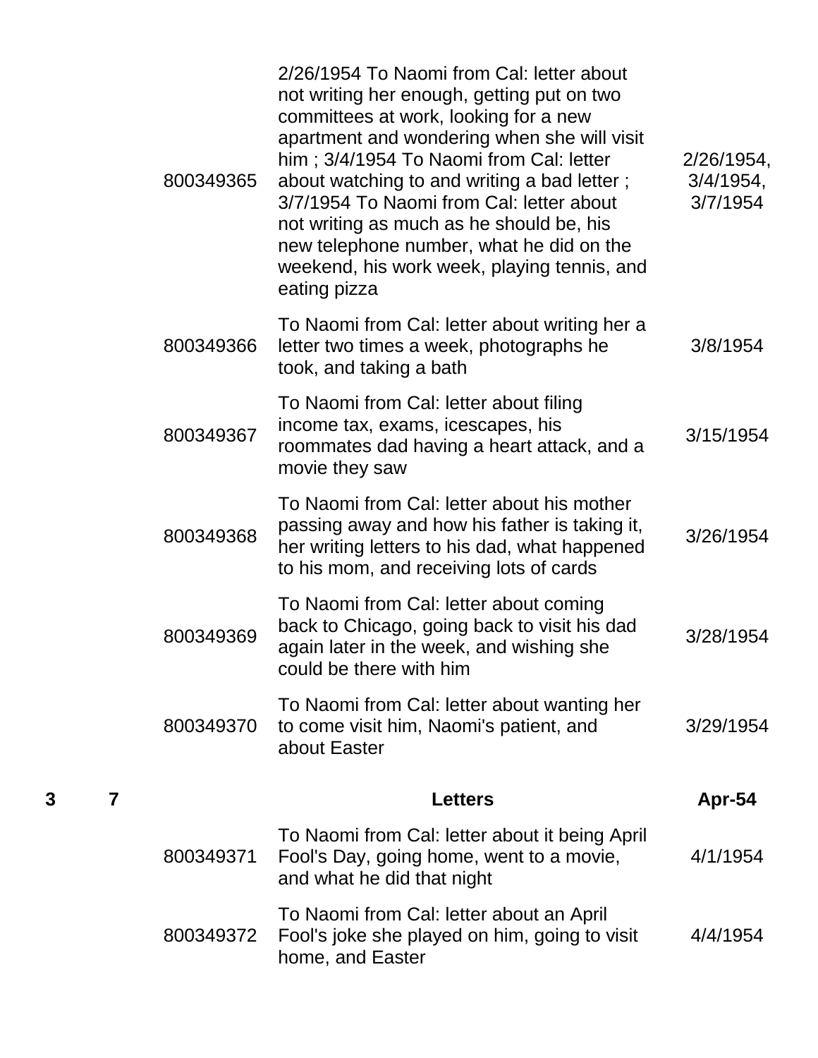| | | | | |
|---|---|---|---|---|
| | | 800349365 | 2/26/1954 To Naomi from Cal: letter about not writing her enough, getting put on two committees at work, looking for a new apartment and wondering when she will visit him ; 3/4/1954 To Naomi from Cal: letter about watching to and writing a bad letter ; 3/7/1954 To Naomi from Cal: letter about not writing as much as he should be, his new telephone number, what he did on the weekend, his work week, playing tennis, and eating pizza | 2/26/1954, 3/4/1954, 3/7/1954 |
| | | 800349366 | To Naomi from Cal: letter about writing her a letter two times a week, photographs he took, and taking a bath | 3/8/1954 |
| | | 800349367 | To Naomi from Cal: letter about filing income tax, exams, icescapes, his roommates dad having a heart attack, and a movie they saw | 3/15/1954 |
| | | 800349368 | To Naomi from Cal: letter about his mother passing away and how his father is taking it, her writing letters to his dad, what happened to his mom, and receiving lots of cards | 3/26/1954 |
| | | 800349369 | To Naomi from Cal: letter about coming back to Chicago, going back to visit his dad again later in the week, and wishing she could be there with him | 3/28/1954 |
| | | 800349370 | To Naomi from Cal: letter about wanting her to come visit him, Naomi's patient, and about Easter | 3/29/1954 |
| **3** | **7** | | **Letters** | **Apr-54** |
| | | 800349371 | To Naomi from Cal: letter about it being April Fool's Day, going home, went to a movie, and what he did that night | 4/1/1954 |
| | | 800349372 | To Naomi from Cal: letter about an April Fool's joke she played on him, going to visit home, and Easter | 4/4/1954 |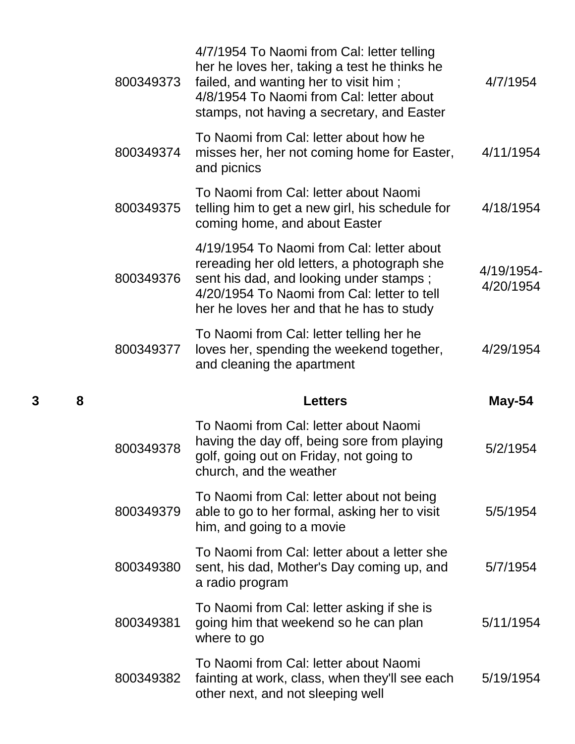| | | | | |
|---|---|---|---|---|
| | | 800349373 | 4/7/1954 To Naomi from Cal: letter telling her he loves her, taking a test he thinks he failed, and wanting her to visit him ; 4/8/1954 To Naomi from Cal: letter about stamps, not having a secretary, and Easter | 4/7/1954 |
| | | 800349374 | To Naomi from Cal: letter about how he misses her, her not coming home for Easter, and picnics | 4/11/1954 |
| | | 800349375 | To Naomi from Cal: letter about Naomi telling him to get a new girl, his schedule for coming home, and about Easter | 4/18/1954 |
| | | 800349376 | 4/19/1954 To Naomi from Cal: letter about rereading her old letters, a photograph she sent his dad, and looking under stamps ; 4/20/1954 To Naomi from Cal: letter to tell her he loves her and that he has to study | 4/19/1954-4/20/1954 |
| | | 800349377 | To Naomi from Cal: letter telling her he loves her, spending the weekend together, and cleaning the apartment | 4/29/1954 |
| **3** | **8** | | **Letters** | **May-54** |
| | | 800349378 | To Naomi from Cal: letter about Naomi having the day off, being sore from playing golf, going out on Friday, not going to church, and the weather | 5/2/1954 |
| | | 800349379 | To Naomi from Cal: letter about not being able to go to her formal, asking her to visit him, and going to a movie | 5/5/1954 |
| | | 800349380 | To Naomi from Cal: letter about a letter she sent, his dad, Mother's Day coming up, and a radio program | 5/7/1954 |
| | | 800349381 | To Naomi from Cal: letter asking if she is going him that weekend so he can plan where to go | 5/11/1954 |
| | | 800349382 | To Naomi from Cal: letter about Naomi fainting at work, class, when they'll see each other next, and not sleeping well | 5/19/1954 |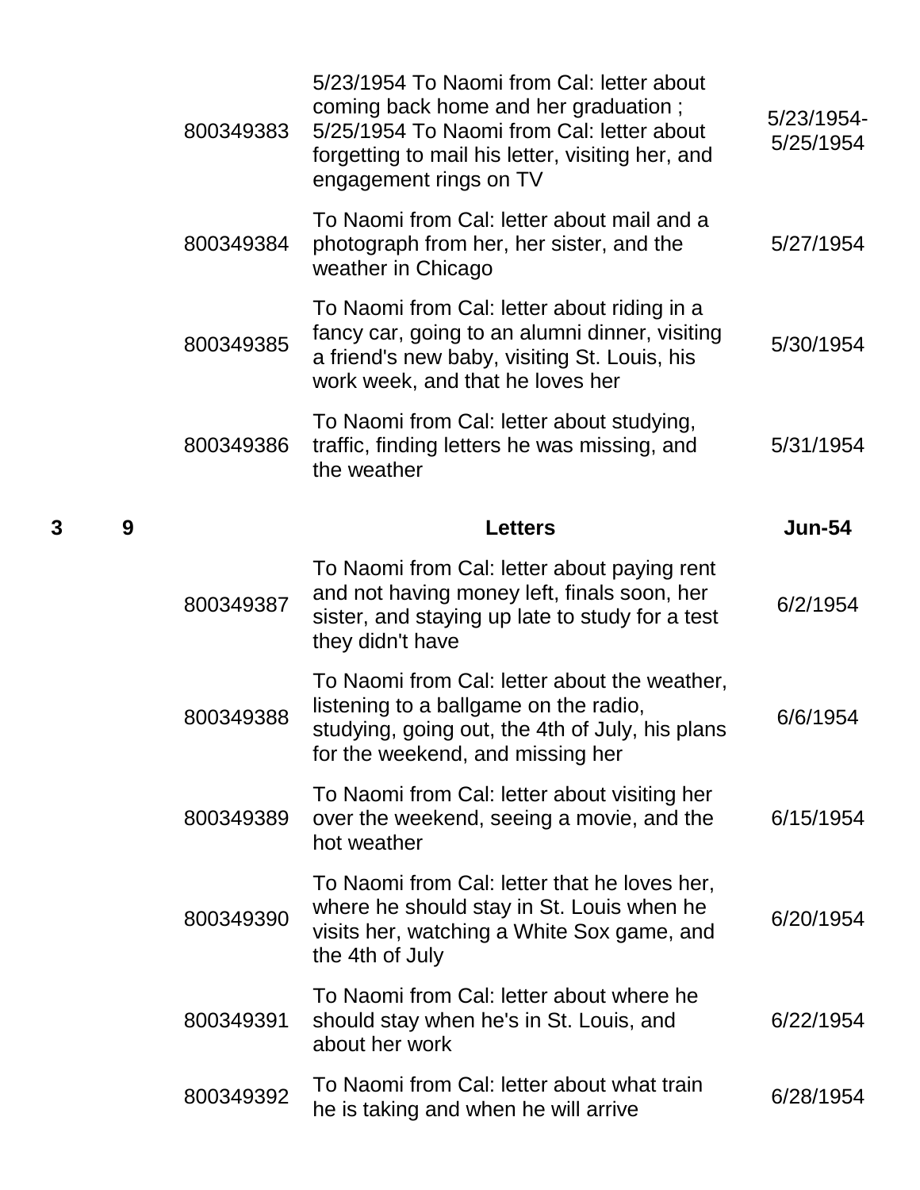| | | | | |
|---|---|---|---|---|
| | | 800349383 | 5/23/1954 To Naomi from Cal: letter about coming back home and her graduation ; 5/25/1954 To Naomi from Cal: letter about forgetting to mail his letter, visiting her, and engagement rings on TV | 5/23/1954-5/25/1954 |
| | | 800349384 | To Naomi from Cal: letter about mail and a photograph from her, her sister, and the weather in Chicago | 5/27/1954 |
| | | 800349385 | To Naomi from Cal: letter about riding in a fancy car, going to an alumni dinner, visiting a friend's new baby, visiting St. Louis, his work week, and that he loves her | 5/30/1954 |
| | | 800349386 | To Naomi from Cal: letter about studying, traffic, finding letters he was missing, and the weather | 5/31/1954 |
| **3** | **9** | | **Letters** | **Jun-54** |
| | | 800349387 | To Naomi from Cal: letter about paying rent and not having money left, finals soon, her sister, and staying up late to study for a test they didn't have | 6/2/1954 |
| | | 800349388 | To Naomi from Cal: letter about the weather, listening to a ballgame on the radio, studying, going out, the 4th of July, his plans for the weekend, and missing her | 6/6/1954 |
| | | 800349389 | To Naomi from Cal: letter about visiting her over the weekend, seeing a movie, and the hot weather | 6/15/1954 |
| | | 800349390 | To Naomi from Cal: letter that he loves her, where he should stay in St. Louis when he visits her, watching a White Sox game, and the 4th of July | 6/20/1954 |
| | | 800349391 | To Naomi from Cal: letter about where he should stay when he's in St. Louis, and about her work | 6/22/1954 |
| | | 800349392 | To Naomi from Cal: letter about what train he is taking and when he will arrive | 6/28/1954 |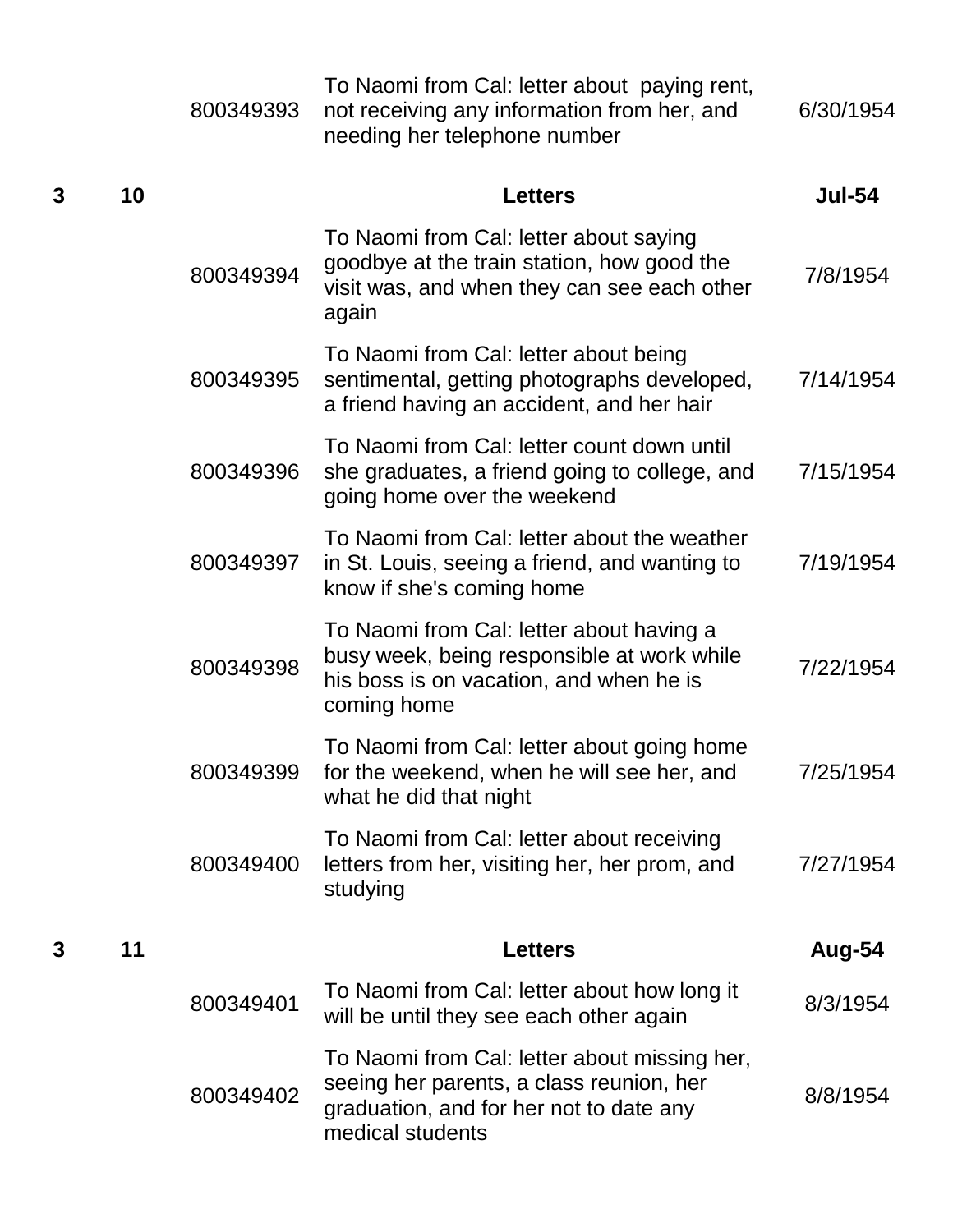| | | | | |
|---|---|---|---|---|
| | | 800349393 | To Naomi from Cal: letter about paying rent, not receiving any information from her, and needing her telephone number | 6/30/1954 |
| **3** | **10** | | **Letters** | **Jul-54** |
| | | 800349394 | To Naomi from Cal: letter about saying goodbye at the train station, how good the visit was, and when they can see each other again | 7/8/1954 |
| | | 800349395 | To Naomi from Cal: letter about being sentimental, getting photographs developed, a friend having an accident, and her hair | 7/14/1954 |
| | | 800349396 | To Naomi from Cal: letter count down until she graduates, a friend going to college, and going home over the weekend | 7/15/1954 |
| | | 800349397 | To Naomi from Cal: letter about the weather in St. Louis, seeing a friend, and wanting to know if she's coming home | 7/19/1954 |
| | | 800349398 | To Naomi from Cal: letter about having a busy week, being responsible at work while his boss is on vacation, and when he is coming home | 7/22/1954 |
| | | 800349399 | To Naomi from Cal: letter about going home for the weekend, when he will see her, and what he did that night | 7/25/1954 |
| | | 800349400 | To Naomi from Cal: letter about receiving letters from her, visiting her, her prom, and studying | 7/27/1954 |
| **3** | **11** | | **Letters** | **Aug-54** |
| | | 800349401 | To Naomi from Cal: letter about how long it will be until they see each other again | 8/3/1954 |
| | | 800349402 | To Naomi from Cal: letter about missing her, seeing her parents, a class reunion, her graduation, and for her not to date any medical students | 8/8/1954 |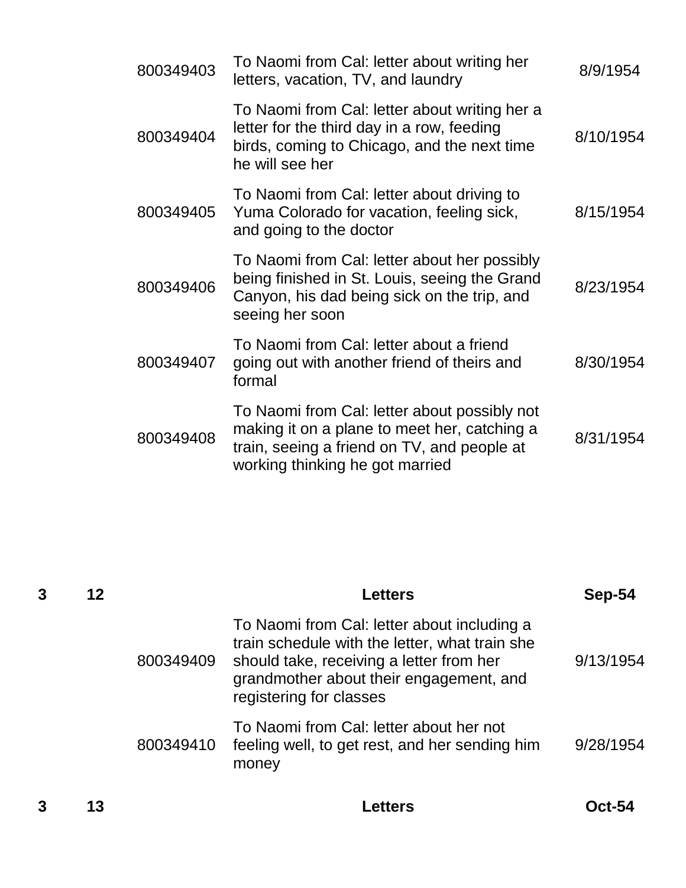| Box | Folder | ID | Description | Date |
|---|---|---|---|---|
| | | 800349403 | To Naomi from Cal: letter about writing her letters, vacation, TV, and laundry | 8/9/1954 |
| | | 800349404 | To Naomi from Cal: letter about writing her a letter for the third day in a row, feeding birds, coming to Chicago, and the next time he will see her | 8/10/1954 |
| | | 800349405 | To Naomi from Cal: letter about driving to Yuma Colorado for vacation, feeling sick, and going to the doctor | 8/15/1954 |
| | | 800349406 | To Naomi from Cal: letter about her possibly being finished in St. Louis, seeing the Grand Canyon, his dad being sick on the trip, and seeing her soon | 8/23/1954 |
| | | 800349407 | To Naomi from Cal: letter about a friend going out with another friend of theirs and formal | 8/30/1954 |
| | | 800349408 | To Naomi from Cal: letter about possibly not making it on a plane to meet her, catching a train, seeing a friend on TV, and people at working thinking he got married | 8/31/1954 |
| **3** | **12** | | **Letters** | **Sep-54** |
| | | 800349409 | To Naomi from Cal: letter about including a train schedule with the letter, what train she should take, receiving a letter from her grandmother about their engagement, and registering for classes | 9/13/1954 |
| | | 800349410 | To Naomi from Cal: letter about her not feeling well, to get rest, and her sending him money | 9/28/1954 |
| **3** | **13** | | **Letters** | **Oct-54** |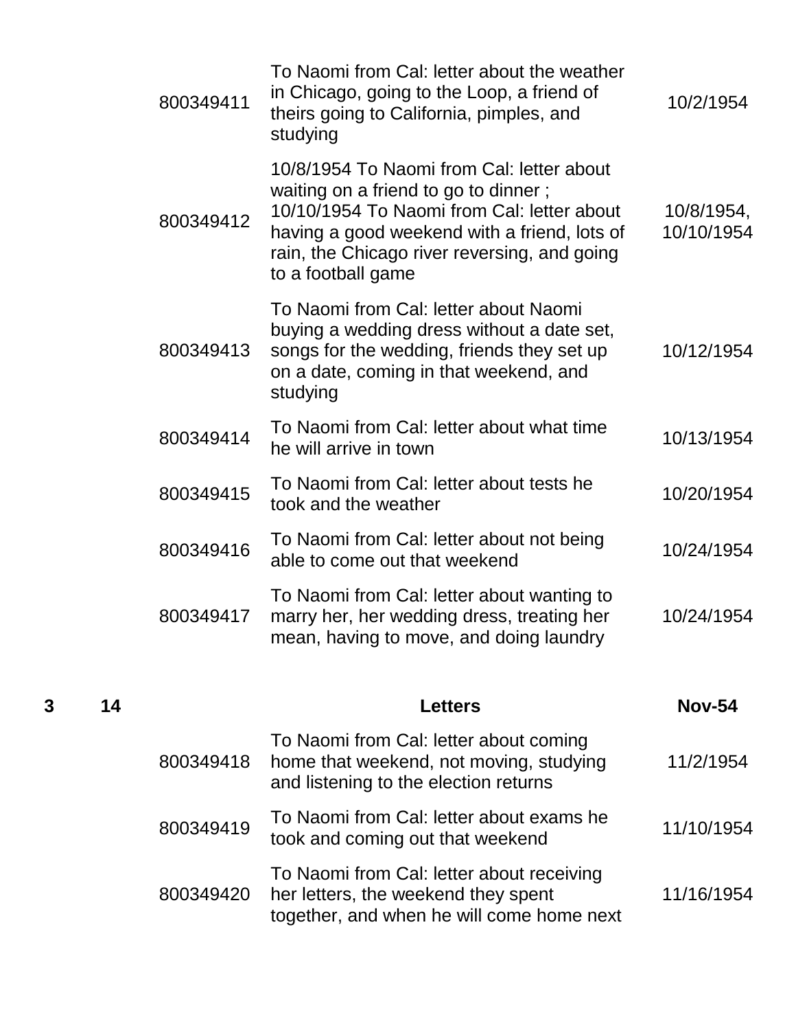| Box | Folder | ID | Description | Date |
|---|---|---|---|---|
| | | 800349411 | To Naomi from Cal: letter about the weather in Chicago, going to the Loop, a friend of theirs going to California, pimples, and studying | 10/2/1954 |
| | | 800349412 | 10/8/1954 To Naomi from Cal: letter about waiting on a friend to go to dinner ; 10/10/1954 To Naomi from Cal: letter about having a good weekend with a friend, lots of rain, the Chicago river reversing, and going to a football game | 10/8/1954, 10/10/1954 |
| | | 800349413 | To Naomi from Cal: letter about Naomi buying a wedding dress without a date set, songs for the wedding, friends they set up on a date, coming in that weekend, and studying | 10/12/1954 |
| | | 800349414 | To Naomi from Cal: letter about what time he will arrive in town | 10/13/1954 |
| | | 800349415 | To Naomi from Cal: letter about tests he took and the weather | 10/20/1954 |
| | | 800349416 | To Naomi from Cal: letter about not being able to come out that weekend | 10/24/1954 |
| | | 800349417 | To Naomi from Cal: letter about wanting to marry her, her wedding dress, treating her mean, having to move, and doing laundry | 10/24/1954 |
| **3** | **14** | | **Letters** | **Nov-54** |
| | | 800349418 | To Naomi from Cal: letter about coming home that weekend, not moving, studying and listening to the election returns | 11/2/1954 |
| | | 800349419 | To Naomi from Cal: letter about exams he took and coming out that weekend | 11/10/1954 |
| | | 800349420 | To Naomi from Cal: letter about receiving her letters, the weekend they spent together, and when he will come home next | 11/16/1954 |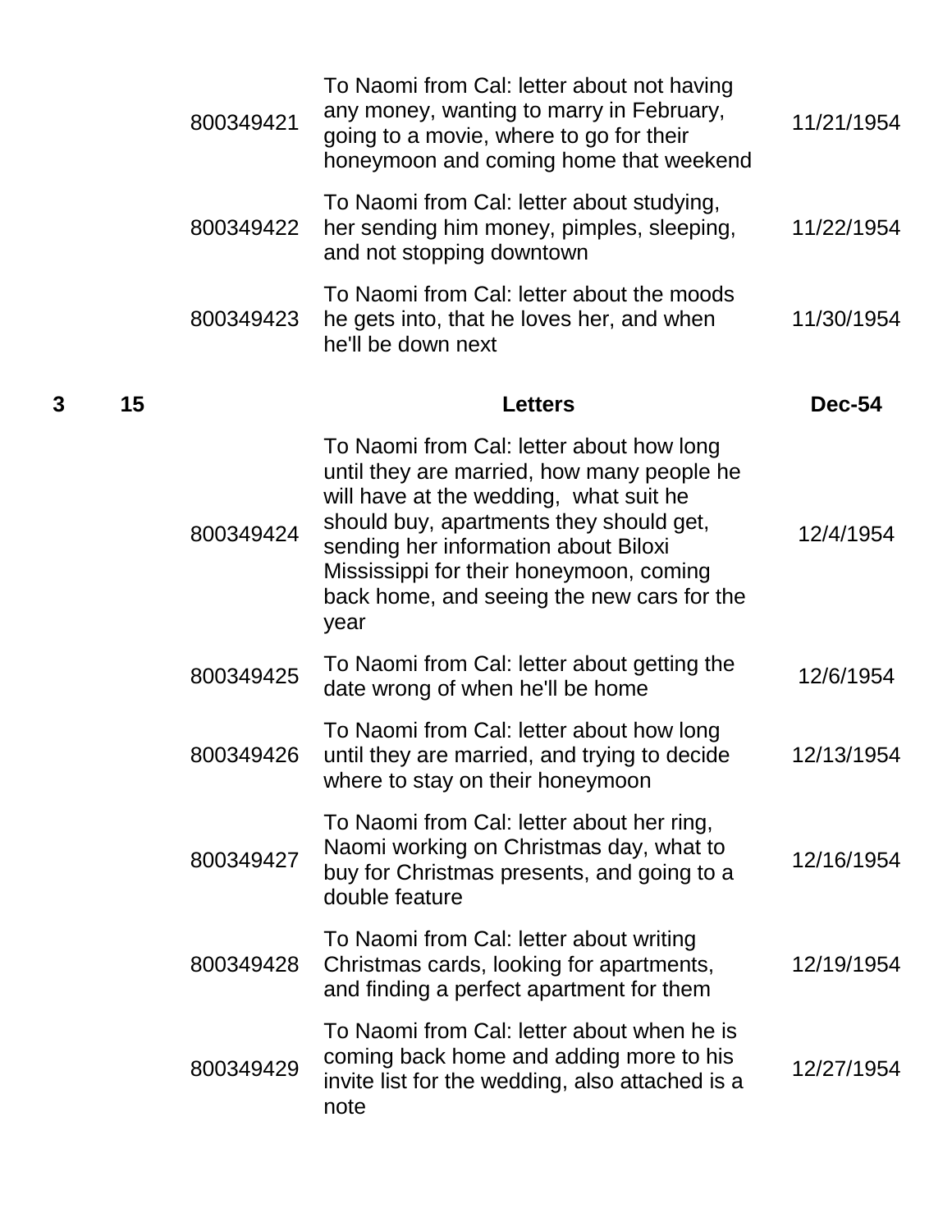| | | | | |
|---|---|---|---|---|
| | | 800349421 | To Naomi from Cal: letter about not having any money, wanting to marry in February, going to a movie, where to go for their honeymoon and coming home that weekend | 11/21/1954 |
| | | 800349422 | To Naomi from Cal: letter about studying, her sending him money, pimples, sleeping, and not stopping downtown | 11/22/1954 |
| | | 800349423 | To Naomi from Cal: letter about the moods he gets into, that he loves her, and when he'll be down next | 11/30/1954 |
| **3** | **15** | | **Letters** | **Dec-54** |
| | | 800349424 | To Naomi from Cal: letter about how long until they are married, how many people he will have at the wedding, what suit he should buy, apartments they should get, sending her information about Biloxi Mississippi for their honeymoon, coming back home, and seeing the new cars for the year | 12/4/1954 |
| | | 800349425 | To Naomi from Cal: letter about getting the date wrong of when he'll be home | 12/6/1954 |
| | | 800349426 | To Naomi from Cal: letter about how long until they are married, and trying to decide where to stay on their honeymoon | 12/13/1954 |
| | | 800349427 | To Naomi from Cal: letter about her ring, Naomi working on Christmas day, what to buy for Christmas presents, and going to a double feature | 12/16/1954 |
| | | 800349428 | To Naomi from Cal: letter about writing Christmas cards, looking for apartments, and finding a perfect apartment for them | 12/19/1954 |
| | | 800349429 | To Naomi from Cal: letter about when he is coming back home and adding more to his invite list for the wedding, also attached is a note | 12/27/1954 |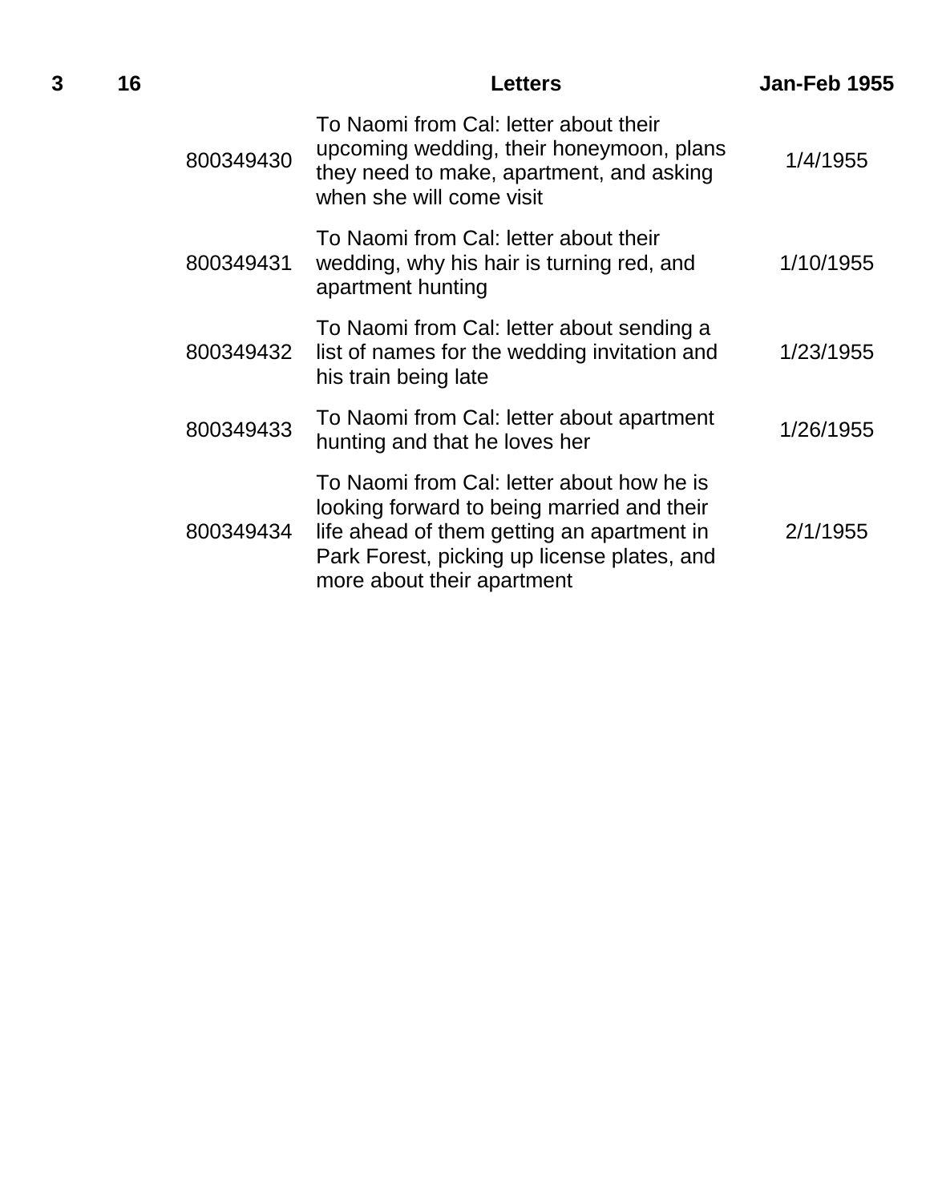| | | | | |
|---|---|---|---|---|
| **3** | **16** | | **Letters** | **Jan-Feb 1955** |
| | | 800349430 | To Naomi from Cal: letter about their upcoming wedding, their honeymoon, plans they need to make, apartment, and asking when she will come visit | 1/4/1955 |
| | | 800349431 | To Naomi from Cal: letter about their wedding, why his hair is turning red, and apartment hunting | 1/10/1955 |
| | | 800349432 | To Naomi from Cal: letter about sending a list of names for the wedding invitation and his train being late | 1/23/1955 |
| | | 800349433 | To Naomi from Cal: letter about apartment hunting and that he loves her | 1/26/1955 |
| | | 800349434 | To Naomi from Cal: letter about how he is looking forward to being married and their life ahead of them getting an apartment in Park Forest, picking up license plates, and more about their apartment | 2/1/1955 |